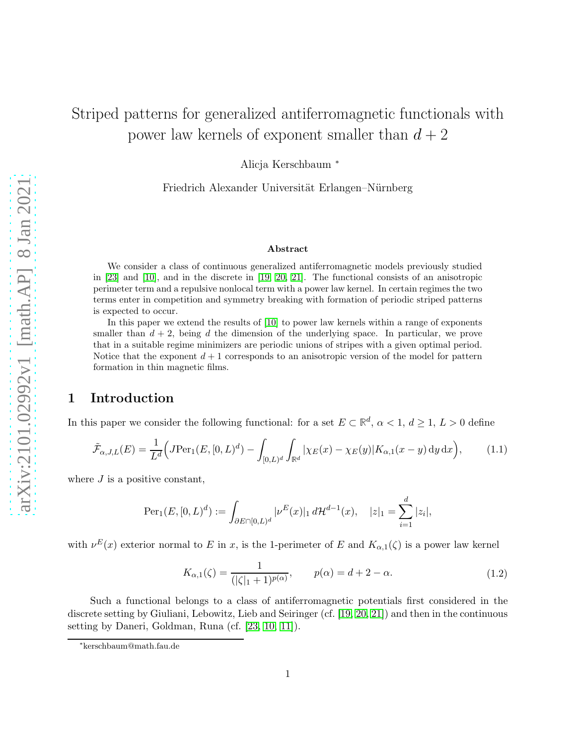# Striped patterns for generalized antiferromagnetic functionals with power law kernels of exponent smaller than $d+2$

Alicja Kerschbaum [*]

Friedrich Alexander Universität Erlangen–Nürnberg

### Abstract

We consider a class of continuous generalized antiferromagnetic models previously studied in [23] and [10], and in the discrete in [19, 20, 21]. The functional consists of an anisotropic perimeter term and a repulsive nonlocal term with a power law kernel. In certain regimes the two terms enter in competition and symmetry breaking with formation of periodic striped patterns is expected to occur.

In this paper we extend the results of [10] to power law kernels within a range of exponents smaller than $d+2$, being $d$ the dimension of the underlying space. In particular, we prove that in a suitable regime minimizers are periodic unions of stripes with a given optimal period. Notice that the exponent $d+1$ corresponds to an anisotropic version of the model for pattern formation in thin magnetic films.

## 1 Introduction

In this paper we consider the following functional: for a set $E \subset \mathbb{R}^d$, $\alpha < 1$, $d \geq 1$, $L > 0$ define

$$\tilde{\mathcal{F}}_{\alpha,J,L}(E) = \frac{1}{L^d}\Big(J\mathrm{Per}_1(E,[0,L)^d) - \int_{[0,L)^d}\int_{\mathbb{R}^d} |\chi_E(x) - \chi_E(y)| K_{\alpha,1}(x-y)\,\mathrm{d}y\,\mathrm{d}x\Big), \tag{1.1}$$

where $J$ is a positive constant,

$$\mathrm{Per}_1(E,[0,L)^d) := \int_{\partial E \cap [0,L)^d} |\nu^E(x)|_1 \, d\mathcal{H}^{d-1}(x), \quad |z|_1 = \sum_{i=1}^d |z_i|,$$

with $\nu^E(x)$ exterior normal to $E$ in $x$, is the 1-perimeter of $E$ and $K_{\alpha,1}(\zeta)$ is a power law kernel

$$K_{\alpha,1}(\zeta) = \frac{1}{(|\zeta|_1 + 1)^{p(\alpha)}}, \qquad p(\alpha) = d + 2 - \alpha. \tag{1.2}$$

Such a functional belongs to a class of antiferromagnetic potentials first considered in the discrete setting by Giuliani, Lebowitz, Lieb and Seiringer (cf. [19, 20, 21]) and then in the continuous setting by Daneri, Goldman, Runa (cf. [23, 10, 11]).

[*] kerschbaum@math.fau.de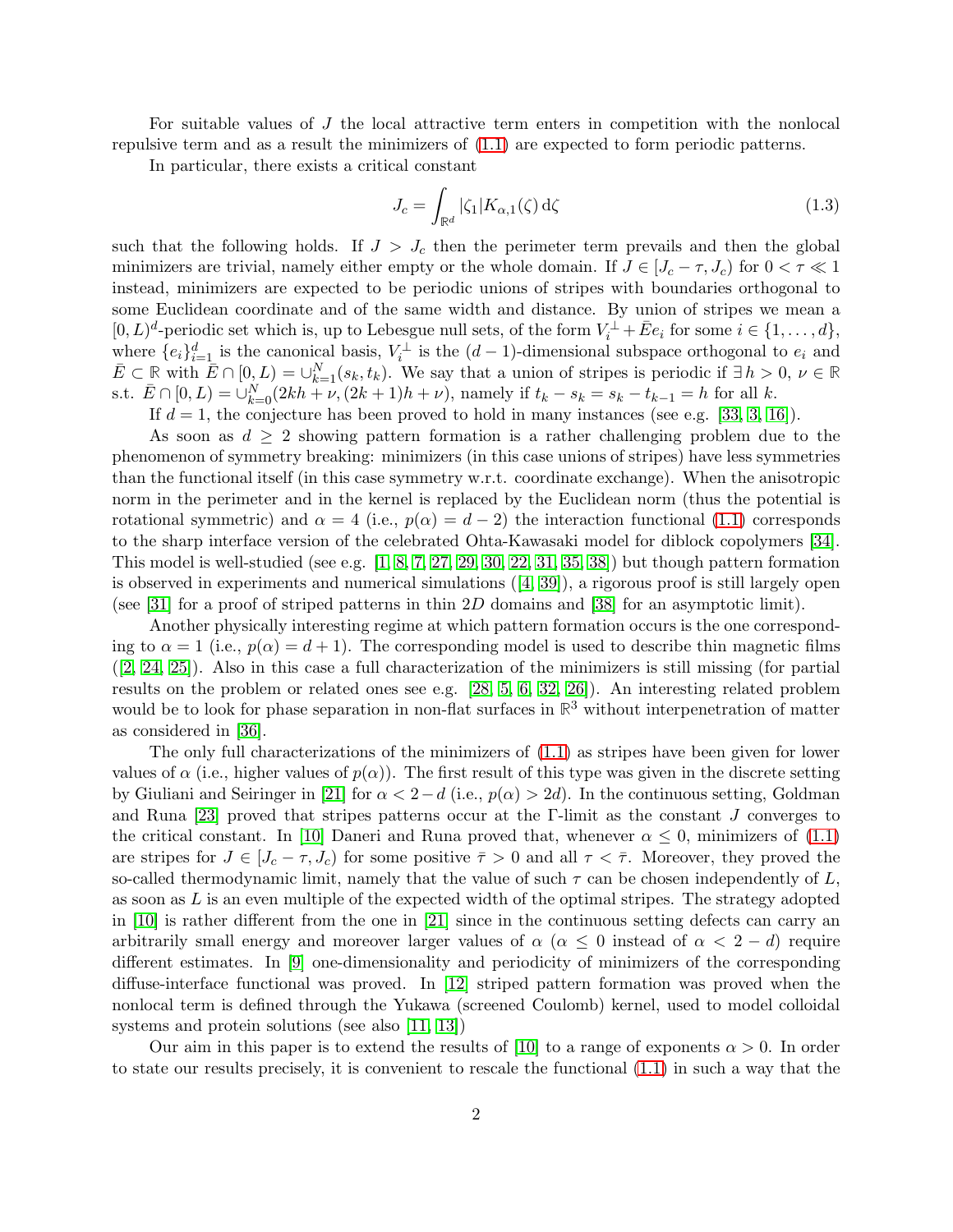For suitable values of $J$ the local attractive term enters in competition with the nonlocal repulsive term and as a result the minimizers of (1.1) are expected to form periodic patterns.

In particular, there exists a critical constant

$$J_c = \int_{\mathbb{R}^d} |\zeta_1| K_{\alpha,1}(\zeta)\, \mathrm{d}\zeta \tag{1.3}$$

such that the following holds. If $J > J_c$ then the perimeter term prevails and then the global minimizers are trivial, namely either empty or the whole domain. If $J \in [J_c - \tau, J_c)$ for $0 < \tau \ll 1$ instead, minimizers are expected to be periodic unions of stripes with boundaries orthogonal to some Euclidean coordinate and of the same width and distance. By union of stripes we mean a $[0, L)^d$-periodic set which is, up to Lebesgue null sets, of the form $V_i^\perp + \bar{E} e_i$ for some $i \in \{1, \dots, d\}$, where $\{e_i\}_{i=1}^d$ is the canonical basis, $V_i^\perp$ is the $(d-1)$-dimensional subspace orthogonal to $e_i$ and $\bar{E} \subset \mathbb{R}$ with $\bar{E} \cap [0, L) = \cup_{k=1}^N (s_k, t_k)$. We say that a union of stripes is periodic if $\exists\, h > 0$, $\nu \in \mathbb{R}$ s.t. $\bar{E} \cap [0, L) = \cup_{k=0}^N (2kh + \nu, (2k+1)h + \nu)$, namely if $t_k - s_k = s_k - t_{k-1} = h$ for all $k$.

If $d = 1$, the conjecture has been proved to hold in many instances (see e.g. [33, 3, 16]).

As soon as $d \geq 2$ showing pattern formation is a rather challenging problem due to the phenomenon of symmetry breaking: minimizers (in this case unions of stripes) have less symmetries than the functional itself (in this case symmetry w.r.t. coordinate exchange). When the anisotropic norm in the perimeter and in the kernel is replaced by the Euclidean norm (thus the potential is rotational symmetric) and $\alpha = 4$ (i.e., $p(\alpha) = d - 2$) the interaction functional (1.1) corresponds to the sharp interface version of the celebrated Ohta-Kawasaki model for diblock copolymers [34]. This model is well-studied (see e.g. [1, 8, 7, 27, 29, 30, 22, 31, 35, 38]) but though pattern formation is observed in experiments and numerical simulations ([4, 39]), a rigorous proof is still largely open (see [31] for a proof of striped patterns in thin $2D$ domains and [38] for an asymptotic limit).

Another physically interesting regime at which pattern formation occurs is the one corresponding to $\alpha = 1$ (i.e., $p(\alpha) = d + 1$). The corresponding model is used to describe thin magnetic films ([2, 24, 25]). Also in this case a full characterization of the minimizers is still missing (for partial results on the problem or related ones see e.g. [28, 5, 6, 32, 26]). An interesting related problem would be to look for phase separation in non-flat surfaces in $\mathbb{R}^3$ without interpenetration of matter as considered in [36].

The only full characterizations of the minimizers of (1.1) as stripes have been given for lower values of $\alpha$ (i.e., higher values of $p(\alpha)$). The first result of this type was given in the discrete setting by Giuliani and Seiringer in [21] for $\alpha < 2 - d$ (i.e., $p(\alpha) > 2d$). In the continuous setting, Goldman and Runa [23] proved that stripes patterns occur at the $\Gamma$-limit as the constant $J$ converges to the critical constant. In [10] Daneri and Runa proved that, whenever $\alpha \leq 0$, minimizers of (1.1) are stripes for $J \in [J_c - \tau, J_c)$ for some positive $\bar{\tau} > 0$ and all $\tau < \bar{\tau}$. Moreover, they proved the so-called thermodynamic limit, namely that the value of such $\tau$ can be chosen independently of $L$, as soon as $L$ is an even multiple of the expected width of the optimal stripes. The strategy adopted in [10] is rather different from the one in [21] since in the continuous setting defects can carry an arbitrarily small energy and moreover larger values of $\alpha$ ($\alpha \leq 0$ instead of $\alpha < 2 - d$) require different estimates. In [9] one-dimensionality and periodicity of minimizers of the corresponding diffuse-interface functional was proved. In [12] striped pattern formation was proved when the nonlocal term is defined through the Yukawa (screened Coulomb) kernel, used to model colloidal systems and protein solutions (see also [11, 13])

Our aim in this paper is to extend the results of [10] to a range of exponents $\alpha > 0$. In order to state our results precisely, it is convenient to rescale the functional (1.1) in such a way that the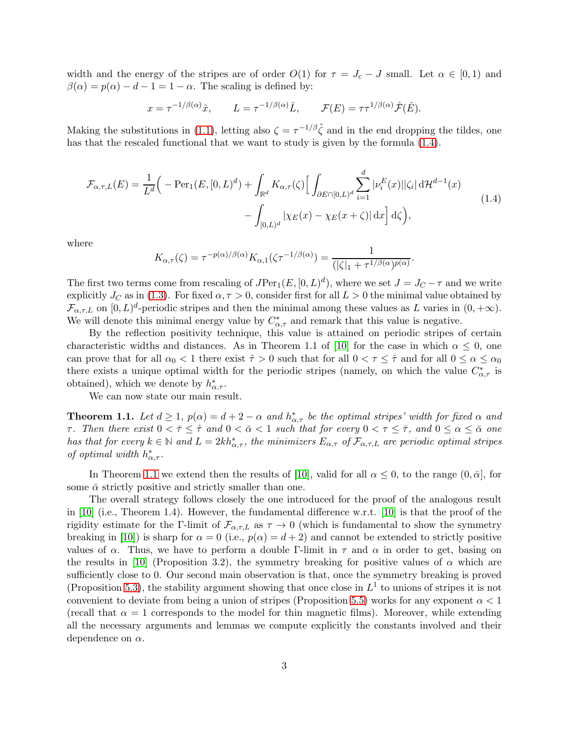width and the energy of the stripes are of order $O(1)$ for $\tau = J_c - J$ small. Let $\alpha \in [0, 1)$ and $\beta(\alpha) = p(\alpha) - d - 1 = 1 - \alpha$. The scaling is defined by:

$$x = \tau^{-1/\beta(\alpha)}\hat{x}, \qquad L = \tau^{-1/\beta(\alpha)}\hat{L}, \qquad \mathcal{F}(E) = \tau\tau^{1/\beta(\alpha)}\hat{\mathcal{F}}(\hat{E}).$$

Making the substitutions in (1.1), letting also $\zeta = \tau^{-1/\beta}\tilde{\zeta}$ and in the end dropping the tildes, one has that the rescaled functional that we want to study is given by the formula (1.4).

$$\mathcal{F}_{\alpha,\tau,L}(E) = \frac{1}{L^d}\Big( - \mathrm{Per}_1(E, [0, L)^d) + \int_{\mathbb{R}^d} K_{\alpha,\tau}(\zeta)\Big[\int_{\partial E\cap[0,L)^d} \sum_{i=1}^{d} |\nu_i^E(x)||\zeta_i| \,\mathrm{d}\mathcal{H}^{d-1}(x) \\ - \int_{[0,L)^d} |\chi_E(x) - \chi_E(x + \zeta)| \,\mathrm{d}x\Big] \,\mathrm{d}\zeta\Big), \tag{1.4}$$

where

$$K_{\alpha,\tau}(\zeta) = \tau^{-p(\alpha)/\beta(\alpha)}K_{\alpha,1}(\zeta\tau^{-1/\beta(\alpha)}) = \frac{1}{(|\zeta|_1 + \tau^{1/\beta(\alpha)})^{p(\alpha)}}.$$

The first two terms come from rescaling of $J\mathrm{Per}_1(E, [0, L)^d)$, where we set $J = J_C - \tau$ and we write explicitly $J_C$ as in (1.3). For fixed $\alpha, \tau > 0$, consider first for all $L > 0$ the minimal value obtained by $\mathcal{F}_{\alpha,\tau,L}$ on $[0, L)^d$-periodic stripes and then the minimal among these values as $L$ varies in $(0, +\infty)$. We will denote this minimal energy value by $C^*_{\alpha,\tau}$ and remark that this value is negative.

By the reflection positivity technique, this value is attained on periodic stripes of certain characteristic widths and distances. As in Theorem 1.1 of [10] for the case in which $\alpha \leq 0$, one can prove that for all $\alpha_0 < 1$ there exist $\hat{\tau} > 0$ such that for $0 < \tau \leq \hat{\tau}$ and for all $0 \leq \alpha \leq \alpha_0$ there exists a unique optimal width for the periodic stripes (namely, on which the value $C^*_{\alpha,\tau}$ is obtained), which we denote by $h^*_{\alpha,\tau}$.

We can now state our main result.

**Theorem 1.1.** *Let $d \geq 1$, $p(\alpha) = d + 2 - \alpha$ and $h^*_{\alpha,\tau}$ be the optimal stripes' width for fixed $\alpha$ and $\tau$. Then there exist $0 < \bar{\tau} \leq \hat{\tau}$ and $0 < \bar{\alpha} < 1$ such that for every $0 < \tau \leq \bar{\tau}$, and $0 \leq \alpha \leq \bar{\alpha}$ one has that for every $k \in \mathbb{N}$ and $L = 2kh^*_{\alpha,\tau}$, the minimizers $E_{\alpha,\tau}$ of $\mathcal{F}_{\alpha,\tau,L}$ are periodic optimal stripes of optimal width $h^*_{\alpha,\tau}$.*

In Theorem 1.1 we extend then the results of [10], valid for all $\alpha \leq 0$, to the range $(0, \bar{\alpha}]$, for some $\bar{\alpha}$ strictly positive and strictly smaller than one.

The overall strategy follows closely the one introduced for the proof of the analogous result in [10] (i.e., Theorem 1.4). However, the fundamental difference w.r.t. [10] is that the proof of the rigidity estimate for the Γ-limit of $\mathcal{F}_{\alpha,\tau,L}$ as $\tau \to 0$ (which is fundamental to show the symmetry breaking in [10]) is sharp for $\alpha = 0$ (i.e., $p(\alpha) = d + 2$) and cannot be extended to strictly positive values of $\alpha$. Thus, we have to perform a double Γ-limit in $\tau$ and $\alpha$ in order to get, basing on the results in [10] (Proposition 3.2), the symmetry breaking for positive values of $\alpha$ which are sufficiently close to 0. Our second main observation is that, once the symmetry breaking is proved (Proposition 5.3), the stability argument showing that once close in $L^1$ to unions of stripes it is not convenient to deviate from being a union of stripes (Proposition 5.5) works for any exponent $\alpha < 1$ (recall that $\alpha = 1$ corresponds to the model for thin magnetic films). Moreover, while extending all the necessary arguments and lemmas we compute explicitly the constants involved and their dependence on $\alpha$.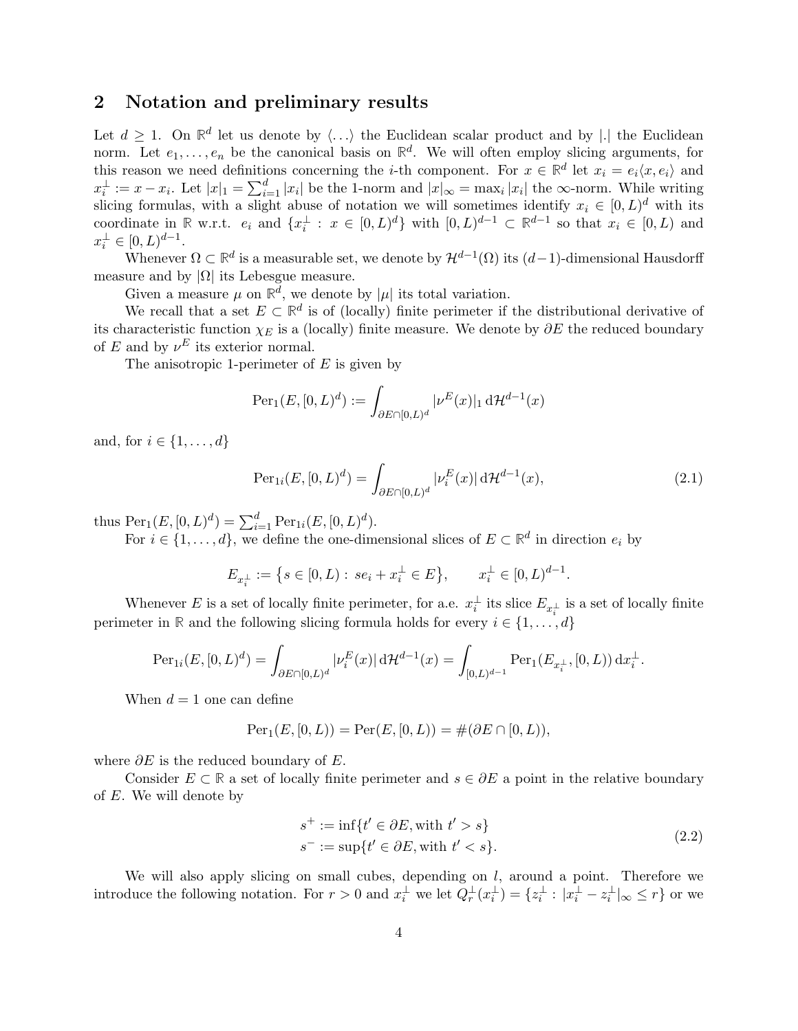## 2 Notation and preliminary results

Let $d \geq 1$. On $\mathbb{R}^d$ let us denote by $\langle \ldots \rangle$ the Euclidean scalar product and by $|.|$ the Euclidean norm. Let $e_1, \ldots, e_n$ be the canonical basis on $\mathbb{R}^d$. We will often employ slicing arguments, for this reason we need definitions concerning the $i$-th component. For $x \in \mathbb{R}^d$ let $x_i = e_i \langle x, e_i \rangle$ and $x_i^\perp := x - x_i$. Let $|x|_1 = \sum_{i=1}^d |x_i|$ be the 1-norm and $|x|_\infty = \max_i |x_i|$ the $\infty$-norm. While writing slicing formulas, with a slight abuse of notation we will sometimes identify $x_i \in [0, L)^d$ with its coordinate in $\mathbb{R}$ w.r.t. $e_i$ and $\{x_i^\perp : x \in [0, L)^d\}$ with $[0, L)^{d-1} \subset \mathbb{R}^{d-1}$ so that $x_i \in [0, L)$ and $x_i^\perp \in [0, L)^{d-1}$.

Whenever $\Omega \subset \mathbb{R}^d$ is a measurable set, we denote by $\mathcal{H}^{d-1}(\Omega)$ its $(d-1)$-dimensional Hausdorff measure and by $|\Omega|$ its Lebesgue measure.

Given a measure $\mu$ on $\mathbb{R}^d$, we denote by $|\mu|$ its total variation.

We recall that a set $E \subset \mathbb{R}^d$ is of (locally) finite perimeter if the distributional derivative of its characteristic function $\chi_E$ is a (locally) finite measure. We denote by $\partial E$ the reduced boundary of $E$ and by $\nu^E$ its exterior normal.

The anisotropic 1-perimeter of $E$ is given by

$$\mathrm{Per}_1(E, [0, L)^d) := \int_{\partial E \cap [0,L)^d} |\nu^E(x)|_1 \, \mathrm{d}\mathcal{H}^{d-1}(x)$$

and, for $i \in \{1, \ldots, d\}$

$$\mathrm{Per}_{1i}(E, [0, L)^d) = \int_{\partial E \cap [0,L)^d} |\nu_i^E(x)| \, \mathrm{d}\mathcal{H}^{d-1}(x), \tag{2.1}$$

thus $\mathrm{Per}_1(E, [0, L)^d) = \sum_{i=1}^d \mathrm{Per}_{1i}(E, [0, L)^d)$.

For $i \in \{1, \ldots, d\}$, we define the one-dimensional slices of $E \subset \mathbb{R}^d$ in direction $e_i$ by

$$E_{x_i^\perp} := \big\{ s \in [0, L) : \, s e_i + x_i^\perp \in E \big\}, \qquad x_i^\perp \in [0, L)^{d-1}.$$

Whenever $E$ is a set of locally finite perimeter, for a.e. $x_i^\perp$ its slice $E_{x_i^\perp}$ is a set of locally finite perimeter in $\mathbb{R}$ and the following slicing formula holds for every $i \in \{1, \ldots, d\}$

$$\mathrm{Per}_{1i}(E, [0, L)^d) = \int_{\partial E \cap [0,L)^d} |\nu_i^E(x)| \, \mathrm{d}\mathcal{H}^{d-1}(x) = \int_{[0,L)^{d-1}} \mathrm{Per}_1(E_{x_i^\perp}, [0, L)) \, \mathrm{d}x_i^\perp.$$

When $d = 1$ one can define

$$\mathrm{Per}_1(E, [0, L)) = \mathrm{Per}(E, [0, L)) = \#(\partial E \cap [0, L)),$$

where $\partial E$ is the reduced boundary of $E$.

Consider $E \subset \mathbb{R}$ a set of locally finite perimeter and $s \in \partial E$ a point in the relative boundary of $E$. We will denote by

$$\begin{aligned} s^+ &:= \inf\{t' \in \partial E, \text{with } t' > s\} \\ s^- &:= \sup\{t' \in \partial E, \text{with } t' < s\}. \end{aligned} \tag{2.2}$$

We will also apply slicing on small cubes, depending on $l$, around a point. Therefore we introduce the following notation. For $r > 0$ and $x_i^\perp$ we let $Q_r^\perp(x_i^\perp) = \{z_i^\perp : \, |x_i^\perp - z_i^\perp|_\infty \leq r\}$ or we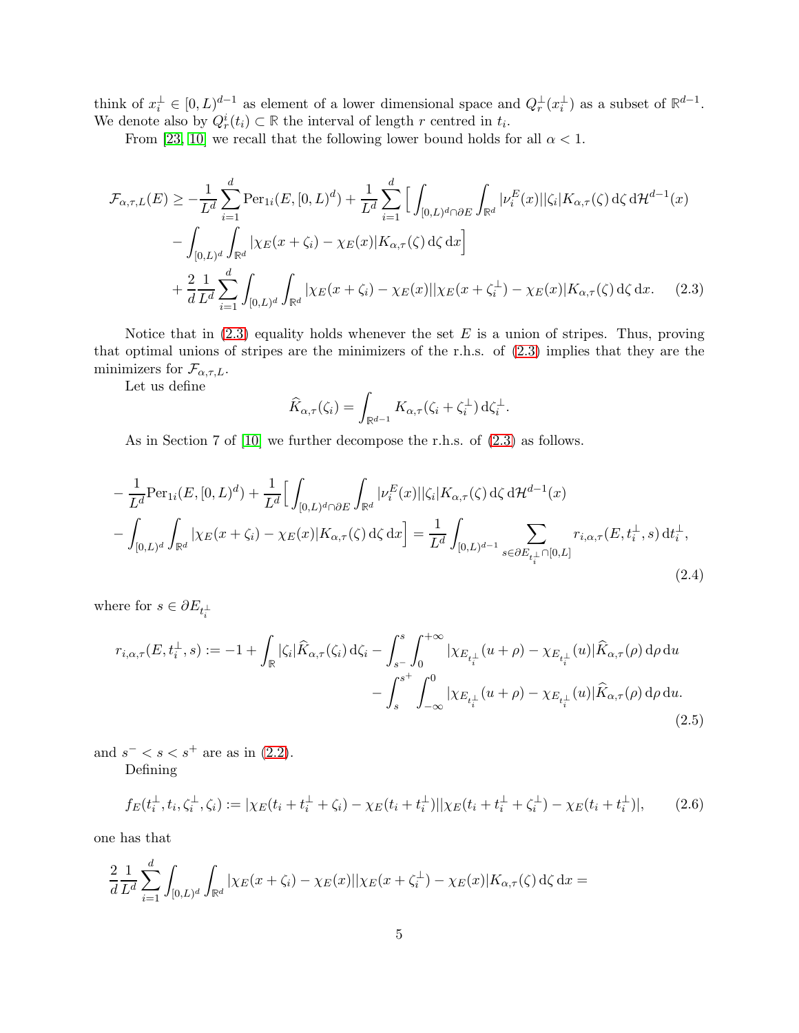think of $x_i^\perp \in [0,L)^{d-1}$ as element of a lower dimensional space and $Q_r^\perp(x_i^\perp)$ as a subset of $\mathbb{R}^{d-1}$. We denote also by $Q_r^i(t_i) \subset \mathbb{R}$ the interval of length $r$ centred in $t_i$.

From [23, 10] we recall that the following lower bound holds for all $\alpha < 1$.

$$
\begin{aligned}
\mathcal{F}_{\alpha,\tau,L}(E) \geq & -\frac{1}{L^d}\sum_{i=1}^d \mathrm{Per}_{1i}(E,[0,L)^d) + \frac{1}{L^d}\sum_{i=1}^d \Big[\int_{[0,L)^d\cap\partial E}\int_{\mathbb{R}^d} |\nu_i^E(x)||\zeta_i| K_{\alpha,\tau}(\zeta)\,\mathrm{d}\zeta\,\mathrm{d}\mathcal{H}^{d-1}(x) \\
& - \int_{[0,L)^d}\int_{\mathbb{R}^d} |\chi_E(x+\zeta_i) - \chi_E(x)| K_{\alpha,\tau}(\zeta)\,\mathrm{d}\zeta\,\mathrm{d}x\Big] \\
& + \frac{2}{d}\frac{1}{L^d}\sum_{i=1}^d \int_{[0,L)^d}\int_{\mathbb{R}^d} |\chi_E(x+\zeta_i)-\chi_E(x)||\chi_E(x+\zeta_i^\perp)-\chi_E(x)| K_{\alpha,\tau}(\zeta)\,\mathrm{d}\zeta\,\mathrm{d}x. \qquad (2.3)
\end{aligned}
$$

Notice that in (2.3) equality holds whenever the set $E$ is a union of stripes. Thus, proving that optimal unions of stripes are the minimizers of the r.h.s. of (2.3) implies that they are the minimizers for $\mathcal{F}_{\alpha,\tau,L}$.

Let us define

$$
\widehat{K}_{\alpha,\tau}(\zeta_i) = \int_{\mathbb{R}^{d-1}} K_{\alpha,\tau}(\zeta_i + \zeta_i^\perp)\,\mathrm{d}\zeta_i^\perp.
$$

As in Section 7 of [10] we further decompose the r.h.s. of (2.3) as follows.

$$
\begin{aligned}
& -\frac{1}{L^d}\mathrm{Per}_{1i}(E,[0,L)^d) + \frac{1}{L^d}\Big[\int_{[0,L)^d\cap\partial E}\int_{\mathbb{R}^d} |\nu_i^E(x)||\zeta_i| K_{\alpha,\tau}(\zeta)\,\mathrm{d}\zeta\,\mathrm{d}\mathcal{H}^{d-1}(x) \\
& - \int_{[0,L)^d}\int_{\mathbb{R}^d} |\chi_E(x+\zeta_i)-\chi_E(x)| K_{\alpha,\tau}(\zeta)\,\mathrm{d}\zeta\,\mathrm{d}x\Big] = \frac{1}{L^d}\int_{[0,L)^{d-1}} \sum_{s\in\partial E_{t_i^\perp}\cap[0,L]} r_{i,\alpha,\tau}(E,t_i^\perp,s)\,\mathrm{d}t_i^\perp, \qquad (2.4)
\end{aligned}
$$

where for $s \in \partial E_{t_i^\perp}$

$$
\begin{aligned}
r_{i,\alpha,\tau}(E,t_i^\perp,s) := -1 + \int_{\mathbb{R}} |\zeta_i| \widehat{K}_{\alpha,\tau}(\zeta_i)\,\mathrm{d}\zeta_i - \int_{s^-}^{s}\int_0^{+\infty} |\chi_{E_{t_i^\perp}}(u+\rho) - \chi_{E_{t_i^\perp}}(u)| \widehat{K}_{\alpha,\tau}(\rho)\,\mathrm{d}\rho\,\mathrm{d}u \\
- \int_{s}^{s^+}\int_{-\infty}^{0} |\chi_{E_{t_i^\perp}}(u+\rho) - \chi_{E_{t_i^\perp}}(u)| \widehat{K}_{\alpha,\tau}(\rho)\,\mathrm{d}\rho\,\mathrm{d}u. \qquad (2.5)
\end{aligned}
$$

and $s^- < s < s^+$ are as in (2.2).

Defining

$$
f_E(t_i^\perp, t_i, \zeta_i^\perp, \zeta_i) := |\chi_E(t_i + t_i^\perp + \zeta_i) - \chi_E(t_i + t_i^\perp)||\chi_E(t_i + t_i^\perp + \zeta_i^\perp) - \chi_E(t_i + t_i^\perp)|, \qquad (2.6)
$$

one has that

$$
\frac{2}{d}\frac{1}{L^d}\sum_{i=1}^d \int_{[0,L)^d}\int_{\mathbb{R}^d} |\chi_E(x+\zeta_i)-\chi_E(x)||\chi_E(x+\zeta_i^\perp)-\chi_E(x)| K_{\alpha,\tau}(\zeta)\,\mathrm{d}\zeta\,\mathrm{d}x =
$$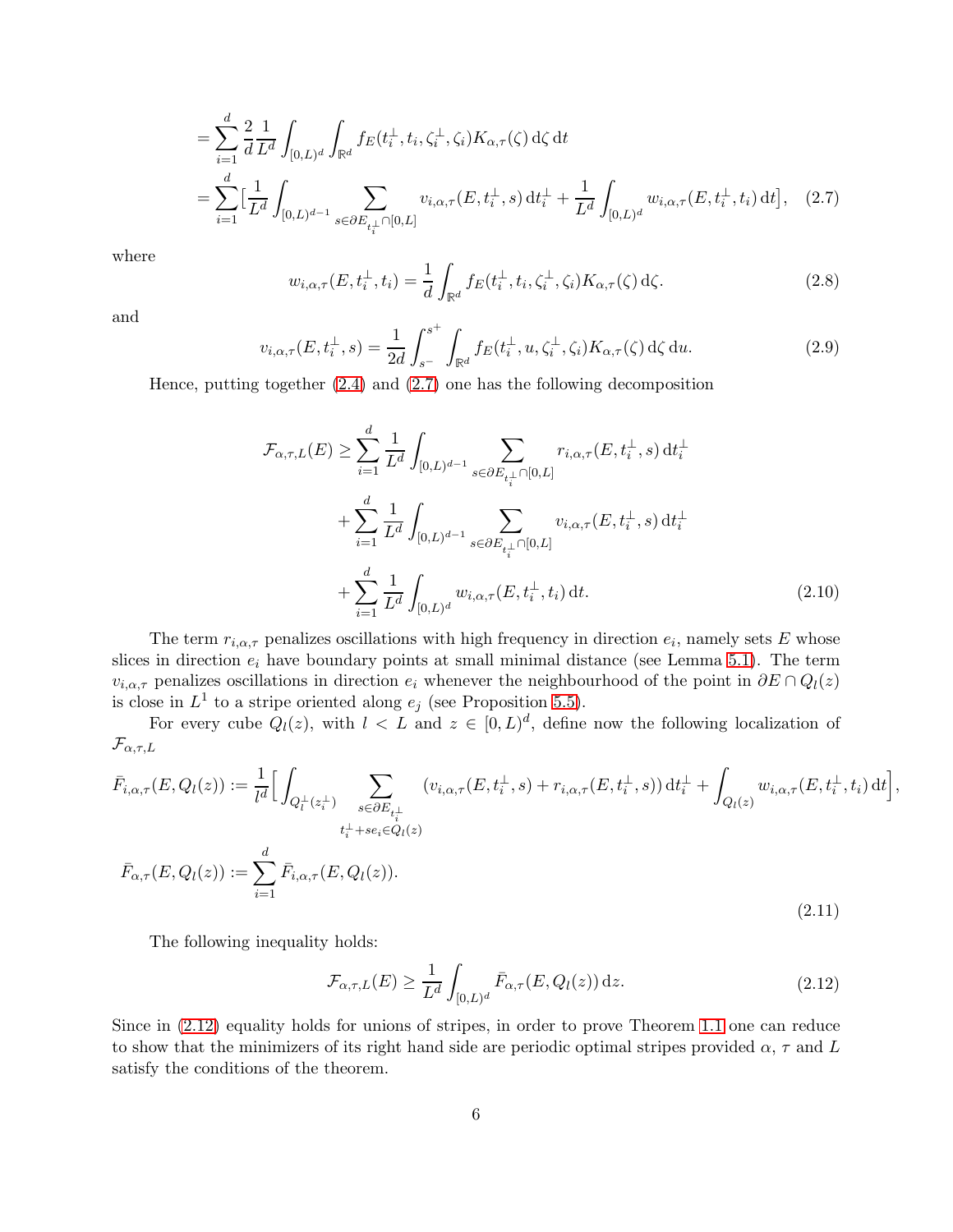$$
\begin{aligned}
&= \sum_{i=1}^d \frac{2}{d} \frac{1}{L^d} \int_{[0,L)^d} \int_{\mathbb{R}^d} f_E(t_i^\perp, t_i, \zeta_i^\perp, \zeta_i) K_{\alpha,\tau}(\zeta) \,\mathrm{d}\zeta \,\mathrm{d}t \\
&= \sum_{i=1}^d \Big[ \frac{1}{L^d} \int_{[0,L)^{d-1}} \sum_{s \in \partial E_{t_i^\perp} \cap [0,L]} v_{i,\alpha,\tau}(E, t_i^\perp, s) \,\mathrm{d}t_i^\perp + \frac{1}{L^d} \int_{[0,L)^d} w_{i,\alpha,\tau}(E, t_i^\perp, t_i) \,\mathrm{d}t \Big], \qquad (2.7)
\end{aligned}
$$

where

$$
w_{i,\alpha,\tau}(E, t_i^\perp, t_i) = \frac{1}{d} \int_{\mathbb{R}^d} f_E(t_i^\perp, t_i, \zeta_i^\perp, \zeta_i) K_{\alpha,\tau}(\zeta) \,\mathrm{d}\zeta. \qquad (2.8)
$$

and

$$
v_{i,\alpha,\tau}(E, t_i^\perp, s) = \frac{1}{2d} \int_{s^-}^{s^+} \int_{\mathbb{R}^d} f_E(t_i^\perp, u, \zeta_i^\perp, \zeta_i) K_{\alpha,\tau}(\zeta) \,\mathrm{d}\zeta \,\mathrm{d}u. \qquad (2.9)
$$

Hence, putting together (2.4) and (2.7) one has the following decomposition

$$
\begin{aligned}
\mathcal{F}_{\alpha,\tau,L}(E) \geq & \sum_{i=1}^d \frac{1}{L^d} \int_{[0,L)^{d-1}} \sum_{s \in \partial E_{t_i^\perp} \cap [0,L]} r_{i,\alpha,\tau}(E, t_i^\perp, s) \,\mathrm{d}t_i^\perp \\
& + \sum_{i=1}^d \frac{1}{L^d} \int_{[0,L)^{d-1}} \sum_{s \in \partial E_{t_i^\perp} \cap [0,L]} v_{i,\alpha,\tau}(E, t_i^\perp, s) \,\mathrm{d}t_i^\perp \\
& + \sum_{i=1}^d \frac{1}{L^d} \int_{[0,L)^d} w_{i,\alpha,\tau}(E, t_i^\perp, t_i) \,\mathrm{d}t. \qquad (2.10)
\end{aligned}
$$

The term $r_{i,\alpha,\tau}$ penalizes oscillations with high frequency in direction $e_i$, namely sets $E$ whose slices in direction $e_i$ have boundary points at small minimal distance (see Lemma 5.1). The term $v_{i,\alpha,\tau}$ penalizes oscillations in direction $e_i$ whenever the neighbourhood of the point in $\partial E \cap Q_l(z)$ is close in $L^1$ to a stripe oriented along $e_j$ (see Proposition 5.5).

For every cube $Q_l(z)$, with $l < L$ and $z \in [0,L)^d$, define now the following localization of $\mathcal{F}_{\alpha,\tau,L}$

$$
\begin{aligned}
\bar{F}_{i,\alpha,\tau}(E, Q_l(z)) &:= \frac{1}{l^d} \Big[ \int_{Q_l^\perp(z_i^\perp)} \sum_{\substack{s \in \partial E_{t_i^\perp} \\ t_i^\perp + s e_i \in Q_l(z)}} (v_{i,\alpha,\tau}(E, t_i^\perp, s) + r_{i,\alpha,\tau}(E, t_i^\perp, s)) \,\mathrm{d}t_i^\perp + \int_{Q_l(z)} w_{i,\alpha,\tau}(E, t_i^\perp, t_i) \,\mathrm{d}t \Big], \\
\bar{F}_{\alpha,\tau}(E, Q_l(z)) &:= \sum_{i=1}^d \bar{F}_{i,\alpha,\tau}(E, Q_l(z)).
\end{aligned} \qquad (2.11)
$$

The following inequality holds:

$$
\mathcal{F}_{\alpha,\tau,L}(E) \geq \frac{1}{L^d} \int_{[0,L)^d} \bar{F}_{\alpha,\tau}(E, Q_l(z)) \,\mathrm{d}z. \qquad (2.12)
$$

Since in (2.12) equality holds for unions of stripes, in order to prove Theorem 1.1 one can reduce to show that the minimizers of its right hand side are periodic optimal stripes provided $\alpha$, $\tau$ and $L$ satisfy the conditions of the theorem.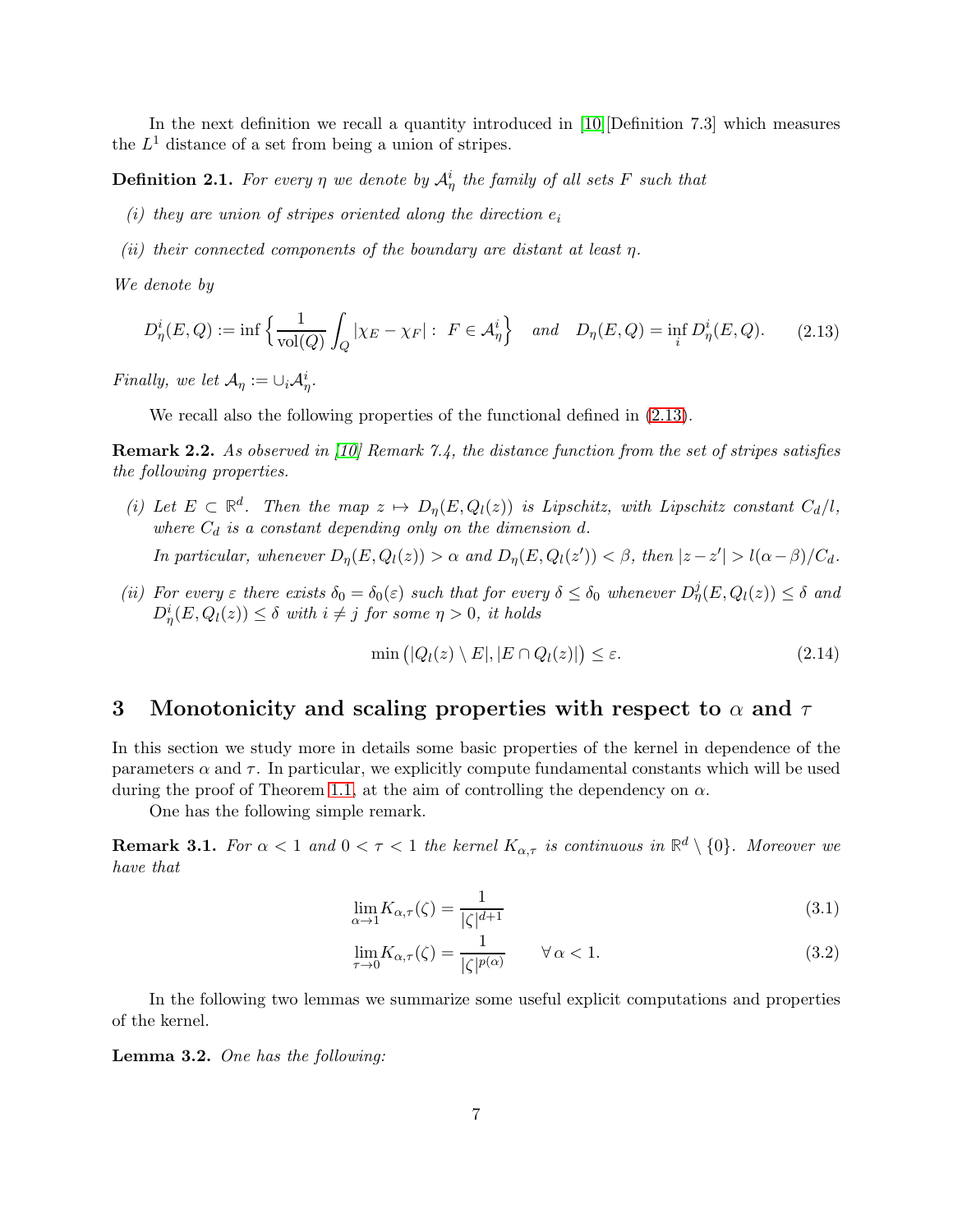In the next definition we recall a quantity introduced in [10][Definition 7.3] which measures the $L^1$ distance of a set from being a union of stripes.

**Definition 2.1.** *For every $\eta$ we denote by $\mathcal{A}^i_\eta$ the family of all sets $F$ such that*

*(i) they are union of stripes oriented along the direction $e_i$*

*(ii) their connected components of the boundary are distant at least $\eta$.*

*We denote by*

$$D^i_\eta(E,Q) := \inf\Big\{\frac{1}{\mathrm{vol}(Q)}\int_Q |\chi_E - \chi_F| :\ F \in \mathcal{A}^i_\eta\Big\} \quad \text{and} \quad D_\eta(E,Q) = \inf_i D^i_\eta(E,Q). \tag{2.13}$$

*Finally, we let $\mathcal{A}_\eta := \cup_i \mathcal{A}^i_\eta$.*

We recall also the following properties of the functional defined in (2.13).

**Remark 2.2.** *As observed in [10] Remark 7.4, the distance function from the set of stripes satisfies the following properties.*

*(i) Let $E \subset \mathbb{R}^d$. Then the map $z \mapsto D_\eta(E, Q_l(z))$ is Lipschitz, with Lipschitz constant $C_d/l$, where $C_d$ is a constant depending only on the dimension $d$.*

*In particular, whenever $D_\eta(E,Q_l(z)) > \alpha$ and $D_\eta(E,Q_l(z')) < \beta$, then $|z-z'| > l(\alpha-\beta)/C_d$.*

*(ii) For every $\varepsilon$ there exists $\delta_0 = \delta_0(\varepsilon)$ such that for every $\delta \leq \delta_0$ whenever $D^j_\eta(E,Q_l(z)) \leq \delta$ and $D^i_\eta(E,Q_l(z)) \leq \delta$ with $i \neq j$ for some $\eta > 0$, it holds*

$$\min\big(|Q_l(z)\setminus E|, |E \cap Q_l(z)|\big) \leq \varepsilon. \tag{2.14}$$

# 3 Monotonicity and scaling properties with respect to $\alpha$ and $\tau$

In this section we study more in details some basic properties of the kernel in dependence of the parameters $\alpha$ and $\tau$. In particular, we explicitly compute fundamental constants which will be used during the proof of Theorem 1.1, at the aim of controlling the dependency on $\alpha$.

One has the following simple remark.

**Remark 3.1.** *For $\alpha < 1$ and $0 < \tau < 1$ the kernel $K_{\alpha,\tau}$ is continuous in $\mathbb{R}^d \setminus \{0\}$. Moreover we have that*

$$\lim_{\alpha\to 1} K_{\alpha,\tau}(\zeta) = \frac{1}{|\zeta|^{d+1}} \tag{3.1}$$

$$\lim_{\tau\to 0} K_{\alpha,\tau}(\zeta) = \frac{1}{|\zeta|^{p(\alpha)}} \qquad \forall\, \alpha < 1. \tag{3.2}$$

In the following two lemmas we summarize some useful explicit computations and properties of the kernel.

**Lemma 3.2.** *One has the following:*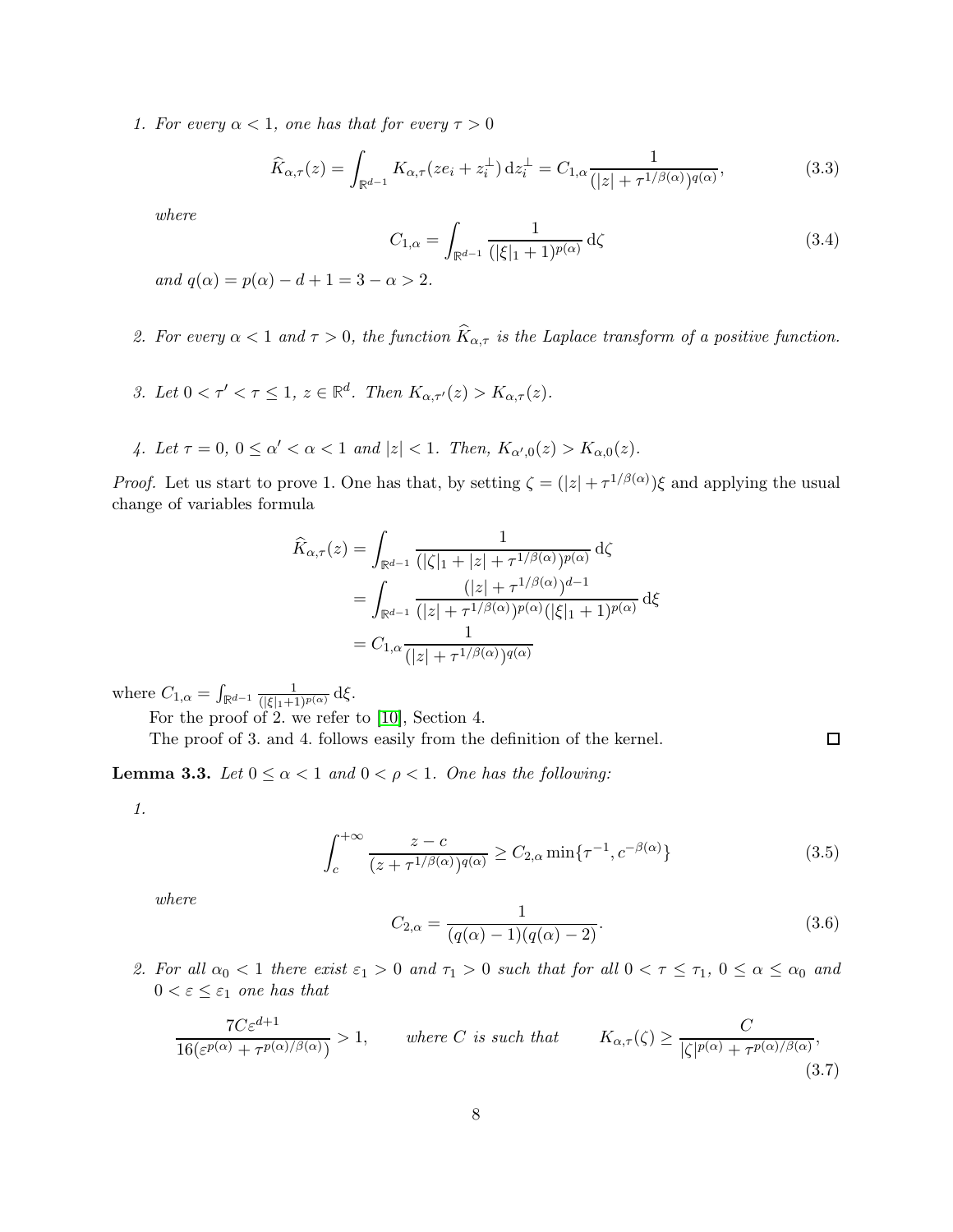1. *For every $\alpha < 1$, one has that for every $\tau > 0$*

$$\widehat{K}_{\alpha,\tau}(z) = \int_{\mathbb{R}^{d-1}} K_{\alpha,\tau}(ze_i + z_i^{\perp})\,\mathrm{d}z_i^{\perp} = C_{1,\alpha}\frac{1}{(|z| + \tau^{1/\beta(\alpha)})^{q(\alpha)}}, \tag{3.3}$$

   *where*

$$C_{1,\alpha} = \int_{\mathbb{R}^{d-1}} \frac{1}{(|\xi|_1 + 1)^{p(\alpha)}}\,\mathrm{d}\zeta \tag{3.4}$$

   *and $q(\alpha) = p(\alpha) - d + 1 = 3 - \alpha > 2$.*

2. *For every $\alpha < 1$ and $\tau > 0$, the function $\widehat{K}_{\alpha,\tau}$ is the Laplace transform of a positive function.*

3. *Let $0 < \tau' < \tau \leq 1$, $z \in \mathbb{R}^d$. Then $K_{\alpha,\tau'}(z) > K_{\alpha,\tau}(z)$.*

4. *Let $\tau = 0$, $0 \leq \alpha' < \alpha < 1$ and $|z| < 1$. Then, $K_{\alpha',0}(z) > K_{\alpha,0}(z)$.*

*Proof.* Let us start to prove 1. One has that, by setting $\zeta = (|z| + \tau^{1/\beta(\alpha)})\xi$ and applying the usual change of variables formula

$$\begin{aligned}
\widehat{K}_{\alpha,\tau}(z) &= \int_{\mathbb{R}^{d-1}} \frac{1}{(|\zeta|_1 + |z| + \tau^{1/\beta(\alpha)})^{p(\alpha)}}\,\mathrm{d}\zeta \\
&= \int_{\mathbb{R}^{d-1}} \frac{(|z| + \tau^{1/\beta(\alpha)})^{d-1}}{(|z| + \tau^{1/\beta(\alpha)})^{p(\alpha)}(|\xi|_1 + 1)^{p(\alpha)}}\,\mathrm{d}\xi \\
&= C_{1,\alpha}\frac{1}{(|z| + \tau^{1/\beta(\alpha)})^{q(\alpha)}}
\end{aligned}$$

where $C_{1,\alpha} = \int_{\mathbb{R}^{d-1}} \frac{1}{(|\xi|_1+1)^{p(\alpha)}}\,\mathrm{d}\xi$.

For the proof of 2. we refer to [10], Section 4.

The proof of 3. and 4. follows easily from the definition of the kernel. ∎

**Lemma 3.3.** *Let $0 \leq \alpha < 1$ and $0 < \rho < 1$. One has the following:*

1. 

$$\int_c^{+\infty} \frac{z - c}{(z + \tau^{1/\beta(\alpha)})^{q(\alpha)}} \geq C_{2,\alpha}\min\{\tau^{-1}, c^{-\beta(\alpha)}\} \tag{3.5}$$

   *where*

$$C_{2,\alpha} = \frac{1}{(q(\alpha) - 1)(q(\alpha) - 2)}. \tag{3.6}$$

2. *For all $\alpha_0 < 1$ there exist $\varepsilon_1 > 0$ and $\tau_1 > 0$ such that for all $0 < \tau \leq \tau_1$, $0 \leq \alpha \leq \alpha_0$ and $0 < \varepsilon \leq \varepsilon_1$ one has that*

$$\frac{7C\varepsilon^{d+1}}{16(\varepsilon^{p(\alpha)} + \tau^{p(\alpha)/\beta(\alpha)})} > 1, \qquad \text{where } C \text{ is such that} \qquad K_{\alpha,\tau}(\zeta) \geq \frac{C}{|\zeta|^{p(\alpha)} + \tau^{p(\alpha)/\beta(\alpha)}}, \tag{3.7}$$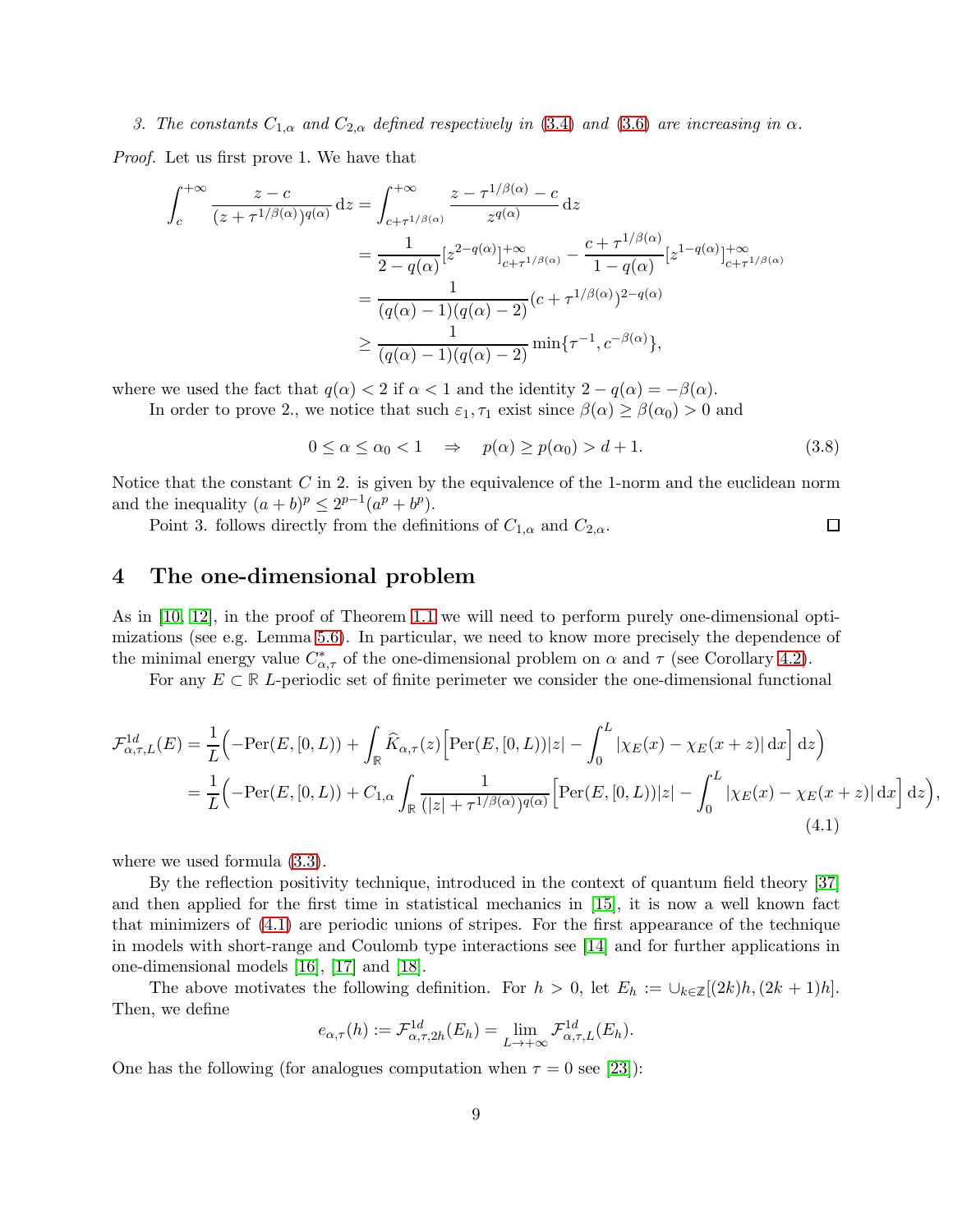*3. The constants $C_{1,\alpha}$ and $C_{2,\alpha}$ defined respectively in (3.4) and (3.6) are increasing in $\alpha$.*

*Proof.* Let us first prove 1. We have that

$$
\begin{aligned}
\int_c^{+\infty} \frac{z-c}{(z+\tau^{1/\beta(\alpha)})^{q(\alpha)}}\,\mathrm{d}z &= \int_{c+\tau^{1/\beta(\alpha)}}^{+\infty} \frac{z-\tau^{1/\beta(\alpha)}-c}{z^{q(\alpha)}}\,\mathrm{d}z \\
&= \frac{1}{2-q(\alpha)}[z^{2-q(\alpha)}]_{c+\tau^{1/\beta(\alpha)}}^{+\infty} - \frac{c+\tau^{1/\beta(\alpha)}}{1-q(\alpha)}[z^{1-q(\alpha)}]_{c+\tau^{1/\beta(\alpha)}}^{+\infty} \\
&= \frac{1}{(q(\alpha)-1)(q(\alpha)-2)}(c+\tau^{1/\beta(\alpha)})^{2-q(\alpha)} \\
&\geq \frac{1}{(q(\alpha)-1)(q(\alpha)-2)}\min\{\tau^{-1}, c^{-\beta(\alpha)}\},
\end{aligned}
$$

where we used the fact that $q(\alpha) < 2$ if $\alpha < 1$ and the identity $2 - q(\alpha) = -\beta(\alpha)$.

In order to prove 2., we notice that such $\varepsilon_1, \tau_1$ exist since $\beta(\alpha) \geq \beta(\alpha_0) > 0$ and

$$
0 \leq \alpha \leq \alpha_0 < 1 \quad \Rightarrow \quad p(\alpha) \geq p(\alpha_0) > d+1. \tag{3.8}
$$

Notice that the constant $C$ in 2. is given by the equivalence of the 1-norm and the euclidean norm and the inequality $(a+b)^p \leq 2^{p-1}(a^p + b^p)$.

Point 3. follows directly from the definitions of $C_{1,\alpha}$ and $C_{2,\alpha}$. □

# 4 The one-dimensional problem

As in [10, 12], in the proof of Theorem 1.1 we will need to perform purely one-dimensional optimizations (see e.g. Lemma 5.6). In particular, we need to know more precisely the dependence of the minimal energy value $C^*_{\alpha,\tau}$ of the one-dimensional problem on $\alpha$ and $\tau$ (see Corollary 4.2).

For any $E \subset \mathbb{R}$ $L$-periodic set of finite perimeter we consider the one-dimensional functional

$$
\begin{aligned}
\mathcal{F}^{1d}_{\alpha,\tau,L}(E) &= \frac{1}{L}\Big(-\mathrm{Per}(E,[0,L)) + \int_{\mathbb{R}} \widehat{K}_{\alpha,\tau}(z)\Big[\mathrm{Per}(E,[0,L))|z| - \int_0^L |\chi_E(x) - \chi_E(x+z)|\,\mathrm{d}x\Big]\,\mathrm{d}z\Big) \\
&= \frac{1}{L}\Big(-\mathrm{Per}(E,[0,L)) + C_{1,\alpha}\int_{\mathbb{R}} \frac{1}{(|z|+\tau^{1/\beta(\alpha)})^{q(\alpha)}}\Big[\mathrm{Per}(E,[0,L))|z| - \int_0^L |\chi_E(x) - \chi_E(x+z)|\,\mathrm{d}x\Big]\,\mathrm{d}z\Big),
\end{aligned} \tag{4.1}
$$

where we used formula (3.3).

By the reflection positivity technique, introduced in the context of quantum field theory [37] and then applied for the first time in statistical mechanics in [15], it is now a well known fact that minimizers of (4.1) are periodic unions of stripes. For the first appearance of the technique in models with short-range and Coulomb type interactions see [14] and for further applications in one-dimensional models [16], [17] and [18].

The above motivates the following definition. For $h > 0$, let $E_h := \cup_{k\in\mathbb{Z}}[(2k)h, (2k+1)h]$. Then, we define

$$
e_{\alpha,\tau}(h) := \mathcal{F}^{1d}_{\alpha,\tau,2h}(E_h) = \lim_{L\to+\infty} \mathcal{F}^{1d}_{\alpha,\tau,L}(E_h).
$$

One has the following (for analogues computation when $\tau = 0$ see [23]):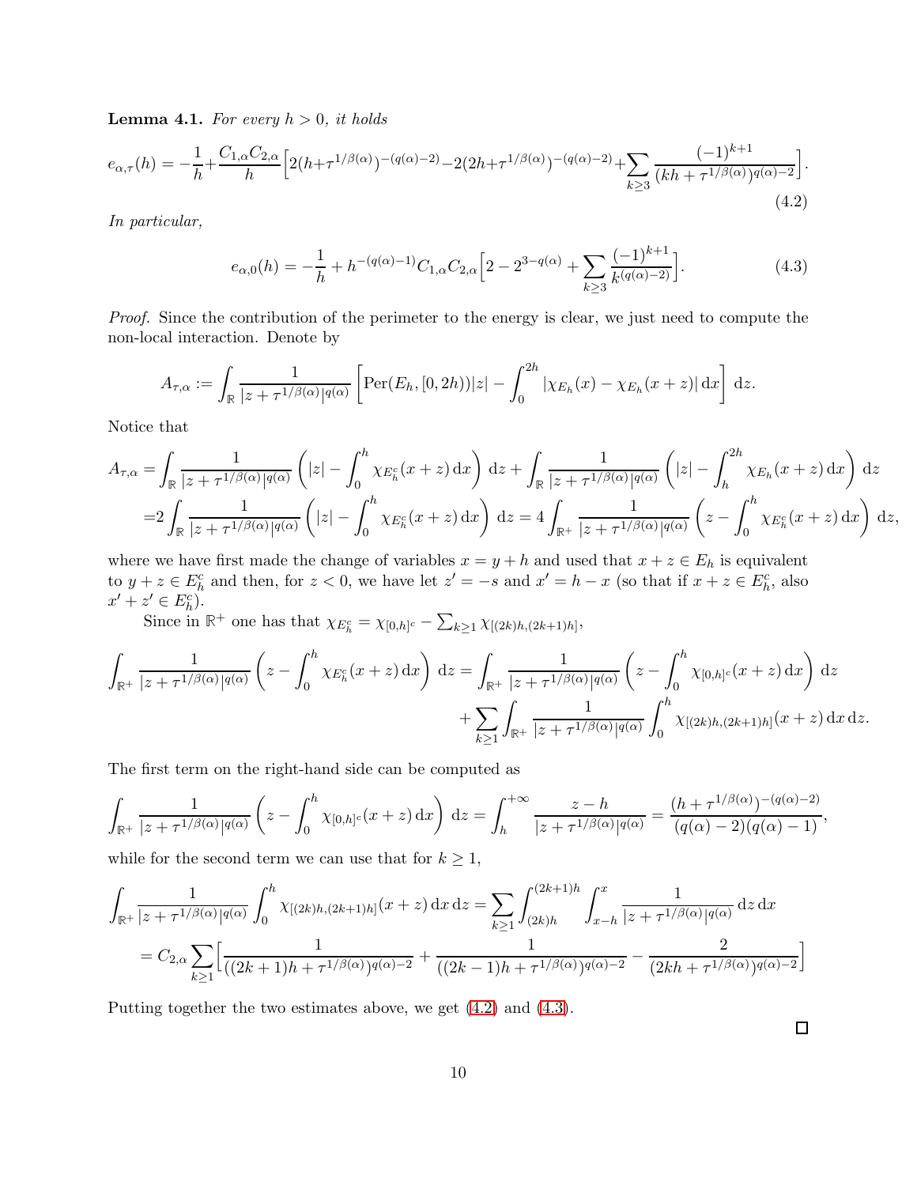**Lemma 4.1.** *For every $h > 0$, it holds*

$$
e_{\alpha,\tau}(h) = -\frac{1}{h} + \frac{C_{1,\alpha}C_{2,\alpha}}{h}\Big[2(h+\tau^{1/\beta(\alpha)})^{-(q(\alpha)-2)} - 2(2h+\tau^{1/\beta(\alpha)})^{-(q(\alpha)-2)} + \sum_{k\geq 3}\frac{(-1)^{k+1}}{(kh+\tau^{1/\beta(\alpha)})^{q(\alpha)-2}}\Big]. \tag{4.2}
$$

*In particular,*

$$
e_{\alpha,0}(h) = -\frac{1}{h} + h^{-(q(\alpha)-1)}C_{1,\alpha}C_{2,\alpha}\Big[2 - 2^{3-q(\alpha)} + \sum_{k\geq 3}\frac{(-1)^{k+1}}{k^{(q(\alpha)-2)}}\Big]. \tag{4.3}
$$

*Proof.* Since the contribution of the perimeter to the energy is clear, we just need to compute the non-local interaction. Denote by

$$
A_{\tau,\alpha} := \int_{\mathbb{R}} \frac{1}{|z+\tau^{1/\beta(\alpha)}|^{q(\alpha)}}\left[\mathrm{Per}(E_h,[0,2h))|z| - \int_0^{2h} |\chi_{E_h}(x) - \chi_{E_h}(x+z)|\,\mathrm{d}x\right]\mathrm{d}z.
$$

Notice that

$$
\begin{aligned}
A_{\tau,\alpha} =& \int_{\mathbb{R}} \frac{1}{|z+\tau^{1/\beta(\alpha)}|^{q(\alpha)}}\left(|z| - \int_0^h \chi_{E_h^c}(x+z)\,\mathrm{d}x\right)\mathrm{d}z + \int_{\mathbb{R}} \frac{1}{|z+\tau^{1/\beta(\alpha)}|^{q(\alpha)}}\left(|z| - \int_h^{2h} \chi_{E_h}(x+z)\,\mathrm{d}x\right)\mathrm{d}z \\
=& 2\int_{\mathbb{R}} \frac{1}{|z+\tau^{1/\beta(\alpha)}|^{q(\alpha)}}\left(|z| - \int_0^h \chi_{E_h^c}(x+z)\,\mathrm{d}x\right)\mathrm{d}z = 4\int_{\mathbb{R}^+} \frac{1}{|z+\tau^{1/\beta(\alpha)}|^{q(\alpha)}}\left(z - \int_0^h \chi_{E_h^c}(x+z)\,\mathrm{d}x\right)\mathrm{d}z,
\end{aligned}
$$

where we have first made the change of variables $x = y + h$ and used that $x + z \in E_h$ is equivalent to $y + z \in E_h^c$ and then, for $z < 0$, we have let $z' = -s$ and $x' = h - x$ (so that if $x + z \in E_h^c$, also $x' + z' \in E_h^c$).

Since in $\mathbb{R}^+$ one has that $\chi_{E_h^c} = \chi_{[0,h]^c} - \sum_{k\geq 1}\chi_{[(2k)h,(2k+1)h]}$,

$$
\begin{aligned}
\int_{\mathbb{R}^+} \frac{1}{|z+\tau^{1/\beta(\alpha)}|^{q(\alpha)}}\left(z - \int_0^h \chi_{E_h^c}(x+z)\,\mathrm{d}x\right)\mathrm{d}z =& \int_{\mathbb{R}^+} \frac{1}{|z+\tau^{1/\beta(\alpha)}|^{q(\alpha)}}\left(z - \int_0^h \chi_{[0,h]^c}(x+z)\,\mathrm{d}x\right)\mathrm{d}z \\
&+ \sum_{k\geq 1}\int_{\mathbb{R}^+} \frac{1}{|z+\tau^{1/\beta(\alpha)}|^{q(\alpha)}}\int_0^h \chi_{[(2k)h,(2k+1)h]}(x+z)\,\mathrm{d}x\,\mathrm{d}z.
\end{aligned}
$$

The first term on the right-hand side can be computed as

$$
\int_{\mathbb{R}^+} \frac{1}{|z+\tau^{1/\beta(\alpha)}|^{q(\alpha)}}\left(z - \int_0^h \chi_{[0,h]^c}(x+z)\,\mathrm{d}x\right)\mathrm{d}z = \int_h^{+\infty} \frac{z-h}{|z+\tau^{1/\beta(\alpha)}|^{q(\alpha)}} = \frac{(h+\tau^{1/\beta(\alpha)})^{-(q(\alpha)-2)}}{(q(\alpha)-2)(q(\alpha)-1)},
$$

while for the second term we can use that for $k \geq 1$,

$$
\begin{aligned}
\int_{\mathbb{R}^+} \frac{1}{|z+\tau^{1/\beta(\alpha)}|^{q(\alpha)}}\int_0^h \chi_{[(2k)h,(2k+1)h]}(x+z)\,\mathrm{d}x\,\mathrm{d}z =& \sum_{k\geq 1}\int_{(2k)h}^{(2k+1)h}\int_{x-h}^{x} \frac{1}{|z+\tau^{1/\beta(\alpha)}|^{q(\alpha)}}\,\mathrm{d}z\,\mathrm{d}x \\
=& C_{2,\alpha}\sum_{k\geq 1}\Big[\frac{1}{((2k+1)h+\tau^{1/\beta(\alpha)})^{q(\alpha)-2}} + \frac{1}{((2k-1)h+\tau^{1/\beta(\alpha)})^{q(\alpha)-2}} - \frac{2}{(2kh+\tau^{1/\beta(\alpha)})^{q(\alpha)-2}}\Big]
\end{aligned}
$$

Putting together the two estimates above, we get (4.2) and (4.3).

∎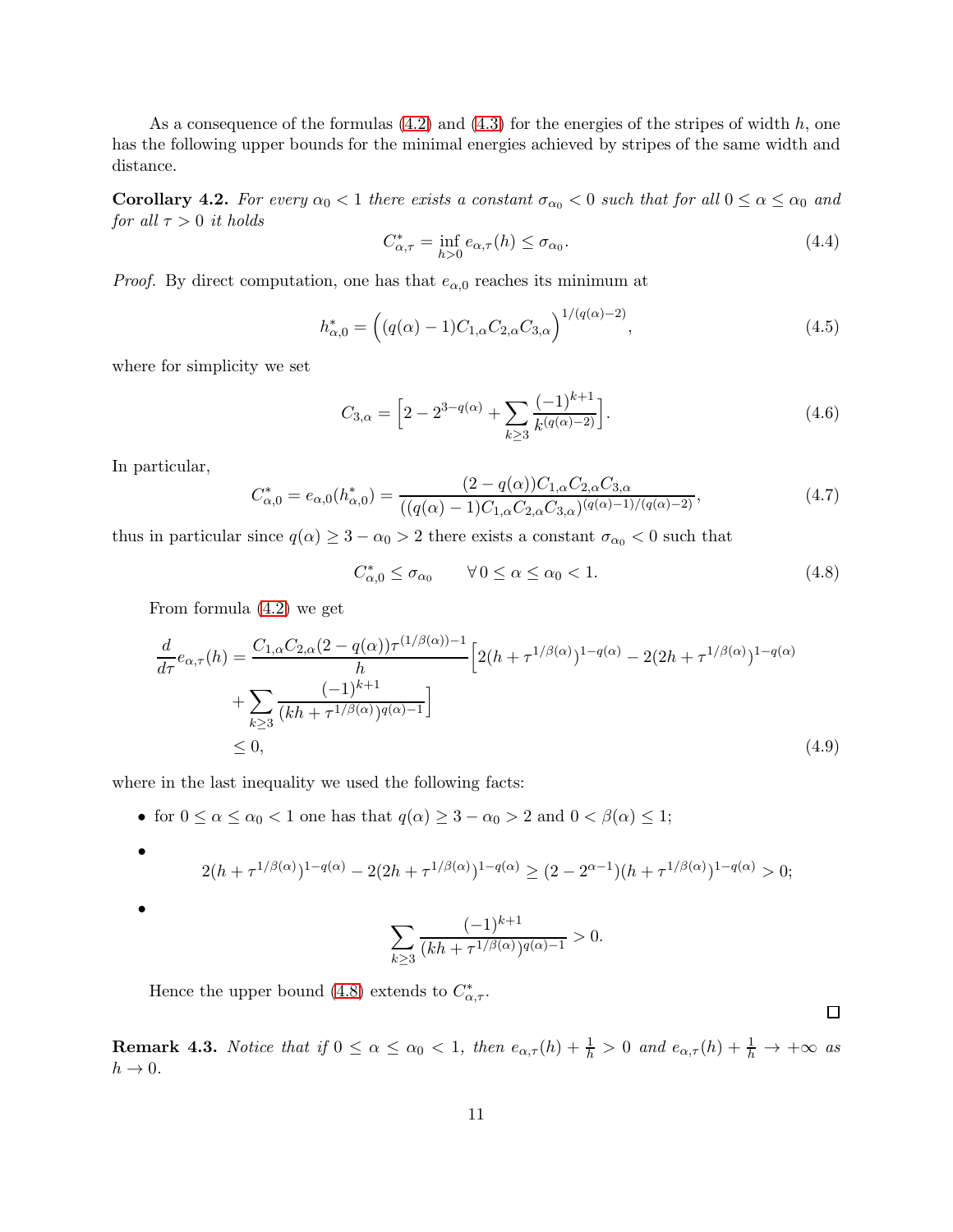As a consequence of the formulas (4.2) and (4.3) for the energies of the stripes of width $h$, one has the following upper bounds for the minimal energies achieved by stripes of the same width and distance.

**Corollary 4.2.** *For every $\alpha_0 < 1$ there exists a constant $\sigma_{\alpha_0} < 0$ such that for all $0 \le \alpha \le \alpha_0$ and for all $\tau > 0$ it holds*

$$C^*_{\alpha,\tau} = \inf_{h>0} e_{\alpha,\tau}(h) \le \sigma_{\alpha_0}. \tag{4.4}$$

*Proof.* By direct computation, one has that $e_{\alpha,0}$ reaches its minimum at

$$h^*_{\alpha,0} = \Big((q(\alpha)-1)C_{1,\alpha}C_{2,\alpha}C_{3,\alpha}\Big)^{1/(q(\alpha)-2)}, \tag{4.5}$$

where for simplicity we set

$$C_{3,\alpha} = \Big[2 - 2^{3-q(\alpha)} + \sum_{k\ge 3}\frac{(-1)^{k+1}}{k^{(q(\alpha)-2)}}\Big]. \tag{4.6}$$

In particular,

$$C^*_{\alpha,0} = e_{\alpha,0}(h^*_{\alpha,0}) = \frac{(2-q(\alpha))C_{1,\alpha}C_{2,\alpha}C_{3,\alpha}}{((q(\alpha)-1)C_{1,\alpha}C_{2,\alpha}C_{3,\alpha})^{(q(\alpha)-1)/(q(\alpha)-2)}}, \tag{4.7}$$

thus in particular since $q(\alpha) \ge 3 - \alpha_0 > 2$ there exists a constant $\sigma_{\alpha_0} < 0$ such that

$$C^*_{\alpha,0} \le \sigma_{\alpha_0} \qquad \forall\, 0 \le \alpha \le \alpha_0 < 1. \tag{4.8}$$

From formula (4.2) we get

$$\begin{aligned}\frac{d}{d\tau}e_{\alpha,\tau}(h) &= \frac{C_{1,\alpha}C_{2,\alpha}(2-q(\alpha))\tau^{(1/\beta(\alpha))-1}}{h}\Big[2(h+\tau^{1/\beta(\alpha)})^{1-q(\alpha)} - 2(2h+\tau^{1/\beta(\alpha)})^{1-q(\alpha)} \\ &\quad + \sum_{k\ge 3}\frac{(-1)^{k+1}}{(kh+\tau^{1/\beta(\alpha)})^{q(\alpha)-1}}\Big] \\ &\le 0, \end{aligned}\tag{4.9}$$

where in the last inequality we used the following facts:

- for $0 \le \alpha \le \alpha_0 < 1$ one has that $q(\alpha) \ge 3 - \alpha_0 > 2$ and $0 < \beta(\alpha) \le 1$;
- $$2(h+\tau^{1/\beta(\alpha)})^{1-q(\alpha)} - 2(2h+\tau^{1/\beta(\alpha)})^{1-q(\alpha)} \ge (2-2^{\alpha-1})(h+\tau^{1/\beta(\alpha)})^{1-q(\alpha)} > 0;$$
- $$\sum_{k\ge 3}\frac{(-1)^{k+1}}{(kh+\tau^{1/\beta(\alpha)})^{q(\alpha)-1}} > 0.$$

Hence the upper bound (4.8) extends to $C^*_{\alpha,\tau}$.

□

**Remark 4.3.** *Notice that if $0 \le \alpha \le \alpha_0 < 1$, then $e_{\alpha,\tau}(h) + \frac{1}{h} > 0$ and $e_{\alpha,\tau}(h) + \frac{1}{h} \to +\infty$ as $h \to 0$.*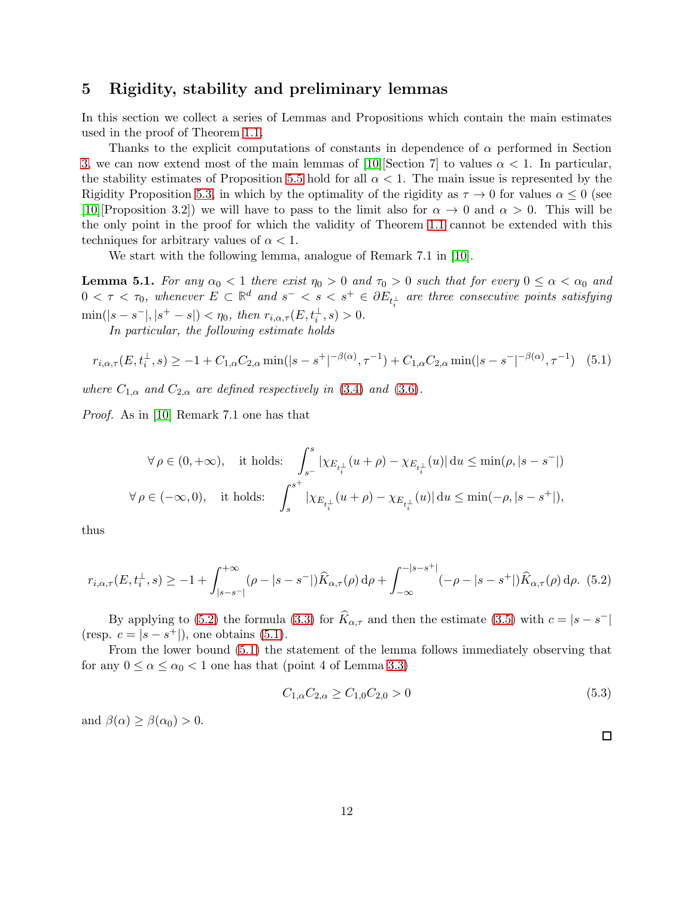## 5 Rigidity, stability and preliminary lemmas

In this section we collect a series of Lemmas and Propositions which contain the main estimates used in the proof of Theorem 1.1.

Thanks to the explicit computations of constants in dependence of $\alpha$ performed in Section 3, we can now extend most of the main lemmas of [10][Section 7] to values $\alpha < 1$. In particular, the stability estimates of Proposition 5.5 hold for all $\alpha < 1$. The main issue is represented by the Rigidity Proposition 5.3, in which by the optimality of the rigidity as $\tau \to 0$ for values $\alpha \leq 0$ (see [10][Proposition 3.2]) we will have to pass to the limit also for $\alpha \to 0$ and $\alpha > 0$. This will be the only point in the proof for which the validity of Theorem 1.1 cannot be extended with this techniques for arbitrary values of $\alpha < 1$.

We start with the following lemma, analogue of Remark 7.1 in [10].

**Lemma 5.1.** *For any $\alpha_0 < 1$ there exist $\eta_0 > 0$ and $\tau_0 > 0$ such that for every $0 \leq \alpha < \alpha_0$ and $0 < \tau < \tau_0$, whenever $E \subset \mathbb{R}^d$ and $s^- < s < s^+ \in \partial E_{t_i^\perp}$ are three consecutive points satisfying $\min(|s - s^-|, |s^+ - s|) < \eta_0$, then $r_{i,\alpha,\tau}(E, t_i^\perp, s) > 0$.*

*In particular, the following estimate holds*

$$r_{i,\alpha,\tau}(E, t_i^\perp, s) \geq -1 + C_{1,\alpha} C_{2,\alpha} \min(|s - s^+|^{-\beta(\alpha)}, \tau^{-1}) + C_{1,\alpha} C_{2,\alpha} \min(|s - s^-|^{-\beta(\alpha)}, \tau^{-1}) \quad (5.1)$$

*where $C_{1,\alpha}$ and $C_{2,\alpha}$ are defined respectively in (3.4) and (3.6).*

*Proof.* As in [10] Remark 7.1 one has that

$$\forall\, \rho \in (0, +\infty), \quad \text{it holds:} \quad \int_{s^-}^{s} |\chi_{E_{t_i^\perp}}(u + \rho) - \chi_{E_{t_i^\perp}}(u)| \,\mathrm{d}u \leq \min(\rho, |s - s^-|)$$

$$\forall\, \rho \in (-\infty, 0), \quad \text{it holds:} \quad \int_{s}^{s^+} |\chi_{E_{t_i^\perp}}(u + \rho) - \chi_{E_{t_i^\perp}}(u)| \,\mathrm{d}u \leq \min(-\rho, |s - s^+|),$$

thus

$$r_{i,\alpha,\tau}(E, t_i^\perp, s) \geq -1 + \int_{|s-s^-|}^{+\infty} (\rho - |s - s^-|) \widehat{K}_{\alpha,\tau}(\rho) \,\mathrm{d}\rho + \int_{-\infty}^{-|s-s^+|} (-\rho - |s - s^+|) \widehat{K}_{\alpha,\tau}(\rho) \,\mathrm{d}\rho. \quad (5.2)$$

By applying to (5.2) the formula (3.3) for $\widehat{K}_{\alpha,\tau}$ and then the estimate (3.5) with $c = |s - s^-|$ (resp. $c = |s - s^+|$), one obtains (5.1).

From the lower bound (5.1) the statement of the lemma follows immediately observing that for any $0 \leq \alpha \leq \alpha_0 < 1$ one has that (point 4 of Lemma 3.3)

$$C_{1,\alpha} C_{2,\alpha} \geq C_{1,0} C_{2,0} > 0 \quad (5.3)$$

and $\beta(\alpha) \geq \beta(\alpha_0) > 0$.

□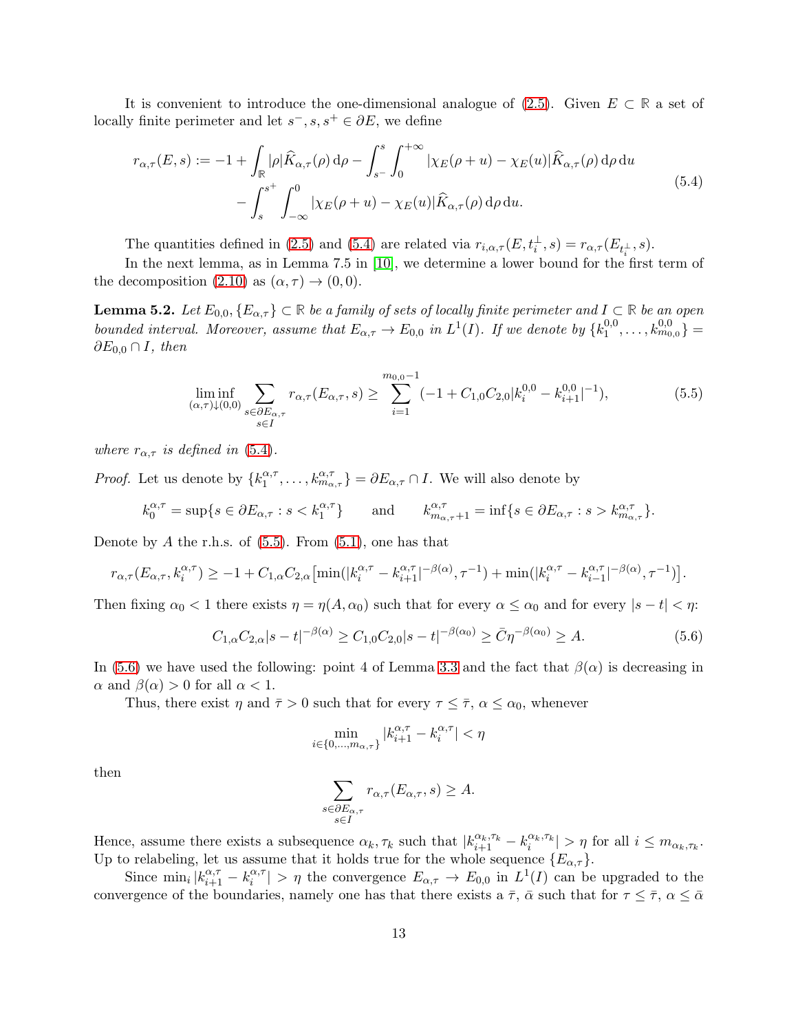It is convenient to introduce the one-dimensional analogue of (2.5). Given $E \subset \mathbb{R}$ a set of locally finite perimeter and let $s^-, s, s^+ \in \partial E$, we define

$$
\begin{aligned}
r_{\alpha,\tau}(E, s) := -1 + \int_{\mathbb{R}} |\rho| \widehat{K}_{\alpha,\tau}(\rho)\,\mathrm{d}\rho - \int_{s^-}^{s} \int_0^{+\infty} |\chi_E(\rho+u) - \chi_E(u)| \widehat{K}_{\alpha,\tau}(\rho)\,\mathrm{d}\rho\,\mathrm{d}u \\
- \int_s^{s^+} \int_{-\infty}^0 |\chi_E(\rho+u) - \chi_E(u)| \widehat{K}_{\alpha,\tau}(\rho)\,\mathrm{d}\rho\,\mathrm{d}u.
\end{aligned}
\tag{5.4}
$$

The quantities defined in (2.5) and (5.4) are related via $r_{i,\alpha,\tau}(E, t_i^\perp, s) = r_{\alpha,\tau}(E_{t_i^\perp}, s)$.

In the next lemma, as in Lemma 7.5 in [10], we determine a lower bound for the first term of the decomposition (2.10) as $(\alpha, \tau) \to (0, 0)$.

**Lemma 5.2.** *Let $E_{0,0}, \{E_{\alpha,\tau}\} \subset \mathbb{R}$ be a family of sets of locally finite perimeter and $I \subset \mathbb{R}$ be an open bounded interval. Moreover, assume that $E_{\alpha,\tau} \to E_{0,0}$ in $L^1(I)$. If we denote by $\{k_1^{0,0}, \dots, k_{m_{0,0}}^{0,0}\} = \partial E_{0,0} \cap I$, then*

$$
\liminf_{(\alpha,\tau)\downarrow(0,0)} \sum_{\substack{s \in \partial E_{\alpha,\tau} \\ s \in I}} r_{\alpha,\tau}(E_{\alpha,\tau}, s) \geq \sum_{i=1}^{m_{0,0}-1} (-1 + C_{1,0} C_{2,0} |k_i^{0,0} - k_{i+1}^{0,0}|^{-1}),
\tag{5.5}
$$

*where $r_{\alpha,\tau}$ is defined in (5.4).*

*Proof.* Let us denote by $\{k_1^{\alpha,\tau}, \dots, k_{m_{\alpha,\tau}}^{\alpha,\tau}\} = \partial E_{\alpha,\tau} \cap I$. We will also denote by

$$
k_0^{\alpha,\tau} = \sup\{s \in \partial E_{\alpha,\tau} : s < k_1^{\alpha,\tau}\} \qquad \text{and} \qquad k_{m_{\alpha,\tau}+1}^{\alpha,\tau} = \inf\{s \in \partial E_{\alpha,\tau} : s > k_{m_{\alpha,\tau}}^{\alpha,\tau}\}.
$$

Denote by $A$ the r.h.s. of (5.5). From (5.1), one has that

$$
r_{\alpha,\tau}(E_{\alpha,\tau}, k_i^{\alpha,\tau}) \geq -1 + C_{1,\alpha} C_{2,\alpha} \big[\min(|k_i^{\alpha,\tau} - k_{i+1}^{\alpha,\tau}|^{-\beta(\alpha)}, \tau^{-1}) + \min(|k_i^{\alpha,\tau} - k_{i-1}^{\alpha,\tau}|^{-\beta(\alpha)}, \tau^{-1})\big].
$$

Then fixing $\alpha_0 < 1$ there exists $\eta = \eta(A, \alpha_0)$ such that for every $\alpha \leq \alpha_0$ and for every $|s - t| < \eta$:

$$
C_{1,\alpha} C_{2,\alpha} |s - t|^{-\beta(\alpha)} \geq C_{1,0} C_{2,0} |s - t|^{-\beta(\alpha_0)} \geq \bar{C} \eta^{-\beta(\alpha_0)} \geq A.
\tag{5.6}
$$

In (5.6) we have used the following: point 4 of Lemma 3.3 and the fact that $\beta(\alpha)$ is decreasing in $\alpha$ and $\beta(\alpha) > 0$ for all $\alpha < 1$.

Thus, there exist $\eta$ and $\bar{\tau} > 0$ such that for every $\tau \leq \bar{\tau}$, $\alpha \leq \alpha_0$, whenever

$$
\min_{i \in \{0, \dots, m_{\alpha,\tau}\}} |k_{i+1}^{\alpha,\tau} - k_i^{\alpha,\tau}| < \eta
$$

then

$$
\sum_{\substack{s \in \partial E_{\alpha,\tau} \\ s \in I}} r_{\alpha,\tau}(E_{\alpha,\tau}, s) \geq A.
$$

Hence, assume there exists a subsequence $\alpha_k, \tau_k$ such that $|k_{i+1}^{\alpha_k,\tau_k} - k_i^{\alpha_k,\tau_k}| > \eta$ for all $i \leq m_{\alpha_k,\tau_k}$. Up to relabeling, let us assume that it holds true for the whole sequence $\{E_{\alpha,\tau}\}$.

Since $\min_i |k_{i+1}^{\alpha,\tau} - k_i^{\alpha,\tau}| > \eta$ the convergence $E_{\alpha,\tau} \to E_{0,0}$ in $L^1(I)$ can be upgraded to the convergence of the boundaries, namely one has that there exists a $\bar{\tau}$, $\bar{\alpha}$ such that for $\tau \leq \bar{\tau}$, $\alpha \leq \bar{\alpha}$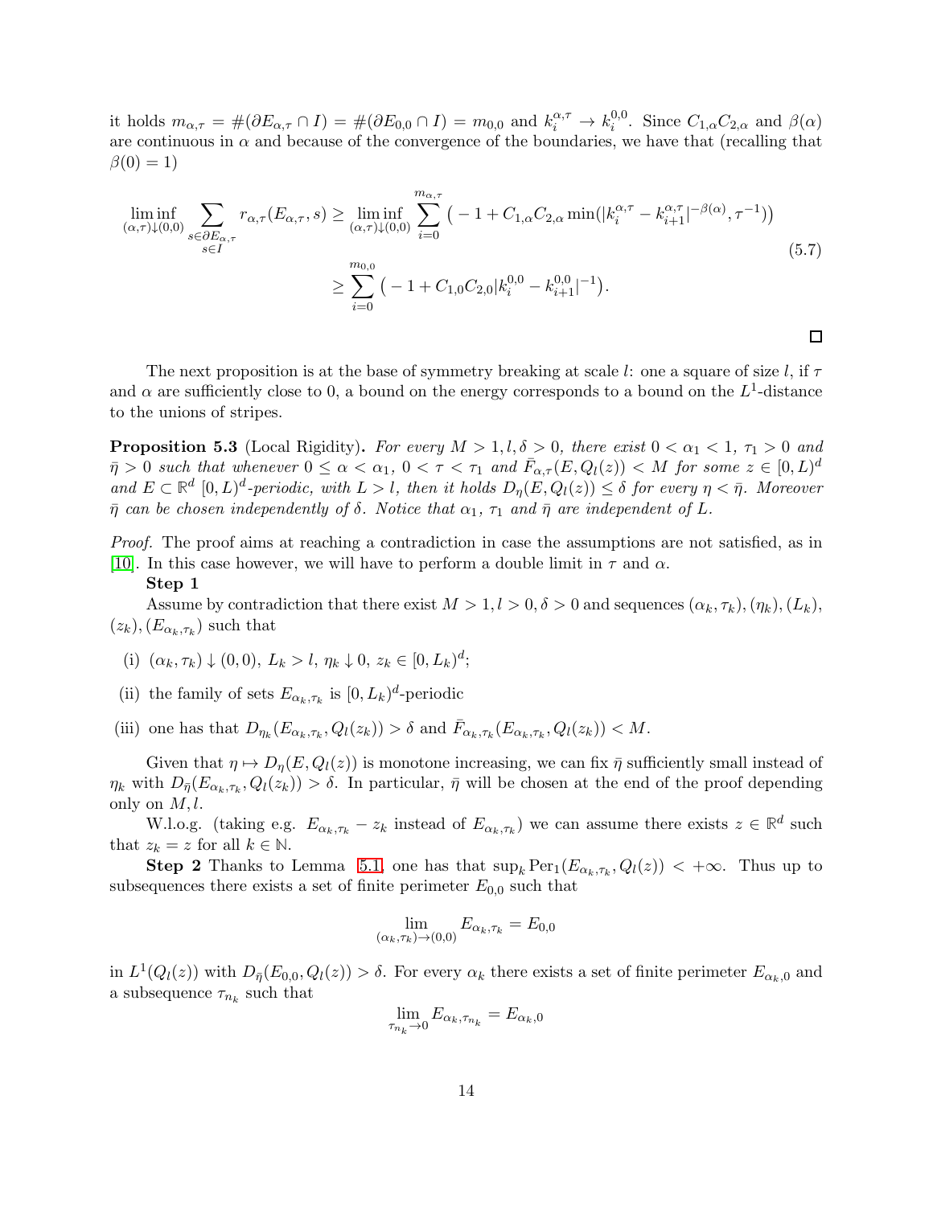it holds $m_{\alpha,\tau} = \#(\partial E_{\alpha,\tau} \cap I) = \#(\partial E_{0,0} \cap I) = m_{0,0}$ and $k_i^{\alpha,\tau} \to k_i^{0,0}$. Since $C_{1,\alpha}C_{2,\alpha}$ and $\beta(\alpha)$ are continuous in $\alpha$ and because of the convergence of the boundaries, we have that (recalling that $\beta(0) = 1$)

$$
\begin{aligned}
\liminf_{(\alpha,\tau)\downarrow(0,0)} \sum_{\substack{s\in\partial E_{\alpha,\tau}\\ s\in I}} r_{\alpha,\tau}(E_{\alpha,\tau}, s) &\geq \liminf_{(\alpha,\tau)\downarrow(0,0)} \sum_{i=0}^{m_{\alpha,\tau}} \big( -1 + C_{1,\alpha}C_{2,\alpha} \min(|k_i^{\alpha,\tau} - k_{i+1}^{\alpha,\tau}|^{-\beta(\alpha)}, \tau^{-1})\big) \\
&\geq \sum_{i=0}^{m_{0,0}} \big( -1 + C_{1,0}C_{2,0}|k_i^{0,0} - k_{i+1}^{0,0}|^{-1}\big).
\end{aligned}
\tag{5.7}
$$

□

The next proposition is at the base of symmetry breaking at scale $l$: one a square of size $l$, if $\tau$ and $\alpha$ are sufficiently close to 0, a bound on the energy corresponds to a bound on the $L^1$-distance to the unions of stripes.

**Proposition 5.3** (Local Rigidity)**.** *For every $M > 1, l, \delta > 0$, there exist $0 < \alpha_1 < 1$, $\tau_1 > 0$ and $\bar{\eta} > 0$ such that whenever $0 \leq \alpha < \alpha_1$, $0 < \tau < \tau_1$ and $\bar{F}_{\alpha,\tau}(E, Q_l(z)) < M$ for some $z \in [0, L)^d$ and $E \subset \mathbb{R}^d$ $[0, L)^d$-periodic, with $L > l$, then it holds $D_\eta(E, Q_l(z)) \leq \delta$ for every $\eta < \bar{\eta}$. Moreover $\bar{\eta}$ can be chosen independently of $\delta$. Notice that $\alpha_1$, $\tau_1$ and $\bar{\eta}$ are independent of $L$.*

*Proof.* The proof aims at reaching a contradiction in case the assumptions are not satisfied, as in [10]. In this case however, we will have to perform a double limit in $\tau$ and $\alpha$.

**Step 1**

Assume by contradiction that there exist $M > 1, l > 0, \delta > 0$ and sequences $(\alpha_k, \tau_k), (\eta_k), (L_k), (z_k), (E_{\alpha_k,\tau_k})$ such that

(i) $(\alpha_k, \tau_k) \downarrow (0, 0)$, $L_k > l$, $\eta_k \downarrow 0$, $z_k \in [0, L_k)^d$;

(ii) the family of sets $E_{\alpha_k,\tau_k}$ is $[0, L_k)^d$-periodic

(iii) one has that $D_{\eta_k}(E_{\alpha_k,\tau_k}, Q_l(z_k)) > \delta$ and $\bar{F}_{\alpha_k,\tau_k}(E_{\alpha_k,\tau_k}, Q_l(z_k)) < M$.

Given that $\eta \mapsto D_\eta(E, Q_l(z))$ is monotone increasing, we can fix $\bar{\eta}$ sufficiently small instead of $\eta_k$ with $D_{\bar{\eta}}(E_{\alpha_k,\tau_k}, Q_l(z_k)) > \delta$. In particular, $\bar{\eta}$ will be chosen at the end of the proof depending only on $M, l$.

W.l.o.g. (taking e.g. $E_{\alpha_k,\tau_k} - z_k$ instead of $E_{\alpha_k,\tau_k}$) we can assume there exists $z \in \mathbb{R}^d$ such that $z_k = z$ for all $k \in \mathbb{N}$.

**Step 2** Thanks to Lemma 5.1, one has that $\sup_k \mathrm{Per}_1(E_{\alpha_k,\tau_k}, Q_l(z)) < +\infty$. Thus up to subsequences there exists a set of finite perimeter $E_{0,0}$ such that

$$
\lim_{(\alpha_k,\tau_k)\to(0,0)} E_{\alpha_k,\tau_k} = E_{0,0}
$$

in $L^1(Q_l(z))$ with $D_{\bar{\eta}}(E_{0,0}, Q_l(z)) > \delta$. For every $\alpha_k$ there exists a set of finite perimeter $E_{\alpha_k,0}$ and a subsequence $\tau_{n_k}$ such that

$$
\lim_{\tau_{n_k}\to 0} E_{\alpha_k,\tau_{n_k}} = E_{\alpha_k,0}
$$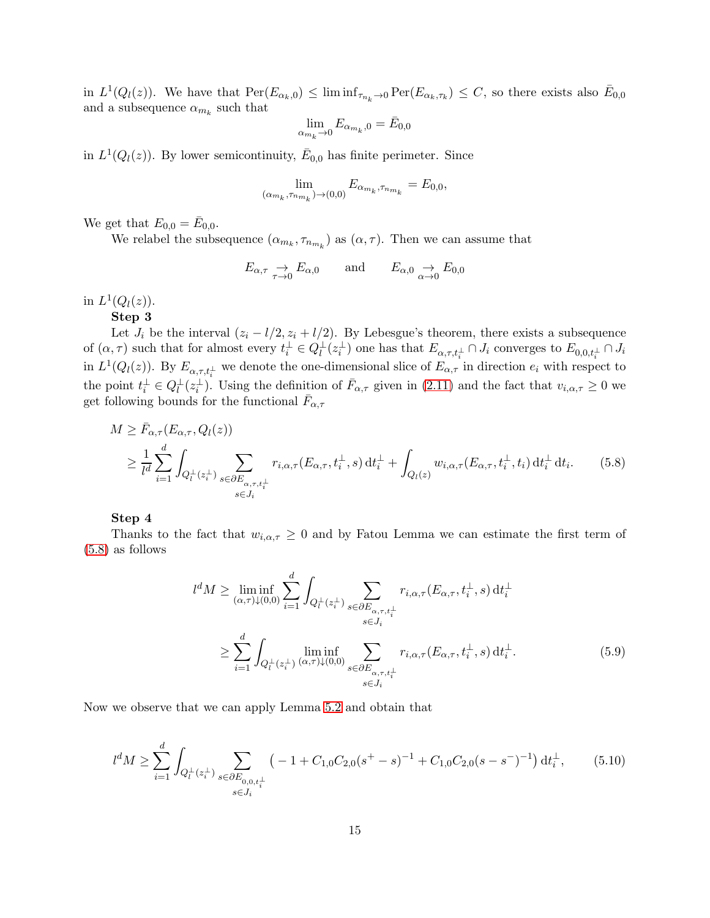in $L^1(Q_l(z))$. We have that $\mathrm{Per}(E_{\alpha_k,0}) \leq \liminf_{\tau_{n_k}\to 0}\mathrm{Per}(E_{\alpha_k,\tau_k}) \leq C$, so there exists also $\bar{E}_{0,0}$ and a subsequence $\alpha_{m_k}$ such that

$$\lim_{\alpha_{m_k}\to 0} E_{\alpha_{m_k},0} = \bar{E}_{0,0}$$

in $L^1(Q_l(z))$. By lower semicontinuity, $\bar{E}_{0,0}$ has finite perimeter. Since

$$\lim_{(\alpha_{m_k},\tau_{n_{m_k}})\to(0,0)} E_{\alpha_{m_k},\tau_{n_{m_k}}} = E_{0,0},$$

We get that $E_{0,0} = \bar{E}_{0,0}$.

We relabel the subsequence $(\alpha_{m_k},\tau_{n_{m_k}})$ as $(\alpha,\tau)$. Then we can assume that

$$E_{\alpha,\tau} \underset{\tau\to 0}{\to} E_{\alpha,0} \qquad \text{and} \qquad E_{\alpha,0} \underset{\alpha\to 0}{\to} E_{0,0}$$

in $L^1(Q_l(z))$.

**Step 3**

Let $J_i$ be the interval $(z_i - l/2, z_i + l/2)$. By Lebesgue's theorem, there exists a subsequence of $(\alpha,\tau)$ such that for almost every $t_i^\perp \in Q_l^\perp(z_i^\perp)$ one has that $E_{\alpha,\tau,t_i^\perp}\cap J_i$ converges to $E_{0,0,t_i^\perp}\cap J_i$ in $L^1(Q_l(z))$. By $E_{\alpha,\tau,t_i^\perp}$ we denote the one-dimensional slice of $E_{\alpha,\tau}$ in direction $e_i$ with respect to the point $t_i^\perp \in Q_l^\perp(z_i^\perp)$. Using the definition of $\bar{F}_{\alpha,\tau}$ given in (2.11) and the fact that $v_{i,\alpha,\tau}\geq 0$ we get following bounds for the functional $\bar{F}_{\alpha,\tau}$

$$\begin{aligned}
M &\geq \bar{F}_{\alpha,\tau}(E_{\alpha,\tau},Q_l(z)) \\
&\geq \frac{1}{l^d}\sum_{i=1}^d \int_{Q_l^\perp(z_i^\perp)} \sum_{\substack{s\in\partial E_{\alpha,\tau,t_i^\perp}\\ s\in J_i}} r_{i,\alpha,\tau}(E_{\alpha,\tau},t_i^\perp,s)\,\mathrm{d}t_i^\perp + \int_{Q_l(z)} w_{i,\alpha,\tau}(E_{\alpha,\tau},t_i^\perp,t_i)\,\mathrm{d}t_i^\perp\,\mathrm{d}t_i.
\end{aligned} \tag{5.8}$$

**Step 4**

Thanks to the fact that $w_{i,\alpha,\tau}\geq 0$ and by Fatou Lemma we can estimate the first term of (5.8) as follows

$$\begin{aligned}
l^d M &\geq \liminf_{(\alpha,\tau)\downarrow(0,0)} \sum_{i=1}^d \int_{Q_l^\perp(z_i^\perp)} \sum_{\substack{s\in\partial E_{\alpha,\tau,t_i^\perp}\\ s\in J_i}} r_{i,\alpha,\tau}(E_{\alpha,\tau},t_i^\perp,s)\,\mathrm{d}t_i^\perp \\
&\geq \sum_{i=1}^d \int_{Q_l^\perp(z_i^\perp)} \liminf_{(\alpha,\tau)\downarrow(0,0)} \sum_{\substack{s\in\partial E_{\alpha,\tau,t_i^\perp}\\ s\in J_i}} r_{i,\alpha,\tau}(E_{\alpha,\tau},t_i^\perp,s)\,\mathrm{d}t_i^\perp.
\end{aligned} \tag{5.9}$$

Now we observe that we can apply Lemma 5.2 and obtain that

$$l^d M \geq \sum_{i=1}^d \int_{Q_l^\perp(z_i^\perp)} \sum_{\substack{s\in\partial E_{0,0,t_i^\perp}\\ s\in J_i}} \big(-1 + C_{1,0}C_{2,0}(s^+-s)^{-1} + C_{1,0}C_{2,0}(s-s^-)^{-1}\big)\,\mathrm{d}t_i^\perp, \tag{5.10}$$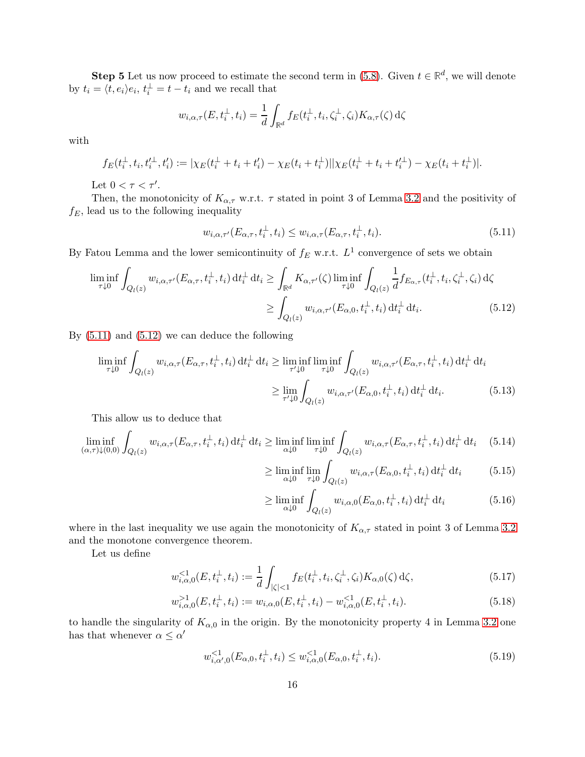**Step 5** Let us now proceed to estimate the second term in (5.8). Given $t \in \mathbb{R}^d$, we will denote by $t_i = \langle t, e_i \rangle e_i$, $t_i^\perp = t - t_i$ and we recall that

$$w_{i,\alpha,\tau}(E, t_i^\perp, t_i) = \frac{1}{d} \int_{\mathbb{R}^d} f_E(t_i^\perp, t_i, \zeta_i^\perp, \zeta_i) K_{\alpha,\tau}(\zeta) \,\mathrm{d}\zeta$$

with

$$f_E(t_i^\perp, t_i, t_i'^\perp, t_i') := |\chi_E(t_i^\perp + t_i + t_i') - \chi_E(t_i + t_i^\perp)||\chi_E(t_i^\perp + t_i + t_i'^\perp) - \chi_E(t_i + t_i^\perp)|.$$

Let $0 < \tau < \tau'$.

Then, the monotonicity of $K_{\alpha,\tau}$ w.r.t. $\tau$ stated in point 3 of Lemma 3.2 and the positivity of $f_E$, lead us to the following inequality

$$w_{i,\alpha,\tau'}(E_{\alpha,\tau}, t_i^\perp, t_i) \leq w_{i,\alpha,\tau}(E_{\alpha,\tau}, t_i^\perp, t_i). \tag{5.11}$$

By Fatou Lemma and the lower semicontinuity of $f_E$ w.r.t. $L^1$ convergence of sets we obtain

$$\begin{aligned}
\liminf_{\tau \downarrow 0} \int_{Q_l(z)} w_{i,\alpha,\tau'}(E_{\alpha,\tau}, t_i^\perp, t_i) \,\mathrm{d}t_i^\perp \,\mathrm{d}t_i &\geq \int_{\mathbb{R}^d} K_{\alpha,\tau'}(\zeta) \liminf_{\tau \downarrow 0} \int_{Q_l(z)} \frac{1}{d} f_{E_{\alpha,\tau}}(t_i^\perp, t_i, \zeta_i^\perp, \zeta_i) \,\mathrm{d}\zeta \\
&\geq \int_{Q_l(z)} w_{i,\alpha,\tau'}(E_{\alpha,0}, t_i^\perp, t_i) \,\mathrm{d}t_i^\perp \,\mathrm{d}t_i.
\end{aligned} \tag{5.12}$$

By (5.11) and (5.12) we can deduce the following

$$\begin{aligned}
\liminf_{\tau \downarrow 0} \int_{Q_l(z)} w_{i,\alpha,\tau}(E_{\alpha,\tau}, t_i^\perp, t_i) \,\mathrm{d}t_i^\perp \,\mathrm{d}t_i &\geq \liminf_{\tau' \downarrow 0} \liminf_{\tau \downarrow 0} \int_{Q_l(z)} w_{i,\alpha,\tau'}(E_{\alpha,\tau}, t_i^\perp, t_i) \,\mathrm{d}t_i^\perp \,\mathrm{d}t_i \\
&\geq \lim_{\tau' \downarrow 0} \int_{Q_l(z)} w_{i,\alpha,\tau'}(E_{\alpha,0}, t_i^\perp, t_i) \,\mathrm{d}t_i^\perp \,\mathrm{d}t_i.
\end{aligned} \tag{5.13}$$

This allow us to deduce that

$$\liminf_{(\alpha,\tau) \downarrow (0,0)} \int_{Q_l(z)} w_{i,\alpha,\tau}(E_{\alpha,\tau}, t_i^\perp, t_i) \,\mathrm{d}t_i^\perp \,\mathrm{d}t_i \geq \liminf_{\alpha \downarrow 0} \liminf_{\tau \downarrow 0} \int_{Q_l(z)} w_{i,\alpha,\tau}(E_{\alpha,\tau}, t_i^\perp, t_i) \,\mathrm{d}t_i^\perp \,\mathrm{d}t_i \tag{5.14}$$

$$\geq \liminf_{\alpha \downarrow 0} \lim_{\tau \downarrow 0} \int_{Q_l(z)} w_{i,\alpha,\tau}(E_{\alpha,0}, t_i^\perp, t_i) \,\mathrm{d}t_i^\perp \,\mathrm{d}t_i \tag{5.15}$$

$$\geq \liminf_{\alpha \downarrow 0} \int_{Q_l(z)} w_{i,\alpha,0}(E_{\alpha,0}, t_i^\perp, t_i) \,\mathrm{d}t_i^\perp \,\mathrm{d}t_i \tag{5.16}$$

where in the last inequality we use again the monotonicity of $K_{\alpha,\tau}$ stated in point 3 of Lemma 3.2 and the monotone convergence theorem.

Let us define

$$w_{i,\alpha,0}^{<1}(E, t_i^\perp, t_i) := \frac{1}{d} \int_{|\zeta|<1} f_E(t_i^\perp, t_i, \zeta_i^\perp, \zeta_i) K_{\alpha,0}(\zeta) \,\mathrm{d}\zeta, \tag{5.17}$$

$$w_{i,\alpha,0}^{>1}(E, t_i^\perp, t_i) := w_{i,\alpha,0}(E, t_i^\perp, t_i) - w_{i,\alpha,0}^{<1}(E, t_i^\perp, t_i). \tag{5.18}$$

to handle the singularity of $K_{\alpha,0}$ in the origin. By the monotonicity property 4 in Lemma 3.2 one has that whenever $\alpha \leq \alpha'$

$$w_{i,\alpha',0}^{<1}(E_{\alpha,0}, t_i^\perp, t_i) \leq w_{i,\alpha,0}^{<1}(E_{\alpha,0}, t_i^\perp, t_i). \tag{5.19}$$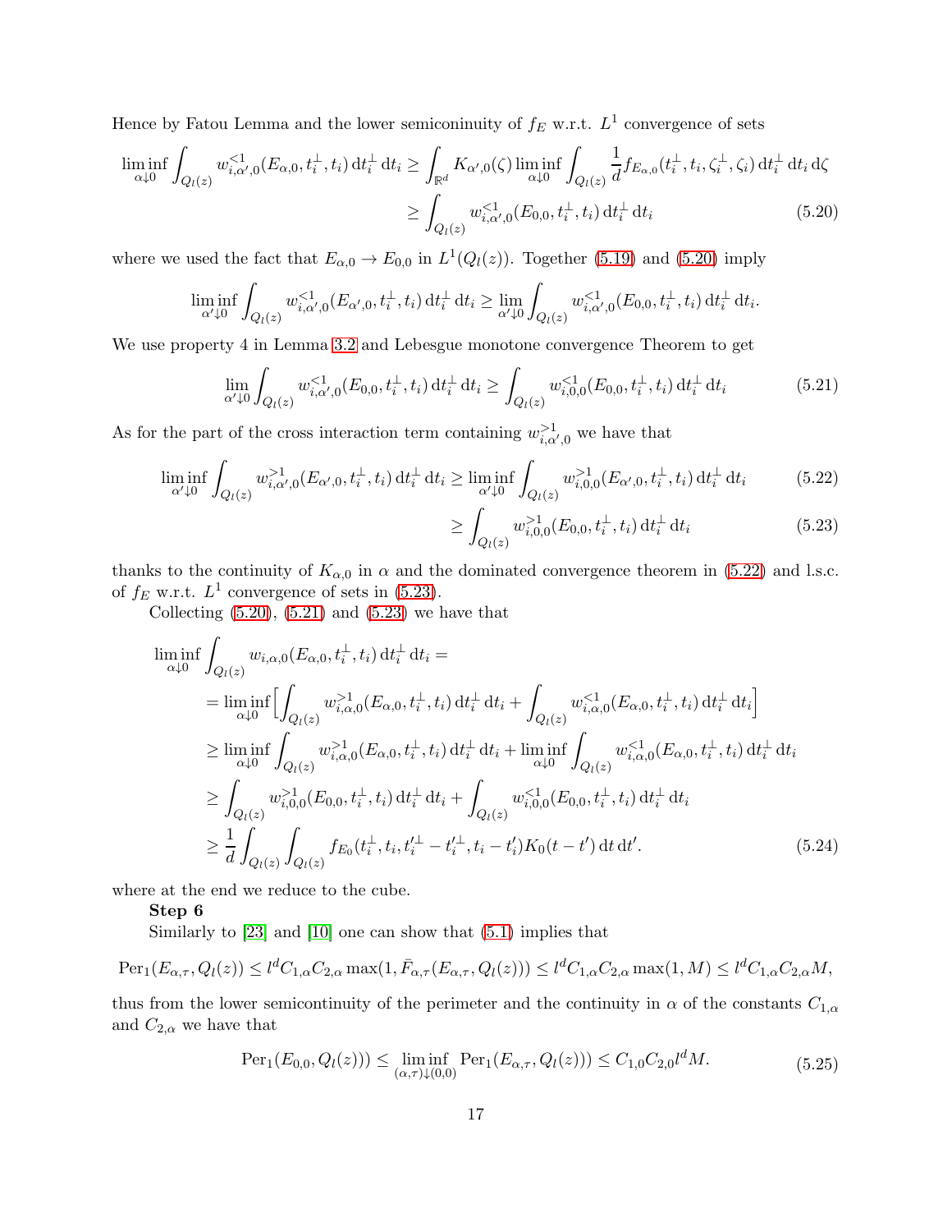Hence by Fatou Lemma and the lower semiconinuity of $f_E$ w.r.t. $L^1$ convergence of sets

$$
\begin{aligned}
\liminf_{\alpha\downarrow 0}\int_{Q_l(z)} w^{<1}_{i,\alpha',0}(E_{\alpha,0},t_i^\perp,t_i)\,\mathrm{d}t_i^\perp\,\mathrm{d}t_i &\geq \int_{\mathbb{R}^d} K_{\alpha',0}(\zeta)\liminf_{\alpha\downarrow 0}\int_{Q_l(z)} \frac{1}{d} f_{E_{\alpha,0}}(t_i^\perp,t_i,\zeta_i^\perp,\zeta_i)\,\mathrm{d}t_i^\perp\,\mathrm{d}t_i\,\mathrm{d}\zeta \\
&\geq \int_{Q_l(z)} w^{<1}_{i,\alpha',0}(E_{0,0},t_i^\perp,t_i)\,\mathrm{d}t_i^\perp\,\mathrm{d}t_i 
\end{aligned}
\tag{5.20}
$$

where we used the fact that $E_{\alpha,0}\to E_{0,0}$ in $L^1(Q_l(z))$. Together (5.19) and (5.20) imply

$$
\liminf_{\alpha'\downarrow 0}\int_{Q_l(z)} w^{<1}_{i,\alpha',0}(E_{\alpha',0},t_i^\perp,t_i)\,\mathrm{d}t_i^\perp\,\mathrm{d}t_i \geq \lim_{\alpha'\downarrow 0}\int_{Q_l(z)} w^{<1}_{i,\alpha',0}(E_{0,0},t_i^\perp,t_i)\,\mathrm{d}t_i^\perp\,\mathrm{d}t_i.
$$

We use property 4 in Lemma 3.2 and Lebesgue monotone convergence Theorem to get

$$
\lim_{\alpha'\downarrow 0}\int_{Q_l(z)} w^{<1}_{i,\alpha',0}(E_{0,0},t_i^\perp,t_i)\,\mathrm{d}t_i^\perp\,\mathrm{d}t_i \geq \int_{Q_l(z)} w^{<1}_{i,0,0}(E_{0,0},t_i^\perp,t_i)\,\mathrm{d}t_i^\perp\,\mathrm{d}t_i \tag{5.21}
$$

As for the part of the cross interaction term containing $w^{>1}_{i,\alpha',0}$ we have that

$$
\liminf_{\alpha'\downarrow 0}\int_{Q_l(z)} w^{>1}_{i,\alpha',0}(E_{\alpha',0},t_i^\perp,t_i)\,\mathrm{d}t_i^\perp\,\mathrm{d}t_i \geq \liminf_{\alpha'\downarrow 0}\int_{Q_l(z)} w^{>1}_{i,0,0}(E_{\alpha',0},t_i^\perp,t_i)\,\mathrm{d}t_i^\perp\,\mathrm{d}t_i \tag{5.22}
$$

$$
\geq \int_{Q_l(z)} w^{>1}_{i,0,0}(E_{0,0},t_i^\perp,t_i)\,\mathrm{d}t_i^\perp\,\mathrm{d}t_i \tag{5.23}
$$

thanks to the continuity of $K_{\alpha,0}$ in $\alpha$ and the dominated convergence theorem in (5.22) and l.s.c. of $f_E$ w.r.t. $L^1$ convergence of sets in (5.23).

Collecting (5.20), (5.21) and (5.23) we have that

$$
\begin{aligned}
\liminf_{\alpha\downarrow 0}&\int_{Q_l(z)} w_{i,\alpha,0}(E_{\alpha,0},t_i^\perp,t_i)\,\mathrm{d}t_i^\perp\,\mathrm{d}t_i = \\
&= \liminf_{\alpha\downarrow 0}\Big[\int_{Q_l(z)} w^{>1}_{i,\alpha,0}(E_{\alpha,0},t_i^\perp,t_i)\,\mathrm{d}t_i^\perp\,\mathrm{d}t_i + \int_{Q_l(z)} w^{<1}_{i,\alpha,0}(E_{\alpha,0},t_i^\perp,t_i)\,\mathrm{d}t_i^\perp\,\mathrm{d}t_i\Big] \\
&\geq \liminf_{\alpha\downarrow 0}\int_{Q_l(z)} w^{>1}_{i,\alpha,0}(E_{\alpha,0},t_i^\perp,t_i)\,\mathrm{d}t_i^\perp\,\mathrm{d}t_i + \liminf_{\alpha\downarrow 0}\int_{Q_l(z)} w^{<1}_{i,\alpha,0}(E_{\alpha,0},t_i^\perp,t_i)\,\mathrm{d}t_i^\perp\,\mathrm{d}t_i \\
&\geq \int_{Q_l(z)} w^{>1}_{i,0,0}(E_{0,0},t_i^\perp,t_i)\,\mathrm{d}t_i^\perp\,\mathrm{d}t_i + \int_{Q_l(z)} w^{<1}_{i,0,0}(E_{0,0},t_i^\perp,t_i)\,\mathrm{d}t_i^\perp\,\mathrm{d}t_i \\
&\geq \frac{1}{d}\int_{Q_l(z)}\int_{Q_l(z)} f_{E_0}(t_i^\perp,t_i,t_i'^\perp - t_i'^\perp, t_i - t_i')K_0(t-t')\,\mathrm{d}t\,\mathrm{d}t'.
\end{aligned}
\tag{5.24}
$$

where at the end we reduce to the cube.

**Step 6**

Similarly to [23] and [10] one can show that (5.1) implies that

$$
\mathrm{Per}_1(E_{\alpha,\tau},Q_l(z)) \leq l^d C_{1,\alpha}C_{2,\alpha}\max(1,\bar{F}_{\alpha,\tau}(E_{\alpha,\tau},Q_l(z))) \leq l^d C_{1,\alpha}C_{2,\alpha}\max(1,M) \leq l^d C_{1,\alpha}C_{2,\alpha}M,
$$

thus from the lower semicontinuity of the perimeter and the continuity in $\alpha$ of the constants $C_{1,\alpha}$ and $C_{2,\alpha}$ we have that

$$
\mathrm{Per}_1(E_{0,0},Q_l(z))) \leq \liminf_{(\alpha,\tau)\downarrow(0,0)} \mathrm{Per}_1(E_{\alpha,\tau},Q_l(z))) \leq C_{1,0}C_{2,0}l^d M. \tag{5.25}
$$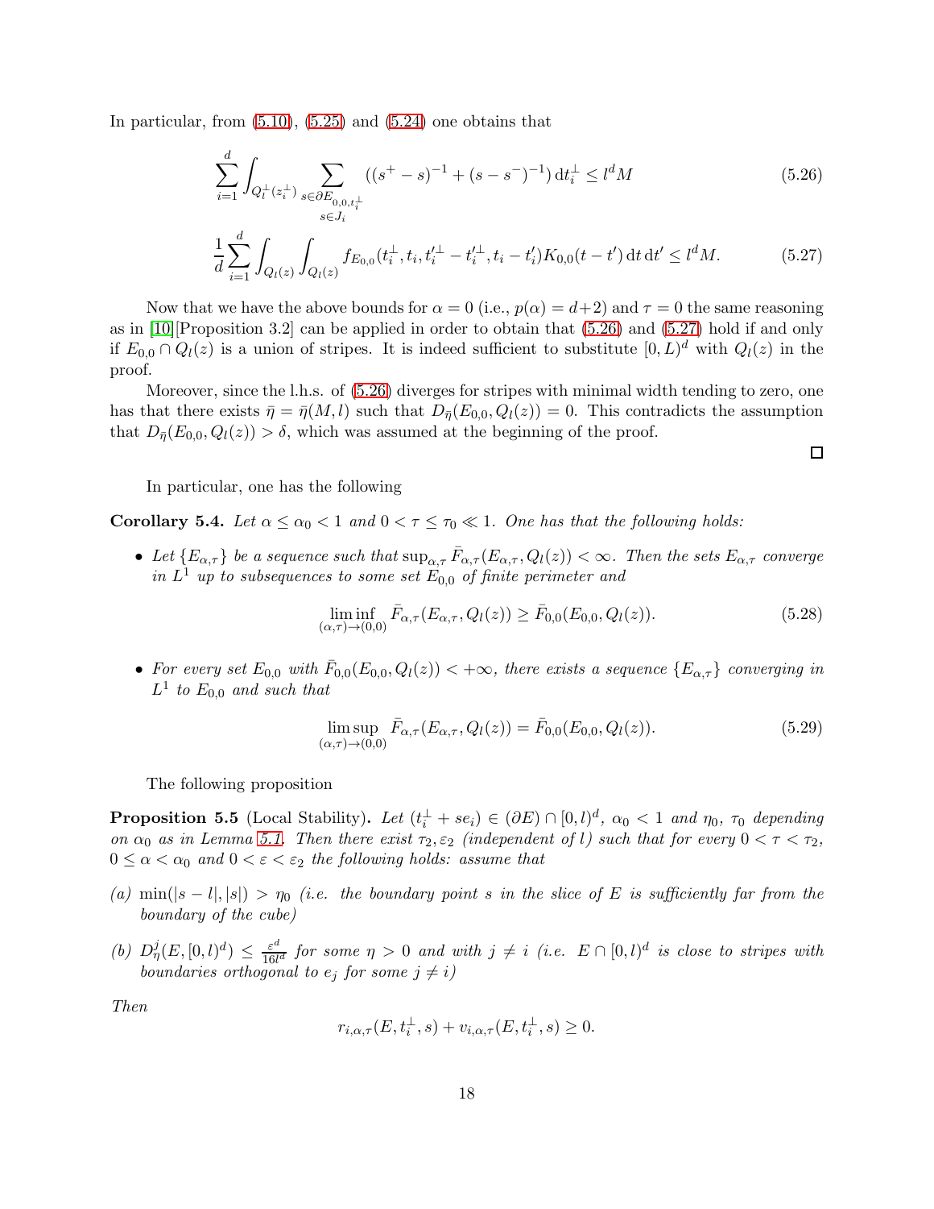In particular, from (5.10), (5.25) and (5.24) one obtains that

$$\sum_{i=1}^{d} \int_{Q_l^{\perp}(z_i^{\perp})} \sum_{\substack{s\in\partial E_{0,0,t_i^{\perp}} \\ s\in J_i}} ((s^+ - s)^{-1} + (s - s^-)^{-1})\,\mathrm{d}t_i^{\perp} \leq l^d M \tag{5.26}$$

$$\frac{1}{d}\sum_{i=1}^{d} \int_{Q_l(z)} \int_{Q_l(z)} f_{E_{0,0}}(t_i^{\perp}, t_i, t_i'^{\perp} - t_i'^{\perp}, t_i - t_i') K_{0,0}(t - t')\,\mathrm{d}t\,\mathrm{d}t' \leq l^d M. \tag{5.27}$$

Now that we have the above bounds for $\alpha = 0$ (i.e., $p(\alpha) = d+2$) and $\tau = 0$ the same reasoning as in [10][Proposition 3.2] can be applied in order to obtain that (5.26) and (5.27) hold if and only if $E_{0,0} \cap Q_l(z)$ is a union of stripes. It is indeed sufficient to substitute $[0, L)^d$ with $Q_l(z)$ in the proof.

Moreover, since the l.h.s. of (5.26) diverges for stripes with minimal width tending to zero, one has that there exists $\bar{\eta} = \bar{\eta}(M, l)$ such that $D_{\bar{\eta}}(E_{0,0}, Q_l(z)) = 0$. This contradicts the assumption that $D_{\bar{\eta}}(E_{0,0}, Q_l(z)) > \delta$, which was assumed at the beginning of the proof.

□

In particular, one has the following

**Corollary 5.4.** *Let $\alpha \leq \alpha_0 < 1$ and $0 < \tau \leq \tau_0 \ll 1$. One has that the following holds:*

- *Let $\{E_{\alpha,\tau}\}$ be a sequence such that $\sup_{\alpha,\tau} \bar{F}_{\alpha,\tau}(E_{\alpha,\tau}, Q_l(z)) < \infty$. Then the sets $E_{\alpha,\tau}$ converge in $L^1$ up to subsequences to some set $E_{0,0}$ of finite perimeter and*

$$\liminf_{(\alpha,\tau)\to(0,0)} \bar{F}_{\alpha,\tau}(E_{\alpha,\tau}, Q_l(z)) \geq \bar{F}_{0,0}(E_{0,0}, Q_l(z)). \tag{5.28}$$

- *For every set $E_{0,0}$ with $\bar{F}_{0,0}(E_{0,0}, Q_l(z)) < +\infty$, there exists a sequence $\{E_{\alpha,\tau}\}$ converging in $L^1$ to $E_{0,0}$ and such that*

$$\limsup_{(\alpha,\tau)\to(0,0)} \bar{F}_{\alpha,\tau}(E_{\alpha,\tau}, Q_l(z)) = \bar{F}_{0,0}(E_{0,0}, Q_l(z)). \tag{5.29}$$

The following proposition

**Proposition 5.5** (Local Stability)**.** *Let $(t_i^{\perp} + se_i) \in (\partial E) \cap [0, l)^d$, $\alpha_0 < 1$ and $\eta_0$, $\tau_0$ depending on $\alpha_0$ as in Lemma 5.1. Then there exist $\tau_2, \varepsilon_2$ (independent of $l$) such that for every $0 < \tau < \tau_2$, $0 \leq \alpha < \alpha_0$ and $0 < \varepsilon < \varepsilon_2$ the following holds: assume that*

*(a) $\min(|s - l|, |s|) > \eta_0$ (i.e. the boundary point $s$ in the slice of $E$ is sufficiently far from the boundary of the cube)*

*(b) $D^j_{\eta}(E, [0, l)^d) \leq \frac{\varepsilon^d}{16 l^d}$ for some $\eta > 0$ and with $j \neq i$ (i.e. $E \cap [0, l)^d$ is close to stripes with boundaries orthogonal to $e_j$ for some $j \neq i$)*

*Then*

$$r_{i,\alpha,\tau}(E, t_i^{\perp}, s) + v_{i,\alpha,\tau}(E, t_i^{\perp}, s) \geq 0.$$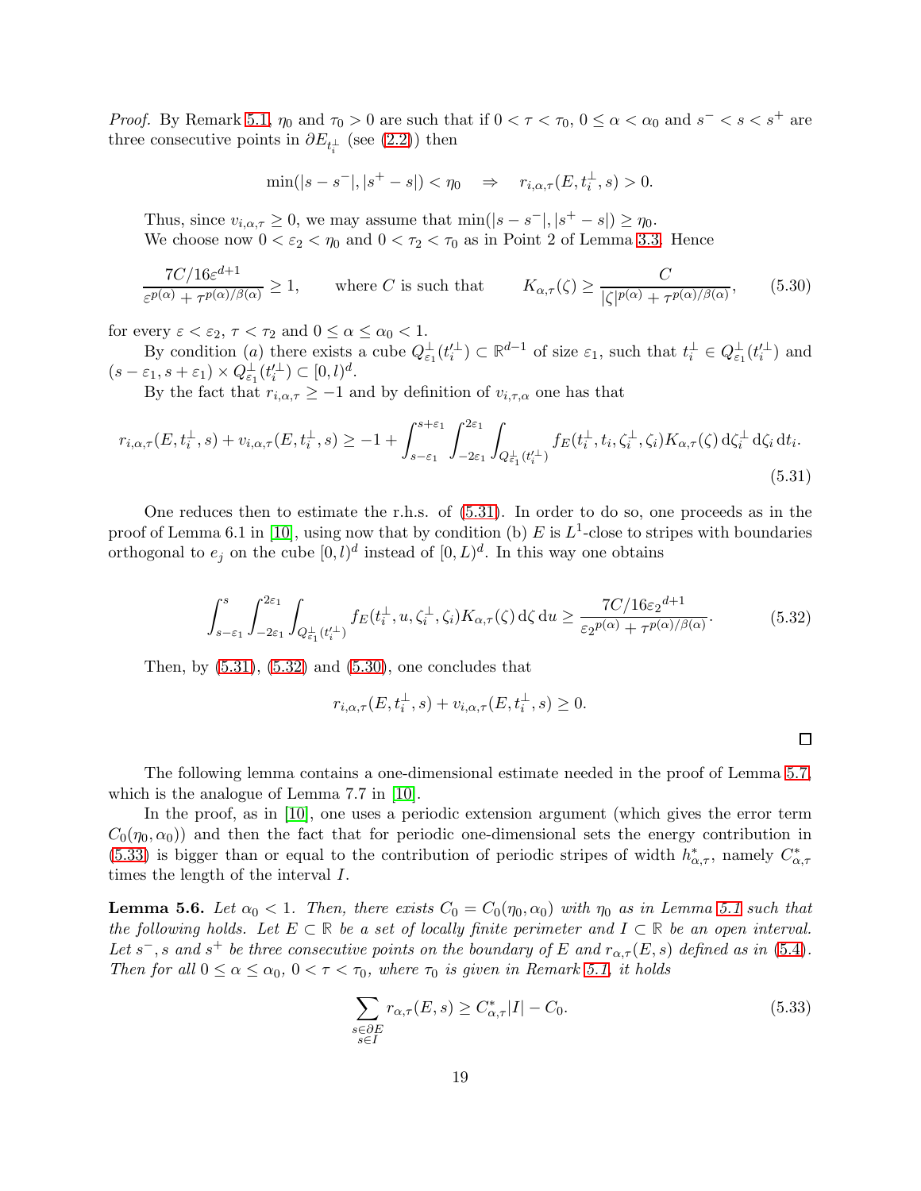*Proof.* By Remark 5.1, $\eta_0$ and $\tau_0 > 0$ are such that if $0 < \tau < \tau_0$, $0 \leq \alpha < \alpha_0$ and $s^- < s < s^+$ are three consecutive points in $\partial E_{t_i^\perp}$ (see (2.2)) then

$$\min(|s - s^-|, |s^+ - s|) < \eta_0 \quad \Rightarrow \quad r_{i,\alpha,\tau}(E, t_i^\perp, s) > 0.$$

Thus, since $v_{i,\alpha,\tau} \geq 0$, we may assume that $\min(|s - s^-|, |s^+ - s|) \geq \eta_0$.

We choose now $0 < \varepsilon_2 < \eta_0$ and $0 < \tau_2 < \tau_0$ as in Point 2 of Lemma 3.3. Hence

$$\frac{7C/16\varepsilon^{d+1}}{\varepsilon^{p(\alpha)} + \tau^{p(\alpha)/\beta(\alpha)}} \geq 1, \qquad \text{where } C \text{ is such that} \qquad K_{\alpha,\tau}(\zeta) \geq \frac{C}{|\zeta|^{p(\alpha)} + \tau^{p(\alpha)/\beta(\alpha)}}, \tag{5.30}$$

for every $\varepsilon < \varepsilon_2$, $\tau < \tau_2$ and $0 \leq \alpha \leq \alpha_0 < 1$.

By condition $(a)$ there exists a cube $Q^\perp_{\varepsilon_1}(t_i'^\perp) \subset \mathbb{R}^{d-1}$ of size $\varepsilon_1$, such that $t_i^\perp \in Q^\perp_{\varepsilon_1}(t_i'^\perp)$ and $(s - \varepsilon_1, s + \varepsilon_1) \times Q^\perp_{\varepsilon_1}(t_i'^\perp) \subset [0, l)^d$.

By the fact that $r_{i,\alpha,\tau} \geq -1$ and by definition of $v_{i,\tau,\alpha}$ one has that

$$r_{i,\alpha,\tau}(E, t_i^\perp, s) + v_{i,\alpha,\tau}(E, t_i^\perp, s) \geq -1 + \int_{s-\varepsilon_1}^{s+\varepsilon_1} \int_{-2\varepsilon_1}^{2\varepsilon_1} \int_{Q^\perp_{\varepsilon_1}(t_i'^\perp)} f_E(t_i^\perp, t_i, \zeta_i^\perp, \zeta_i) K_{\alpha,\tau}(\zeta) \,\mathrm{d}\zeta_i^\perp \,\mathrm{d}\zeta_i \,\mathrm{d}t_i. \tag{5.31}$$

One reduces then to estimate the r.h.s. of (5.31). In order to do so, one proceeds as in the proof of Lemma 6.1 in [10], using now that by condition (b) $E$ is $L^1$-close to stripes with boundaries orthogonal to $e_j$ on the cube $[0, l)^d$ instead of $[0, L)^d$. In this way one obtains

$$\int_{s-\varepsilon_1}^{s} \int_{-2\varepsilon_1}^{2\varepsilon_1} \int_{Q^\perp_{\varepsilon_1}(t_i'^\perp)} f_E(t_i^\perp, u, \zeta_i^\perp, \zeta_i) K_{\alpha,\tau}(\zeta) \,\mathrm{d}\zeta \,\mathrm{d}u \geq \frac{7C/16\varepsilon_2{}^{d+1}}{\varepsilon_2{}^{p(\alpha)} + \tau^{p(\alpha)/\beta(\alpha)}}. \tag{5.32}$$

Then, by (5.31), (5.32) and (5.30), one concludes that

$$r_{i,\alpha,\tau}(E, t_i^\perp, s) + v_{i,\alpha,\tau}(E, t_i^\perp, s) \geq 0.$$

□

The following lemma contains a one-dimensional estimate needed in the proof of Lemma 5.7, which is the analogue of Lemma 7.7 in [10].

In the proof, as in [10], one uses a periodic extension argument (which gives the error term $C_0(\eta_0, \alpha_0)$) and then the fact that for periodic one-dimensional sets the energy contribution in (5.33) is bigger than or equal to the contribution of periodic stripes of width $h^*_{\alpha,\tau}$, namely $C^*_{\alpha,\tau}$ times the length of the interval $I$.

**Lemma 5.6.** *Let $\alpha_0 < 1$. Then, there exists $C_0 = C_0(\eta_0, \alpha_0)$ with $\eta_0$ as in Lemma 5.1 such that the following holds. Let $E \subset \mathbb{R}$ be a set of locally finite perimeter and $I \subset \mathbb{R}$ be an open interval. Let $s^-, s$ and $s^+$ be three consecutive points on the boundary of $E$ and $r_{\alpha,\tau}(E, s)$ defined as in (5.4). Then for all $0 \leq \alpha \leq \alpha_0$, $0 < \tau < \tau_0$, where $\tau_0$ is given in Remark 5.1, it holds*

$$\sum_{\substack{s \in \partial E \\ s \in I}} r_{\alpha,\tau}(E, s) \geq C^*_{\alpha,\tau}|I| - C_0. \tag{5.33}$$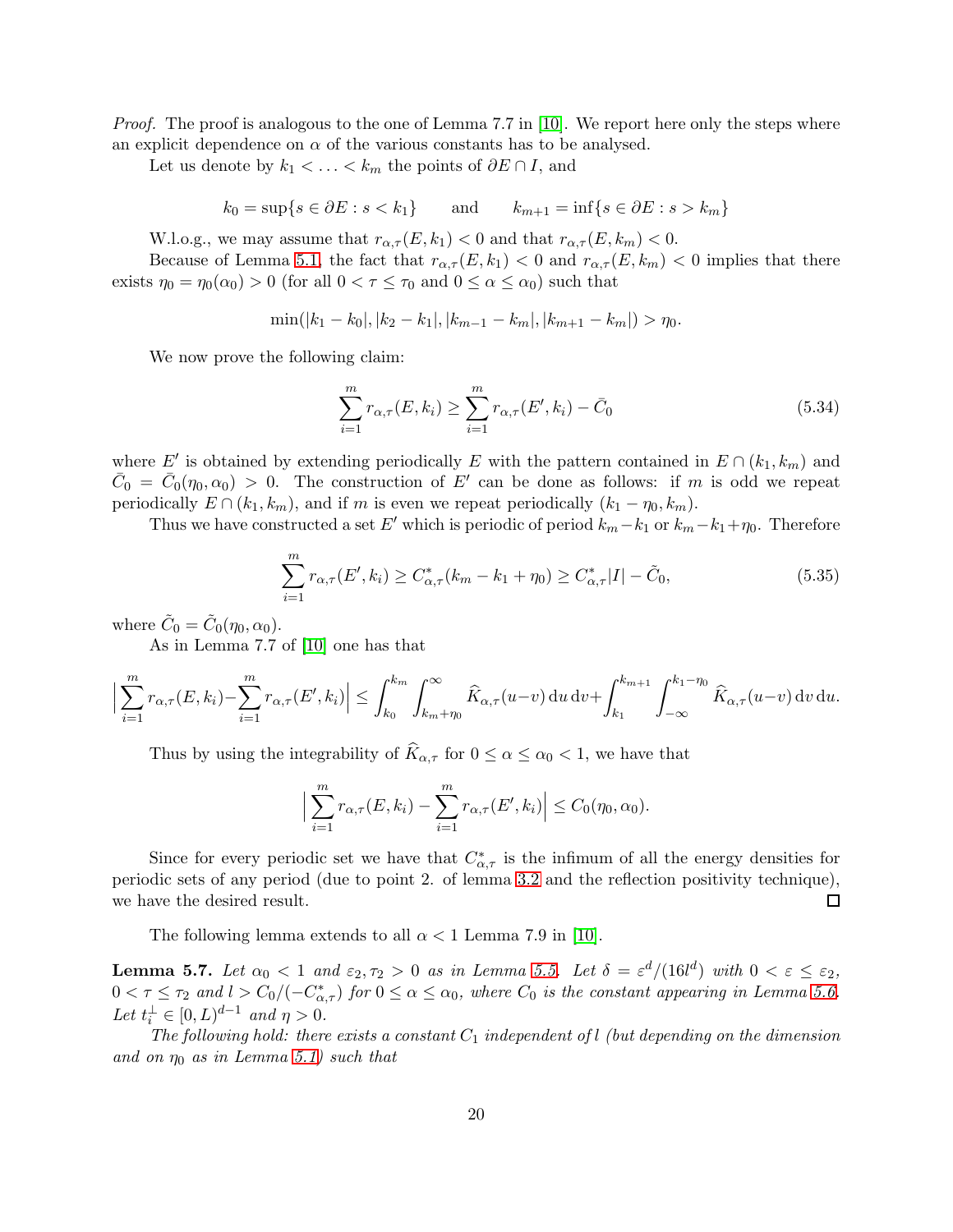*Proof.* The proof is analogous to the one of Lemma 7.7 in [10]. We report here only the steps where an explicit dependence on $\alpha$ of the various constants has to be analysed.

Let us denote by $k_1 < \ldots < k_m$ the points of $\partial E \cap I$, and

$$k_0 = \sup\{s \in \partial E : s < k_1\} \qquad \text{and} \qquad k_{m+1} = \inf\{s \in \partial E : s > k_m\}$$

W.l.o.g., we may assume that $r_{\alpha,\tau}(E, k_1) < 0$ and that $r_{\alpha,\tau}(E, k_m) < 0$.

Because of Lemma 5.1, the fact that $r_{\alpha,\tau}(E, k_1) < 0$ and $r_{\alpha,\tau}(E, k_m) < 0$ implies that there exists $\eta_0 = \eta_0(\alpha_0) > 0$ (for all $0 < \tau \leq \tau_0$ and $0 \leq \alpha \leq \alpha_0$) such that

$$\min(|k_1 - k_0|, |k_2 - k_1|, |k_{m-1} - k_m|, |k_{m+1} - k_m|) > \eta_0.$$

We now prove the following claim:

$$\sum_{i=1}^{m} r_{\alpha,\tau}(E, k_i) \geq \sum_{i=1}^{m} r_{\alpha,\tau}(E', k_i) - \bar{C}_0 \tag{5.34}$$

where $E'$ is obtained by extending periodically $E$ with the pattern contained in $E \cap (k_1, k_m)$ and $\bar{C}_0 = \bar{C}_0(\eta_0, \alpha_0) > 0$. The construction of $E'$ can be done as follows: if $m$ is odd we repeat periodically $E \cap (k_1, k_m)$, and if $m$ is even we repeat periodically $(k_1 - \eta_0, k_m)$.

Thus we have constructed a set $E'$ which is periodic of period $k_m - k_1$ or $k_m - k_1 + \eta_0$. Therefore

$$\sum_{i=1}^{m} r_{\alpha,\tau}(E', k_i) \geq C^*_{\alpha,\tau}(k_m - k_1 + \eta_0) \geq C^*_{\alpha,\tau}|I| - \tilde{C}_0, \tag{5.35}$$

where $\tilde{C}_0 = \tilde{C}_0(\eta_0, \alpha_0)$.

As in Lemma 7.7 of [10] one has that

$$\Big|\sum_{i=1}^{m} r_{\alpha,\tau}(E, k_i) - \sum_{i=1}^{m} r_{\alpha,\tau}(E', k_i)\Big| \leq \int_{k_0}^{k_m} \int_{k_m+\eta_0}^{\infty} \widehat{K}_{\alpha,\tau}(u-v)\,\mathrm{d}u\,\mathrm{d}v + \int_{k_1}^{k_{m+1}} \int_{-\infty}^{k_1-\eta_0} \widehat{K}_{\alpha,\tau}(u-v)\,\mathrm{d}v\,\mathrm{d}u.$$

Thus by using the integrability of $\widehat{K}_{\alpha,\tau}$ for $0 \leq \alpha \leq \alpha_0 < 1$, we have that

$$\Big|\sum_{i=1}^{m} r_{\alpha,\tau}(E, k_i) - \sum_{i=1}^{m} r_{\alpha,\tau}(E', k_i)\Big| \leq C_0(\eta_0, \alpha_0).$$

Since for every periodic set we have that $C^*_{\alpha,\tau}$ is the infimum of all the energy densities for periodic sets of any period (due to point 2. of lemma 3.2 and the reflection positivity technique), we have the desired result. □

The following lemma extends to all $\alpha < 1$ Lemma 7.9 in [10].

**Lemma 5.7.** *Let $\alpha_0 < 1$ and $\varepsilon_2, \tau_2 > 0$ as in Lemma 5.5. Let $\delta = \varepsilon^d/(16l^d)$ with $0 < \varepsilon \leq \varepsilon_2$, $0 < \tau \leq \tau_2$ and $l > C_0/(-C^*_{\alpha,\tau})$ for $0 \leq \alpha \leq \alpha_0$, where $C_0$ is the constant appearing in Lemma 5.6. Let $t_i^\perp \in [0, L)^{d-1}$ and $\eta > 0$.*

*The following hold: there exists a constant $C_1$ independent of $l$ (but depending on the dimension and on $\eta_0$ as in Lemma 5.1) such that*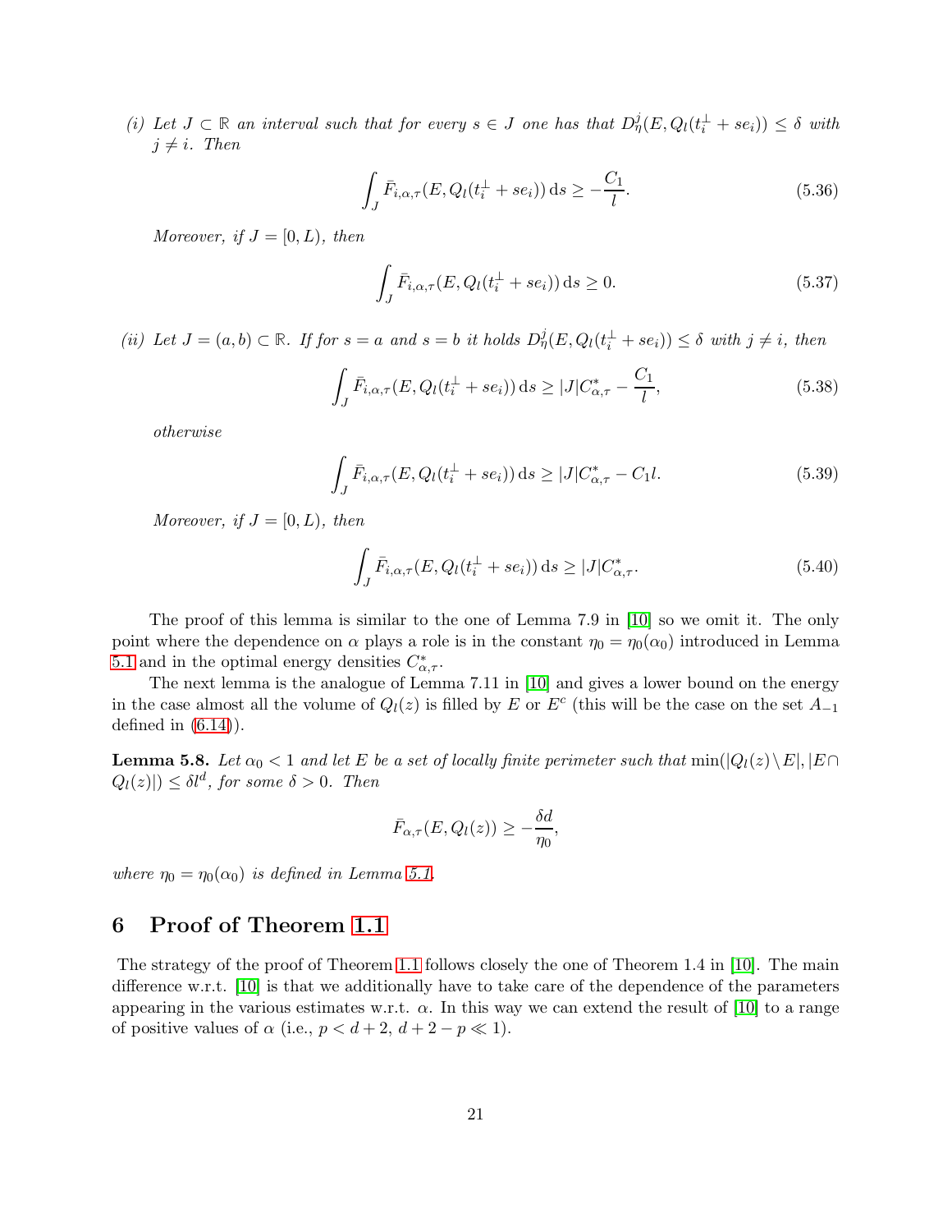*(i) Let $J \subset \mathbb{R}$ an interval such that for every $s \in J$ one has that $D^j_\eta(E, Q_l(t_i^\perp + se_i)) \le \delta$ with $j \ne i$. Then*

$$\int_J \bar{F}_{i,\alpha,\tau}(E, Q_l(t_i^\perp + se_i))\,\mathrm{d}s \ge -\frac{C_1}{l}. \tag{5.36}$$

*Moreover, if $J = [0, L)$, then*

$$\int_J \bar{F}_{i,\alpha,\tau}(E, Q_l(t_i^\perp + se_i))\,\mathrm{d}s \ge 0. \tag{5.37}$$

*(ii) Let $J = (a, b) \subset \mathbb{R}$. If for $s = a$ and $s = b$ it holds $D^j_\eta(E, Q_l(t_i^\perp + se_i)) \le \delta$ with $j \ne i$, then*

$$\int_J \bar{F}_{i,\alpha,\tau}(E, Q_l(t_i^\perp + se_i))\,\mathrm{d}s \ge |J| C^*_{\alpha,\tau} - \frac{C_1}{l}, \tag{5.38}$$

*otherwise*

$$\int_J \bar{F}_{i,\alpha,\tau}(E, Q_l(t_i^\perp + se_i))\,\mathrm{d}s \ge |J| C^*_{\alpha,\tau} - C_1 l. \tag{5.39}$$

*Moreover, if $J = [0, L)$, then*

$$\int_J \bar{F}_{i,\alpha,\tau}(E, Q_l(t_i^\perp + se_i))\,\mathrm{d}s \ge |J| C^*_{\alpha,\tau}. \tag{5.40}$$

The proof of this lemma is similar to the one of Lemma 7.9 in [10] so we omit it. The only point where the dependence on $\alpha$ plays a role is in the constant $\eta_0 = \eta_0(\alpha_0)$ introduced in Lemma 5.1 and in the optimal energy densities $C^*_{\alpha,\tau}$.

The next lemma is the analogue of Lemma 7.11 in [10] and gives a lower bound on the energy in the case almost all the volume of $Q_l(z)$ is filled by $E$ or $E^c$ (this will be the case on the set $A_{-1}$ defined in (6.14)).

**Lemma 5.8.** *Let $\alpha_0 < 1$ and let $E$ be a set of locally finite perimeter such that $\min(|Q_l(z) \setminus E|, |E \cap Q_l(z)|) \le \delta l^d$, for some $\delta > 0$. Then*

$$\bar{F}_{\alpha,\tau}(E, Q_l(z)) \ge -\frac{\delta d}{\eta_0},$$

*where $\eta_0 = \eta_0(\alpha_0)$ is defined in Lemma 5.1.*

## 6 Proof of Theorem 1.1

The strategy of the proof of Theorem 1.1 follows closely the one of Theorem 1.4 in [10]. The main difference w.r.t. [10] is that we additionally have to take care of the dependence of the parameters appearing in the various estimates w.r.t. $\alpha$. In this way we can extend the result of [10] to a range of positive values of $\alpha$ (i.e., $p < d + 2$, $d + 2 - p \ll 1$).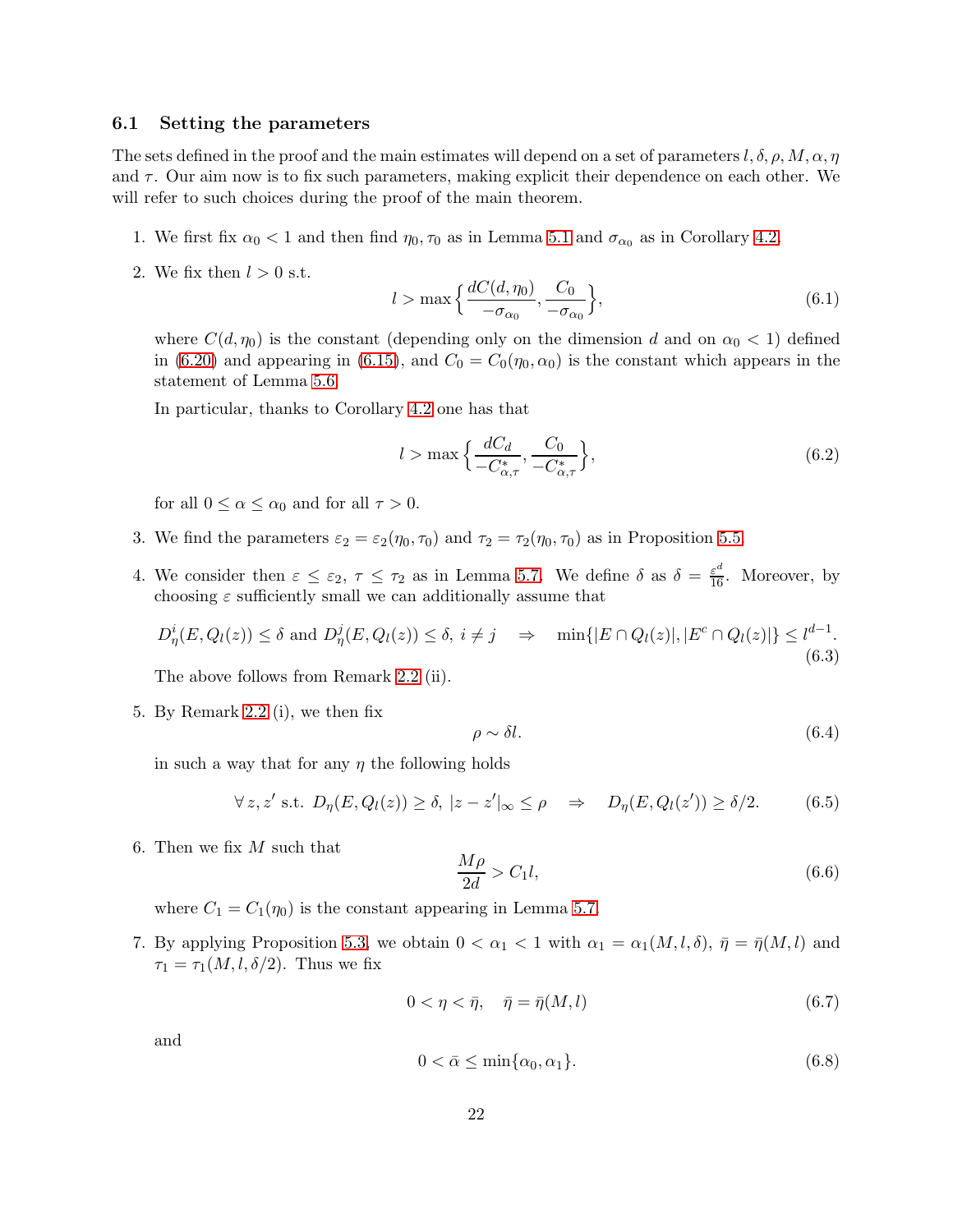### 6.1 Setting the parameters

The sets defined in the proof and the main estimates will depend on a set of parameters $l, \delta, \rho, M, \alpha, \eta$ and $\tau$. Our aim now is to fix such parameters, making explicit their dependence on each other. We will refer to such choices during the proof of the main theorem.

1. We first fix $\alpha_0 < 1$ and then find $\eta_0, \tau_0$ as in Lemma 5.1 and $\sigma_{\alpha_0}$ as in Corollary 4.2.

2. We fix then $l > 0$ s.t.
$$l > \max\Big\{\frac{dC(d,\eta_0)}{-\sigma_{\alpha_0}}, \frac{C_0}{-\sigma_{\alpha_0}}\Big\}, \tag{6.1}$$
where $C(d,\eta_0)$ is the constant (depending only on the dimension $d$ and on $\alpha_0 < 1$) defined in (6.20) and appearing in (6.15), and $C_0 = C_0(\eta_0, \alpha_0)$ is the constant which appears in the statement of Lemma 5.6.

   In particular, thanks to Corollary 4.2 one has that
$$l > \max\Big\{\frac{dC_d}{-C^*_{\alpha,\tau}}, \frac{C_0}{-C^*_{\alpha,\tau}}\Big\}, \tag{6.2}$$
for all $0 \leq \alpha \leq \alpha_0$ and for all $\tau > 0$.

3. We find the parameters $\varepsilon_2 = \varepsilon_2(\eta_0, \tau_0)$ and $\tau_2 = \tau_2(\eta_0, \tau_0)$ as in Proposition 5.5.

4. We consider then $\varepsilon \leq \varepsilon_2$, $\tau \leq \tau_2$ as in Lemma 5.7. We define $\delta$ as $\delta = \frac{\varepsilon^d}{16}$. Moreover, by choosing $\varepsilon$ sufficiently small we can additionally assume that
$$D^i_\eta(E, Q_l(z)) \leq \delta \text{ and } D^j_\eta(E, Q_l(z)) \leq \delta,\ i \neq j \quad \Rightarrow \quad \min\{|E \cap Q_l(z)|, |E^c \cap Q_l(z)|\} \leq l^{d-1}. \tag{6.3}$$
The above follows from Remark 2.2 (ii).

5. By Remark 2.2 (i), we then fix
$$\rho \sim \delta l. \tag{6.4}$$
in such a way that for any $\eta$ the following holds
$$\forall\, z, z' \text{ s.t. } D_\eta(E, Q_l(z)) \geq \delta,\ |z - z'|_\infty \leq \rho \quad \Rightarrow \quad D_\eta(E, Q_l(z')) \geq \delta/2. \tag{6.5}$$

6. Then we fix $M$ such that
$$\frac{M\rho}{2d} > C_1 l, \tag{6.6}$$
where $C_1 = C_1(\eta_0)$ is the constant appearing in Lemma 5.7.

7. By applying Proposition 5.3, we obtain $0 < \alpha_1 < 1$ with $\alpha_1 = \alpha_1(M, l, \delta)$, $\bar\eta = \bar\eta(M, l)$ and $\tau_1 = \tau_1(M, l, \delta/2)$. Thus we fix
$$0 < \eta < \bar\eta, \quad \bar\eta = \bar\eta(M, l) \tag{6.7}$$
and
$$0 < \bar\alpha \leq \min\{\alpha_0, \alpha_1\}. \tag{6.8}$$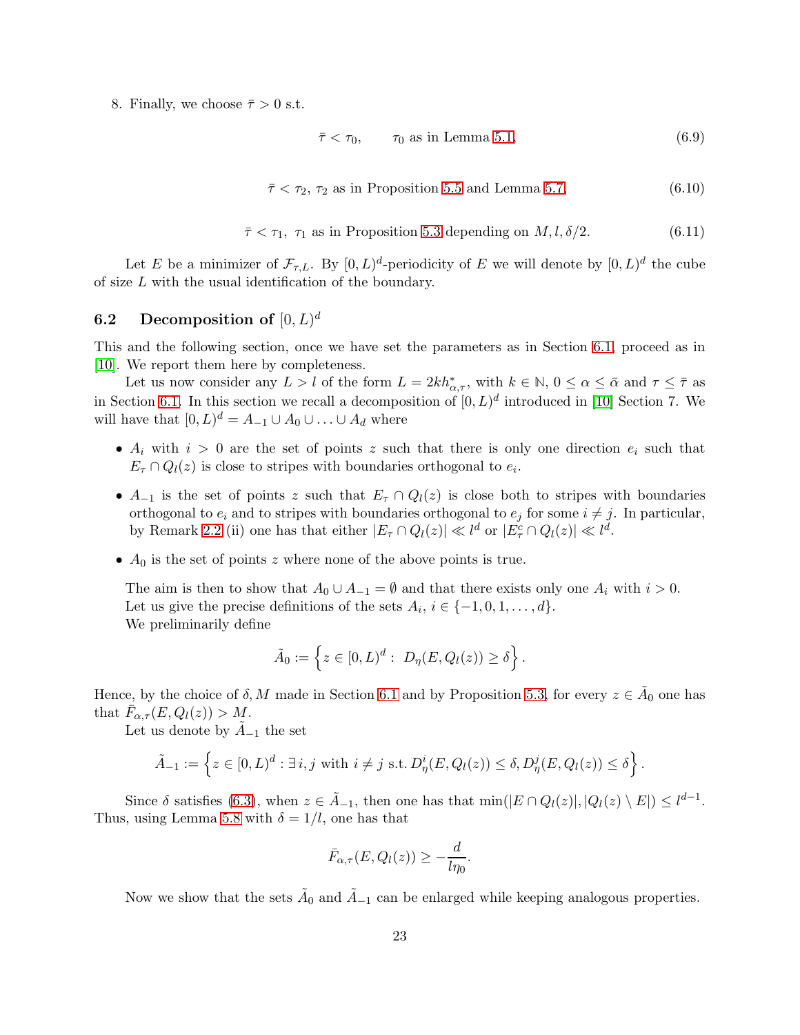8. Finally, we choose $\bar\tau > 0$ s.t.

$$\bar\tau < \tau_0, \qquad \tau_0 \text{ as in Lemma 5.1,} \tag{6.9}$$

$$\bar\tau < \tau_2,\ \tau_2 \text{ as in Proposition 5.5 and Lemma 5.7,} \tag{6.10}$$

$$\bar\tau < \tau_1,\ \tau_1 \text{ as in Proposition 5.3 depending on } M, l, \delta/2. \tag{6.11}$$

Let $E$ be a minimizer of $\mathcal{F}_{\tau,L}$. By $[0,L)^d$-periodicity of $E$ we will denote by $[0,L)^d$ the cube of size $L$ with the usual identification of the boundary.

## 6.2 Decomposition of $[0,L)^d$

This and the following section, once we have set the parameters as in Section 6.1, proceed as in [10]. We report them here by completeness.

Let us now consider any $L > l$ of the form $L = 2kh^*_{\alpha,\tau}$, with $k \in \mathbb{N}$, $0 \le \alpha \le \bar\alpha$ and $\tau \le \bar\tau$ as in Section 6.1. In this section we recall a decomposition of $[0,L)^d$ introduced in [10] Section 7. We will have that $[0,L)^d = A_{-1} \cup A_0 \cup \ldots \cup A_d$ where

- $A_i$ with $i > 0$ are the set of points $z$ such that there is only one direction $e_i$ such that $E_\tau \cap Q_l(z)$ is close to stripes with boundaries orthogonal to $e_i$.
- $A_{-1}$ is the set of points $z$ such that $E_\tau \cap Q_l(z)$ is close both to stripes with boundaries orthogonal to $e_i$ and to stripes with boundaries orthogonal to $e_j$ for some $i \ne j$. In particular, by Remark 2.2 (ii) one has that either $|E_\tau \cap Q_l(z)| \ll l^d$ or $|E^c_\tau \cap Q_l(z)| \ll l^d$.
- $A_0$ is the set of points $z$ where none of the above points is true.

The aim is then to show that $A_0 \cup A_{-1} = \emptyset$ and that there exists only one $A_i$ with $i > 0$.

Let us give the precise definitions of the sets $A_i$, $i \in \{-1, 0, 1, \ldots, d\}$.

We preliminarily define

$$\tilde A_0 := \left\{ z \in [0,L)^d :\ D_\eta(E, Q_l(z)) \ge \delta \right\}.$$

Hence, by the choice of $\delta, M$ made in Section 6.1 and by Proposition 5.3, for every $z \in \tilde A_0$ one has that $\bar F_{\alpha,\tau}(E, Q_l(z)) > M$.

Let us denote by $\tilde A_{-1}$ the set

$$\tilde A_{-1} := \left\{ z \in [0,L)^d : \exists\, i, j \text{ with } i \ne j \text{ s.t. } D^i_\eta(E, Q_l(z)) \le \delta, D^j_\eta(E, Q_l(z)) \le \delta \right\}.$$

Since $\delta$ satisfies (6.3), when $z \in \tilde A_{-1}$, then one has that $\min(|E \cap Q_l(z)|, |Q_l(z) \setminus E|) \le l^{d-1}$. Thus, using Lemma 5.8 with $\delta = 1/l$, one has that

$$\bar F_{\alpha,\tau}(E, Q_l(z)) \ge -\frac{d}{l\eta_0}.$$

Now we show that the sets $\tilde A_0$ and $\tilde A_{-1}$ can be enlarged while keeping analogous properties.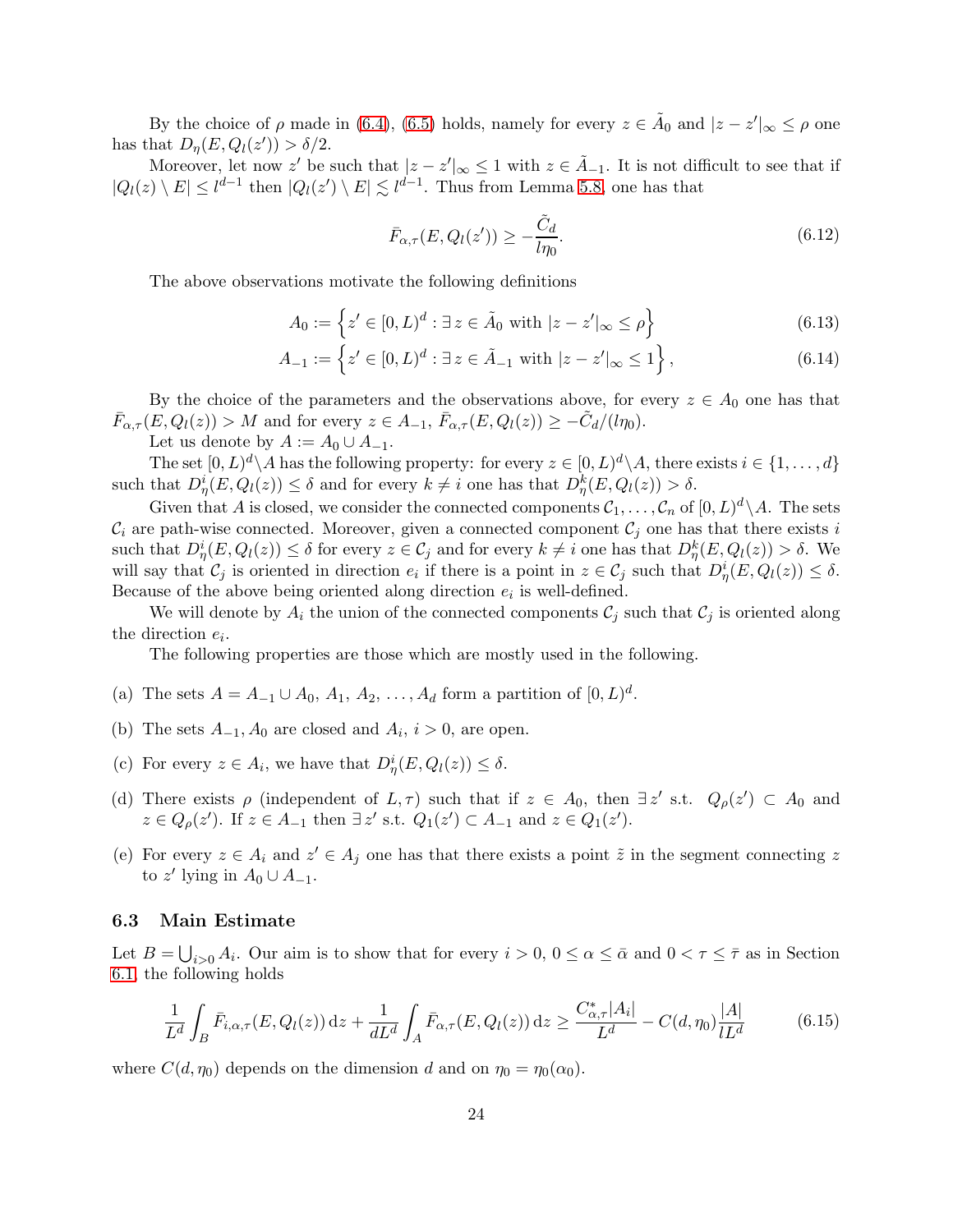By the choice of $\rho$ made in (6.4), (6.5) holds, namely for every $z \in \tilde{A}_0$ and $|z - z'|_\infty \leq \rho$ one has that $D_\eta(E, Q_l(z')) > \delta/2$.

Moreover, let now $z'$ be such that $|z - z'|_\infty \leq 1$ with $z \in \tilde{A}_{-1}$. It is not difficult to see that if $|Q_l(z) \setminus E| \leq l^{d-1}$ then $|Q_l(z') \setminus E| \lesssim l^{d-1}$. Thus from Lemma 5.8, one has that

$$
\bar{F}_{\alpha,\tau}(E, Q_l(z')) \geq -\frac{\tilde{C}_d}{l\eta_0}. \tag{6.12}
$$

The above observations motivate the following definitions

$$
A_0 := \left\{ z' \in [0, L)^d : \exists\, z \in \tilde{A}_0 \text{ with } |z - z'|_\infty \leq \rho \right\} \tag{6.13}
$$

$$
A_{-1} := \left\{ z' \in [0, L)^d : \exists\, z \in \tilde{A}_{-1} \text{ with } |z - z'|_\infty \leq 1 \right\}, \tag{6.14}
$$

By the choice of the parameters and the observations above, for every $z \in A_0$ one has that $\bar{F}_{\alpha,\tau}(E, Q_l(z)) > M$ and for every $z \in A_{-1}$, $\bar{F}_{\alpha,\tau}(E, Q_l(z)) \geq -\tilde{C}_d/(l\eta_0)$.

Let us denote by $A := A_0 \cup A_{-1}$.

The set $[0, L)^d \setminus A$ has the following property: for every $z \in [0, L)^d \setminus A$, there exists $i \in \{1, \ldots, d\}$ such that $D^i_\eta(E, Q_l(z)) \leq \delta$ and for every $k \neq i$ one has that $D^k_\eta(E, Q_l(z)) > \delta$.

Given that $A$ is closed, we consider the connected components $\mathcal{C}_1, \ldots, \mathcal{C}_n$ of $[0, L)^d \setminus A$. The sets $\mathcal{C}_i$ are path-wise connected. Moreover, given a connected component $\mathcal{C}_j$ one has that there exists $i$ such that $D^i_\eta(E, Q_l(z)) \leq \delta$ for every $z \in \mathcal{C}_j$ and for every $k \neq i$ one has that $D^k_\eta(E, Q_l(z)) > \delta$. We will say that $\mathcal{C}_j$ is oriented in direction $e_i$ if there is a point in $z \in \mathcal{C}_j$ such that $D^i_\eta(E, Q_l(z)) \leq \delta$. Because of the above being oriented along direction $e_i$ is well-defined.

We will denote by $A_i$ the union of the connected components $\mathcal{C}_j$ such that $\mathcal{C}_j$ is oriented along the direction $e_i$.

The following properties are those which are mostly used in the following.

(a) The sets $A = A_{-1} \cup A_0$, $A_1$, $A_2$, $\ldots$, $A_d$ form a partition of $[0, L)^d$.

(b) The sets $A_{-1}, A_0$ are closed and $A_i$, $i > 0$, are open.

(c) For every $z \in A_i$, we have that $D^i_\eta(E, Q_l(z)) \leq \delta$.

(d) There exists $\rho$ (independent of $L, \tau$) such that if $z \in A_0$, then $\exists\, z'$ s.t. $Q_\rho(z') \subset A_0$ and $z \in Q_\rho(z')$. If $z \in A_{-1}$ then $\exists\, z'$ s.t. $Q_1(z') \subset A_{-1}$ and $z \in Q_1(z')$.

(e) For every $z \in A_i$ and $z' \in A_j$ one has that there exists a point $\tilde{z}$ in the segment connecting $z$ to $z'$ lying in $A_0 \cup A_{-1}$.

### 6.3 Main Estimate

Let $B = \bigcup_{i>0} A_i$. Our aim is to show that for every $i > 0$, $0 \leq \alpha \leq \bar{\alpha}$ and $0 < \tau \leq \bar{\tau}$ as in Section 6.1, the following holds

$$
\frac{1}{L^d} \int_B \bar{F}_{i,\alpha,\tau}(E, Q_l(z))\, \mathrm{d}z + \frac{1}{dL^d} \int_A \bar{F}_{\alpha,\tau}(E, Q_l(z))\, \mathrm{d}z \geq \frac{C^*_{\alpha,\tau}|A_i|}{L^d} - C(d, \eta_0)\frac{|A|}{lL^d} \tag{6.15}
$$

where $C(d, \eta_0)$ depends on the dimension $d$ and on $\eta_0 = \eta_0(\alpha_0)$.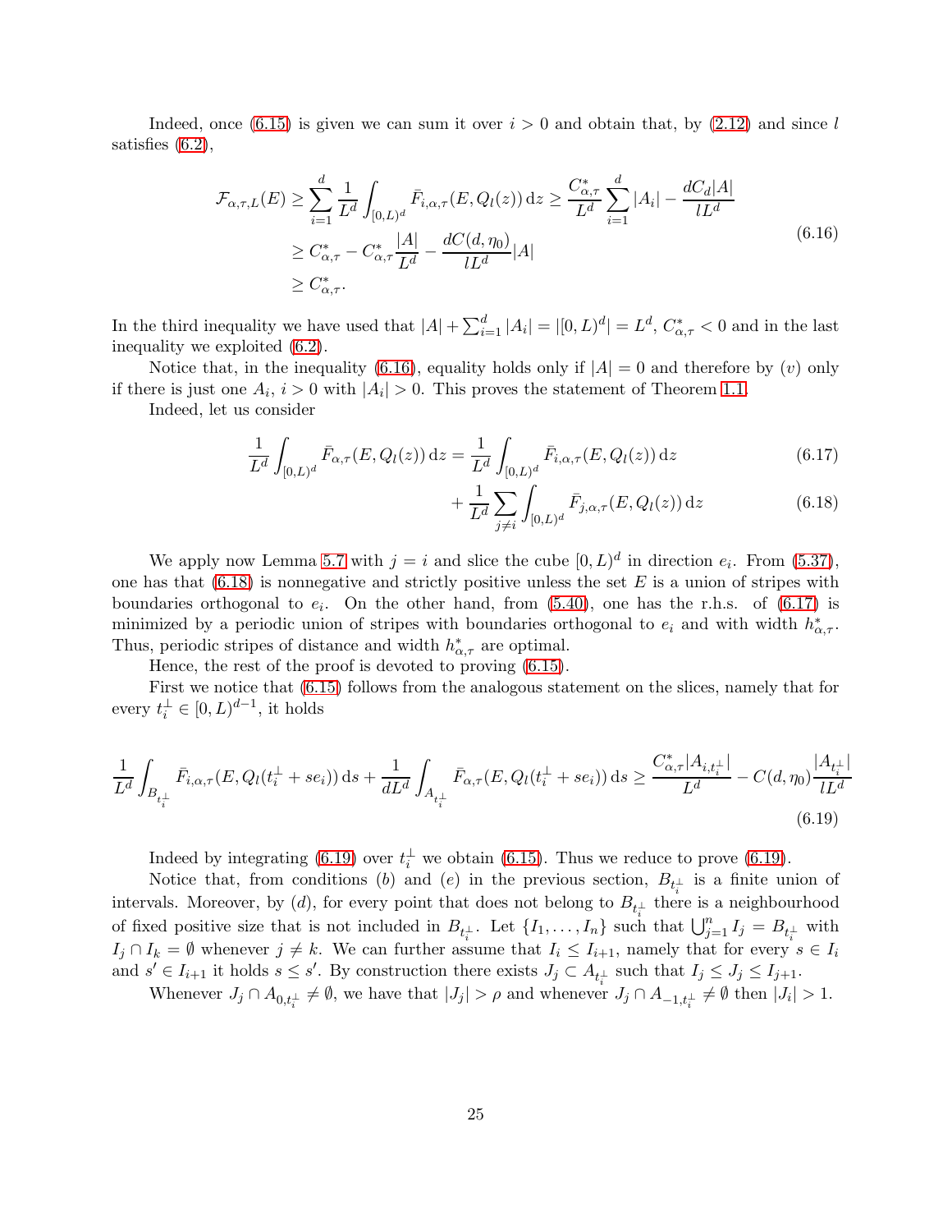Indeed, once (6.15) is given we can sum it over $i > 0$ and obtain that, by (2.12) and since $l$ satisfies (6.2),

$$
\begin{aligned}
\mathcal{F}_{\alpha,\tau,L}(E) &\geq \sum_{i=1}^{d} \frac{1}{L^d} \int_{[0,L)^d} \bar{F}_{i,\alpha,\tau}(E, Q_l(z))\,\mathrm{d}z \geq \frac{C^*_{\alpha,\tau}}{L^d} \sum_{i=1}^{d} |A_i| - \frac{dC_d|A|}{lL^d} \\
&\geq C^*_{\alpha,\tau} - C^*_{\alpha,\tau}\frac{|A|}{L^d} - \frac{dC(d,\eta_0)}{lL^d}|A| \\
&\geq C^*_{\alpha,\tau}.
\end{aligned}
\tag{6.16}
$$

In the third inequality we have used that $|A| + \sum_{i=1}^d |A_i| = |[0,L)^d| = L^d$, $C^*_{\alpha,\tau} < 0$ and in the last inequality we exploited (6.2).

Notice that, in the inequality (6.16), equality holds only if $|A| = 0$ and therefore by $(v)$ only if there is just one $A_i$, $i > 0$ with $|A_i| > 0$. This proves the statement of Theorem 1.1.

Indeed, let us consider

$$
\frac{1}{L^d}\int_{[0,L)^d} \bar{F}_{\alpha,\tau}(E, Q_l(z))\,\mathrm{d}z = \frac{1}{L^d}\int_{[0,L)^d} \bar{F}_{i,\alpha,\tau}(E, Q_l(z))\,\mathrm{d}z \tag{6.17}
$$

$$
+ \frac{1}{L^d}\sum_{j\neq i}\int_{[0,L)^d} \bar{F}_{j,\alpha,\tau}(E, Q_l(z))\,\mathrm{d}z \tag{6.18}
$$

We apply now Lemma 5.7 with $j = i$ and slice the cube $[0,L)^d$ in direction $e_i$. From (5.37), one has that (6.18) is nonnegative and strictly positive unless the set $E$ is a union of stripes with boundaries orthogonal to $e_i$. On the other hand, from (5.40), one has the r.h.s. of (6.17) is minimized by a periodic union of stripes with boundaries orthogonal to $e_i$ and with width $h^*_{\alpha,\tau}$. Thus, periodic stripes of distance and width $h^*_{\alpha,\tau}$ are optimal.

Hence, the rest of the proof is devoted to proving (6.15).

First we notice that (6.15) follows from the analogous statement on the slices, namely that for every $t_i^\perp \in [0,L)^{d-1}$, it holds

$$
\frac{1}{L^d}\int_{B_{t_i^\perp}} \bar{F}_{i,\alpha,\tau}(E, Q_l(t_i^\perp + se_i))\,\mathrm{d}s + \frac{1}{dL^d}\int_{A_{t_i^\perp}} \bar{F}_{\alpha,\tau}(E, Q_l(t_i^\perp + se_i))\,\mathrm{d}s \geq \frac{C^*_{\alpha,\tau}|A_{i,t_i^\perp}|}{L^d} - C(d,\eta_0)\frac{|A_{t_i^\perp}|}{lL^d}
\tag{6.19}
$$

Indeed by integrating (6.19) over $t_i^\perp$ we obtain (6.15). Thus we reduce to prove (6.19).

Notice that, from conditions $(b)$ and $(e)$ in the previous section, $B_{t_i^\perp}$ is a finite union of intervals. Moreover, by $(d)$, for every point that does not belong to $B_{t_i^\perp}$ there is a neighbourhood of fixed positive size that is not included in $B_{t_i^\perp}$. Let $\{I_1,\ldots,I_n\}$ such that $\bigcup_{j=1}^n I_j = B_{t_i^\perp}$ with $I_j \cap I_k = \emptyset$ whenever $j \neq k$. We can further assume that $I_i \leq I_{i+1}$, namely that for every $s \in I_i$ and $s' \in I_{i+1}$ it holds $s \leq s'$. By construction there exists $J_j \subset A_{t_i^\perp}$ such that $I_j \leq J_j \leq I_{j+1}$.

Whenever $J_j \cap A_{0,t_i^\perp} \neq \emptyset$, we have that $|J_j| > \rho$ and whenever $J_j \cap A_{-1,t_i^\perp} \neq \emptyset$ then $|J_i| > 1$.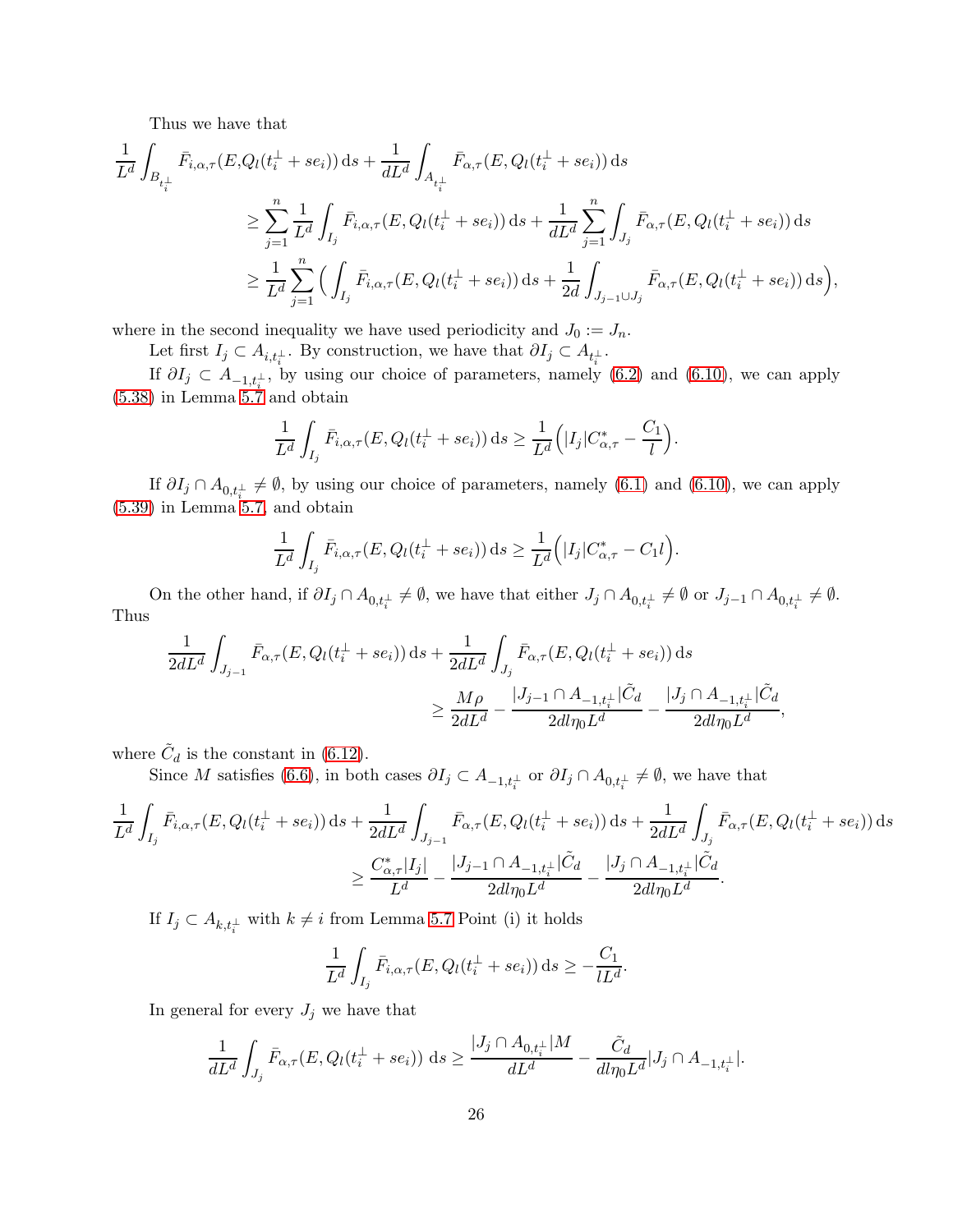Thus we have that

$$
\begin{aligned}
\frac{1}{L^d}\int_{B_{t_i^\perp}} \bar F_{i,\alpha,\tau}(E,Q_l(t_i^\perp+se_i))\,\mathrm{d}s + \frac{1}{dL^d}\int_{A_{t_i^\perp}} \bar F_{\alpha,\tau}(E,Q_l(t_i^\perp+se_i))\,\mathrm{d}s \\
\geq \sum_{j=1}^n \frac{1}{L^d}\int_{I_j} \bar F_{i,\alpha,\tau}(E,Q_l(t_i^\perp+se_i))\,\mathrm{d}s + \frac{1}{dL^d}\sum_{j=1}^n\int_{J_j} \bar F_{\alpha,\tau}(E,Q_l(t_i^\perp+se_i))\,\mathrm{d}s \\
\geq \frac{1}{L^d}\sum_{j=1}^n \Big(\int_{I_j} \bar F_{i,\alpha,\tau}(E,Q_l(t_i^\perp+se_i))\,\mathrm{d}s + \frac{1}{2d}\int_{J_{j-1}\cup J_j} \bar F_{\alpha,\tau}(E,Q_l(t_i^\perp+se_i))\,\mathrm{d}s\Big),
\end{aligned}
$$

where in the second inequality we have used periodicity and $J_0 := J_n$.

Let first $I_j \subset A_{i,t_i^\perp}$. By construction, we have that $\partial I_j \subset A_{t_i^\perp}$.

If $\partial I_j \subset A_{-1,t_i^\perp}$, by using our choice of parameters, namely (6.2) and (6.10), we can apply (5.38) in Lemma 5.7 and obtain

$$
\frac{1}{L^d}\int_{I_j} \bar F_{i,\alpha,\tau}(E,Q_l(t_i^\perp+se_i))\,\mathrm{d}s \geq \frac{1}{L^d}\Big(|I_j|C^*_{\alpha,\tau} - \frac{C_1}{l}\Big).
$$

If $\partial I_j \cap A_{0,t_i^\perp} \neq \emptyset$, by using our choice of parameters, namely (6.1) and (6.10), we can apply (5.39) in Lemma 5.7, and obtain

$$
\frac{1}{L^d}\int_{I_j} \bar F_{i,\alpha,\tau}(E,Q_l(t_i^\perp+se_i))\,\mathrm{d}s \geq \frac{1}{L^d}\Big(|I_j|C^*_{\alpha,\tau} - C_1 l\Big).
$$

On the other hand, if $\partial I_j \cap A_{0,t_i^\perp} \neq \emptyset$, we have that either $J_j \cap A_{0,t_i^\perp} \neq \emptyset$ or $J_{j-1} \cap A_{0,t_i^\perp} \neq \emptyset$. Thus

$$
\begin{aligned}
\frac{1}{2dL^d}\int_{J_{j-1}} \bar F_{\alpha,\tau}(E,Q_l(t_i^\perp+se_i))\,\mathrm{d}s + \frac{1}{2dL^d}\int_{J_j} \bar F_{\alpha,\tau}(E,Q_l(t_i^\perp+se_i))\,\mathrm{d}s \\
\geq \frac{M\rho}{2dL^d} - \frac{|J_{j-1}\cap A_{-1,t_i^\perp}|\tilde C_d}{2dl\eta_0 L^d} - \frac{|J_j\cap A_{-1,t_i^\perp}|\tilde C_d}{2dl\eta_0 L^d},
\end{aligned}
$$

where $\tilde C_d$ is the constant in (6.12).

Since $M$ satisfies (6.6), in both cases $\partial I_j \subset A_{-1,t_i^\perp}$ or $\partial I_j \cap A_{0,t_i^\perp} \neq \emptyset$, we have that

$$
\begin{aligned}
\frac{1}{L^d}\int_{I_j} \bar F_{i,\alpha,\tau}(E,Q_l(t_i^\perp+se_i))\,\mathrm{d}s + \frac{1}{2dL^d}\int_{J_{j-1}} \bar F_{\alpha,\tau}(E,Q_l(t_i^\perp+se_i))\,\mathrm{d}s + \frac{1}{2dL^d}\int_{J_j} \bar F_{\alpha,\tau}(E,Q_l(t_i^\perp+se_i))\,\mathrm{d}s \\
\geq \frac{C^*_{\alpha,\tau}|I_j|}{L^d} - \frac{|J_{j-1}\cap A_{-1,t_i^\perp}|\tilde C_d}{2dl\eta_0 L^d} - \frac{|J_j\cap A_{-1,t_i^\perp}|\tilde C_d}{2dl\eta_0 L^d}.
\end{aligned}
$$

If $I_j \subset A_{k,t_i^\perp}$ with $k \neq i$ from Lemma 5.7 Point (i) it holds

$$
\frac{1}{L^d}\int_{I_j} \bar F_{i,\alpha,\tau}(E,Q_l(t_i^\perp+se_i))\,\mathrm{d}s \geq -\frac{C_1}{lL^d}.
$$

In general for every $J_j$ we have that

$$
\frac{1}{dL^d}\int_{J_j} \bar F_{\alpha,\tau}(E,Q_l(t_i^\perp+se_i))\,\mathrm{d}s \geq \frac{|J_j\cap A_{0,t_i^\perp}|M}{dL^d} - \frac{\tilde C_d}{dl\eta_0 L^d}|J_j\cap A_{-1,t_i^\perp}|.
$$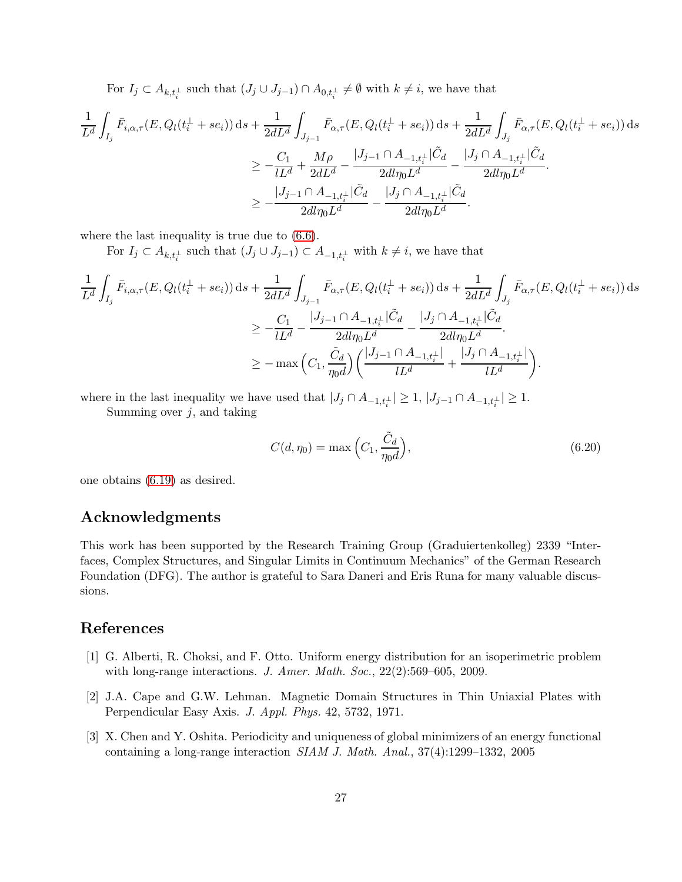For $I_j \subset A_{k,t_i^\perp}$ such that $(J_j \cup J_{j-1}) \cap A_{0,t_i^\perp} \neq \emptyset$ with $k \neq i$, we have that

$$
\begin{aligned}
\frac{1}{L^d}\int_{I_j} \bar F_{i,\alpha,\tau}(E, Q_l(t_i^\perp + se_i))\,\mathrm{d}s + \frac{1}{2dL^d}\int_{J_{j-1}} \bar F_{\alpha,\tau}(E, Q_l(t_i^\perp + se_i))\,\mathrm{d}s + \frac{1}{2dL^d}\int_{J_j} \bar F_{\alpha,\tau}(E, Q_l(t_i^\perp + se_i))\,\mathrm{d}s \\
\geq -\frac{C_1}{lL^d} + \frac{M\rho}{2dL^d} - \frac{|J_{j-1}\cap A_{-1,t_i^\perp}|\tilde C_d}{2dl\eta_0 L^d} - \frac{|J_j\cap A_{-1,t_i^\perp}|\tilde C_d}{2dl\eta_0 L^d}. \\
\geq - \frac{|J_{j-1}\cap A_{-1,t_i^\perp}|\tilde C_d}{2dl\eta_0 L^d} - \frac{|J_j\cap A_{-1,t_i^\perp}|\tilde C_d}{2dl\eta_0 L^d}.
\end{aligned}
$$

where the last inequality is true due to (6.6).

For $I_j \subset A_{k,t_i^\perp}$ such that $(J_j \cup J_{j-1}) \subset A_{-1,t_i^\perp}$ with $k \neq i$, we have that

$$
\begin{aligned}
\frac{1}{L^d}\int_{I_j} \bar F_{i,\alpha,\tau}(E, Q_l(t_i^\perp + se_i))\,\mathrm{d}s + \frac{1}{2dL^d}\int_{J_{j-1}} \bar F_{\alpha,\tau}(E, Q_l(t_i^\perp + se_i))\,\mathrm{d}s + \frac{1}{2dL^d}\int_{J_j} \bar F_{\alpha,\tau}(E, Q_l(t_i^\perp + se_i))\,\mathrm{d}s \\
\geq -\frac{C_1}{lL^d} - \frac{|J_{j-1}\cap A_{-1,t_i^\perp}|\tilde C_d}{2dl\eta_0 L^d} - \frac{|J_j\cap A_{-1,t_i^\perp}|\tilde C_d}{2dl\eta_0 L^d}. \\
\geq -\max\Big(C_1, \frac{\tilde C_d}{\eta_0 d}\Big)\Big(\frac{|J_{j-1}\cap A_{-1,t_i^\perp}|}{lL^d} + \frac{|J_j\cap A_{-1,t_i^\perp}|}{lL^d}\Big).
\end{aligned}
$$

where in the last inequality we have used that $|J_j \cap A_{-1,t_i^\perp}| \geq 1$, $|J_{j-1} \cap A_{-1,t_i^\perp}| \geq 1$.

Summing over $j$, and taking

$$
C(d,\eta_0) = \max\Big(C_1, \frac{\tilde C_d}{\eta_0 d}\Big), \tag{6.20}
$$

one obtains (6.19) as desired.

## Acknowledgments

This work has been supported by the Research Training Group (Graduiertenkolleg) 2339 "Interfaces, Complex Structures, and Singular Limits in Continuum Mechanics" of the German Research Foundation (DFG). The author is grateful to Sara Daneri and Eris Runa for many valuable discussions.

## References

[1] G. Alberti, R. Choksi, and F. Otto. Uniform energy distribution for an isoperimetric problem with long-range interactions. *J. Amer. Math. Soc.*, 22(2):569–605, 2009.

[2] J.A. Cape and G.W. Lehman. Magnetic Domain Structures in Thin Uniaxial Plates with Perpendicular Easy Axis. *J. Appl. Phys.* 42, 5732, 1971.

[3] X. Chen and Y. Oshita. Periodicity and uniqueness of global minimizers of an energy functional containing a long-range interaction *SIAM J. Math. Anal.*, 37(4):1299–1332, 2005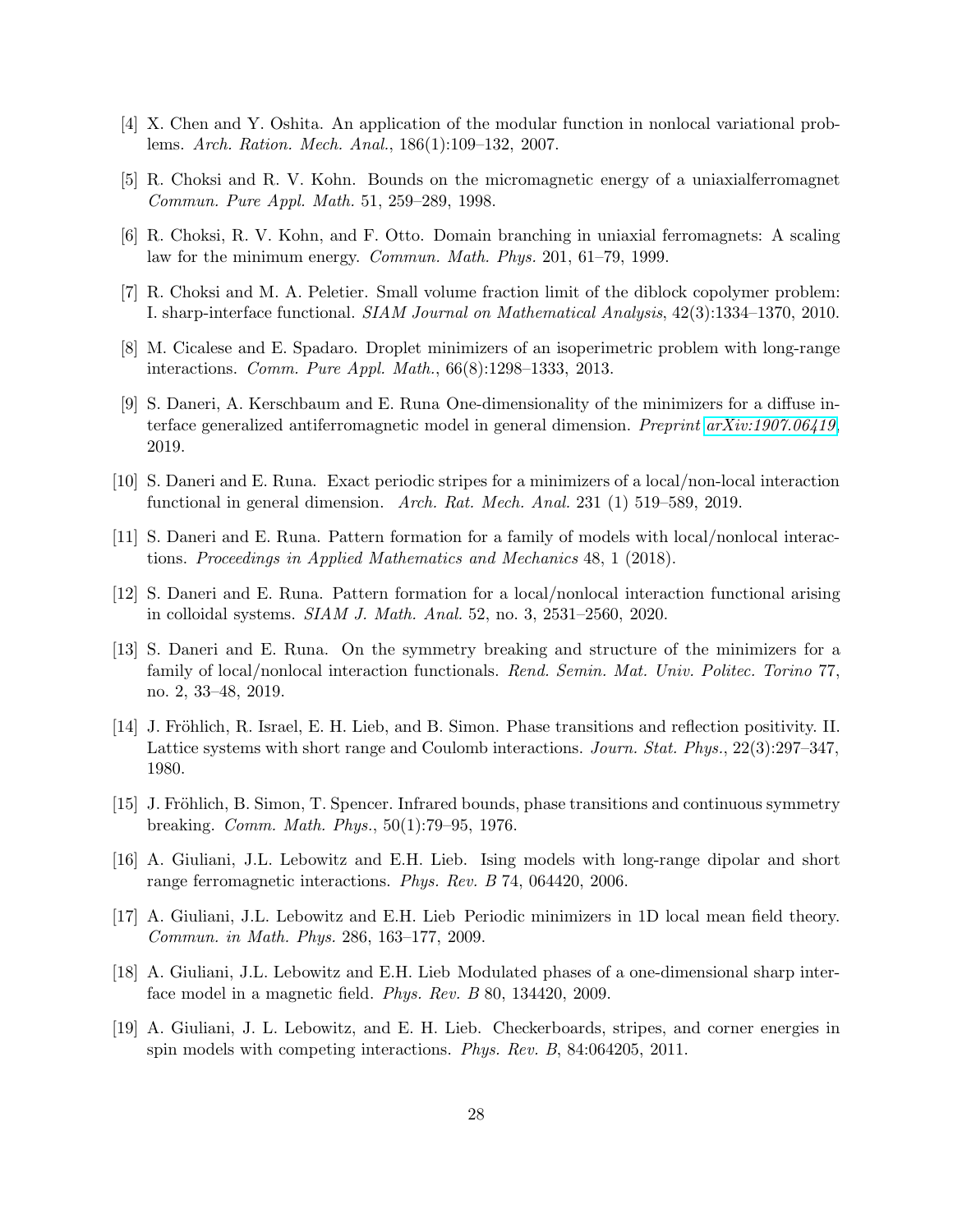[4] X. Chen and Y. Oshita. An application of the modular function in nonlocal variational problems. *Arch. Ration. Mech. Anal.*, 186(1):109–132, 2007.

[5] R. Choksi and R. V. Kohn. Bounds on the micromagnetic energy of a uniaxialferromagnet *Commun. Pure Appl. Math.* 51, 259–289, 1998.

[6] R. Choksi, R. V. Kohn, and F. Otto. Domain branching in uniaxial ferromagnets: A scaling law for the minimum energy. *Commun. Math. Phys.* 201, 61–79, 1999.

[7] R. Choksi and M. A. Peletier. Small volume fraction limit of the diblock copolymer problem: I. sharp-interface functional. *SIAM Journal on Mathematical Analysis*, 42(3):1334–1370, 2010.

[8] M. Cicalese and E. Spadaro. Droplet minimizers of an isoperimetric problem with long-range interactions. *Comm. Pure Appl. Math.*, 66(8):1298–1333, 2013.

[9] S. Daneri, A. Kerschbaum and E. Runa One-dimensionality of the minimizers for a diffuse interface generalized antiferromagnetic model in general dimension. *Preprint arXiv:1907.06419*, 2019.

[10] S. Daneri and E. Runa. Exact periodic stripes for a minimizers of a local/non-local interaction functional in general dimension. *Arch. Rat. Mech. Anal.* 231 (1) 519–589, 2019.

[11] S. Daneri and E. Runa. Pattern formation for a family of models with local/nonlocal interactions. *Proceedings in Applied Mathematics and Mechanics* 48, 1 (2018).

[12] S. Daneri and E. Runa. Pattern formation for a local/nonlocal interaction functional arising in colloidal systems. *SIAM J. Math. Anal.* 52, no. 3, 2531–2560, 2020.

[13] S. Daneri and E. Runa. On the symmetry breaking and structure of the minimizers for a family of local/nonlocal interaction functionals. *Rend. Semin. Mat. Univ. Politec. Torino* 77, no. 2, 33–48, 2019.

[14] J. Fröhlich, R. Israel, E. H. Lieb, and B. Simon. Phase transitions and reflection positivity. II. Lattice systems with short range and Coulomb interactions. *Journ. Stat. Phys.*, 22(3):297–347, 1980.

[15] J. Fröhlich, B. Simon, T. Spencer. Infrared bounds, phase transitions and continuous symmetry breaking. *Comm. Math. Phys.*, 50(1):79–95, 1976.

[16] A. Giuliani, J.L. Lebowitz and E.H. Lieb. Ising models with long-range dipolar and short range ferromagnetic interactions. *Phys. Rev. B* 74, 064420, 2006.

[17] A. Giuliani, J.L. Lebowitz and E.H. Lieb Periodic minimizers in 1D local mean field theory. *Commun. in Math. Phys.* 286, 163–177, 2009.

[18] A. Giuliani, J.L. Lebowitz and E.H. Lieb Modulated phases of a one-dimensional sharp interface model in a magnetic field. *Phys. Rev. B* 80, 134420, 2009.

[19] A. Giuliani, J. L. Lebowitz, and E. H. Lieb. Checkerboards, stripes, and corner energies in spin models with competing interactions. *Phys. Rev. B*, 84:064205, 2011.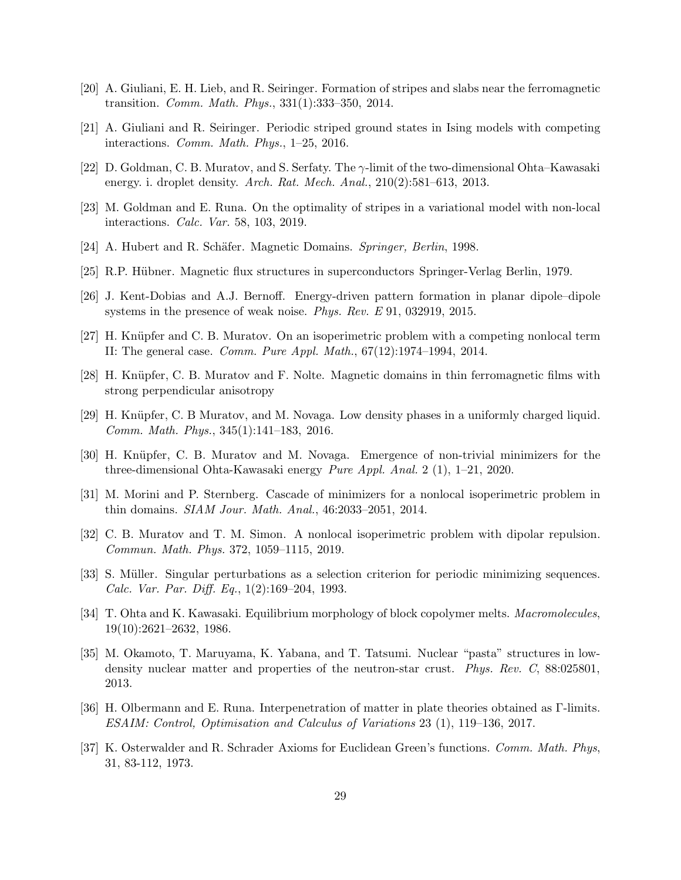[20] A. Giuliani, E. H. Lieb, and R. Seiringer. Formation of stripes and slabs near the ferromagnetic transition. *Comm. Math. Phys.*, 331(1):333–350, 2014.

[21] A. Giuliani and R. Seiringer. Periodic striped ground states in Ising models with competing interactions. *Comm. Math. Phys.*, 1–25, 2016.

[22] D. Goldman, C. B. Muratov, and S. Serfaty. The $\gamma$-limit of the two-dimensional Ohta–Kawasaki energy. i. droplet density. *Arch. Rat. Mech. Anal.*, 210(2):581–613, 2013.

[23] M. Goldman and E. Runa. On the optimality of stripes in a variational model with non-local interactions. *Calc. Var.* 58, 103, 2019.

[24] A. Hubert and R. Schäfer. Magnetic Domains. *Springer, Berlin*, 1998.

[25] R.P. Hübner. Magnetic flux structures in superconductors Springer-Verlag Berlin, 1979.

[26] J. Kent-Dobias and A.J. Bernoff. Energy-driven pattern formation in planar dipole–dipole systems in the presence of weak noise. *Phys. Rev. E* 91, 032919, 2015.

[27] H. Knüpfer and C. B. Muratov. On an isoperimetric problem with a competing nonlocal term II: The general case. *Comm. Pure Appl. Math.*, 67(12):1974–1994, 2014.

[28] H. Knüpfer, C. B. Muratov and F. Nolte. Magnetic domains in thin ferromagnetic films with strong perpendicular anisotropy

[29] H. Knüpfer, C. B Muratov, and M. Novaga. Low density phases in a uniformly charged liquid. *Comm. Math. Phys.*, 345(1):141–183, 2016.

[30] H. Knüpfer, C. B. Muratov and M. Novaga. Emergence of non-trivial minimizers for the three-dimensional Ohta-Kawasaki energy *Pure Appl. Anal.* 2 (1), 1–21, 2020.

[31] M. Morini and P. Sternberg. Cascade of minimizers for a nonlocal isoperimetric problem in thin domains. *SIAM Jour. Math. Anal.*, 46:2033–2051, 2014.

[32] C. B. Muratov and T. M. Simon. A nonlocal isoperimetric problem with dipolar repulsion. *Commun. Math. Phys.* 372, 1059–1115, 2019.

[33] S. Müller. Singular perturbations as a selection criterion for periodic minimizing sequences. *Calc. Var. Par. Diff. Eq.*, 1(2):169–204, 1993.

[34] T. Ohta and K. Kawasaki. Equilibrium morphology of block copolymer melts. *Macromolecules*, 19(10):2621–2632, 1986.

[35] M. Okamoto, T. Maruyama, K. Yabana, and T. Tatsumi. Nuclear "pasta" structures in low-density nuclear matter and properties of the neutron-star crust. *Phys. Rev. C*, 88:025801, 2013.

[36] H. Olbermann and E. Runa. Interpenetration of matter in plate theories obtained as Γ-limits. *ESAIM: Control, Optimisation and Calculus of Variations* 23 (1), 119–136, 2017.

[37] K. Osterwalder and R. Schrader Axioms for Euclidean Green's functions. *Comm. Math. Phys*, 31, 83-112, 1973.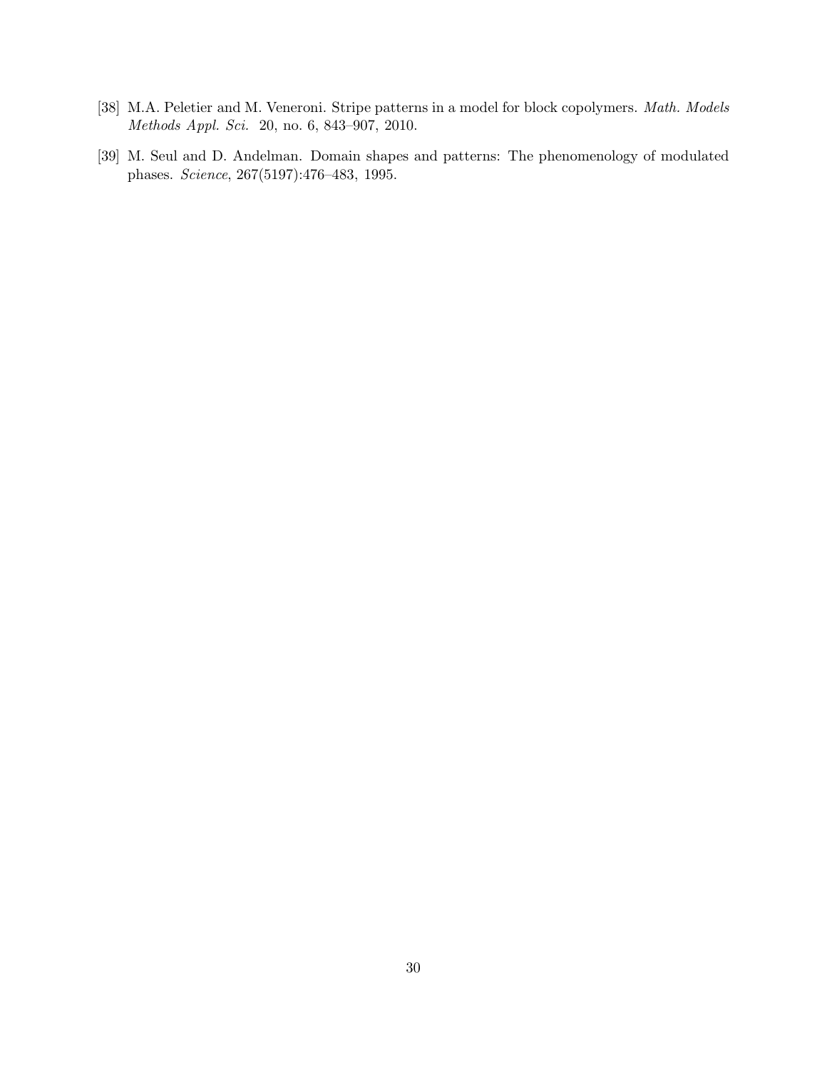[38] M.A. Peletier and M. Veneroni. Stripe patterns in a model for block copolymers. *Math. Models Methods Appl. Sci.* 20, no. 6, 843–907, 2010.

[39] M. Seul and D. Andelman. Domain shapes and patterns: The phenomenology of modulated phases. *Science*, 267(5197):476–483, 1995.